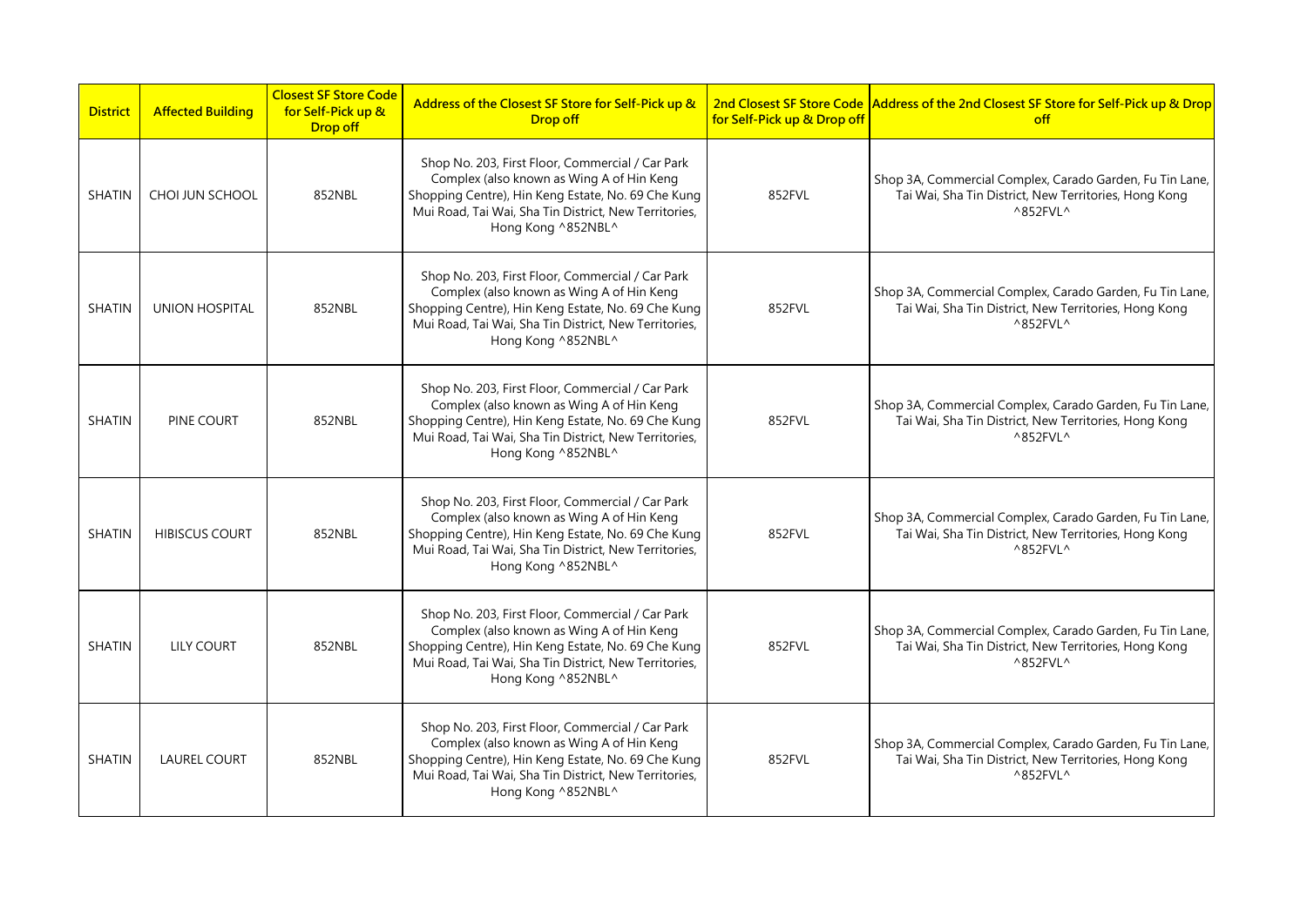| District | Affected Building | Closest SF Store Code for Self-Pick up & Drop off | Address of the Closest SF Store for Self-Pick up & Drop off | 2nd Closest SF Store Code for Self-Pick up & Drop off | Address of the 2nd Closest SF Store for Self-Pick up & Drop off |
|---|---|---|---|---|---|
| SHATIN | CHOI JUN SCHOOL | 852NBL | Shop No. 203, First Floor, Commercial / Car Park Complex (also known as Wing A of Hin Keng Shopping Centre), Hin Keng Estate, No. 69 Che Kung Mui Road, Tai Wai, Sha Tin District, New Territories, Hong Kong ^852NBL^ | 852FVL | Shop 3A, Commercial Complex, Carado Garden, Fu Tin Lane, Tai Wai, Sha Tin District, New Territories, Hong Kong ^852FVL^ |
| SHATIN | UNION HOSPITAL | 852NBL | Shop No. 203, First Floor, Commercial / Car Park Complex (also known as Wing A of Hin Keng Shopping Centre), Hin Keng Estate, No. 69 Che Kung Mui Road, Tai Wai, Sha Tin District, New Territories, Hong Kong ^852NBL^ | 852FVL | Shop 3A, Commercial Complex, Carado Garden, Fu Tin Lane, Tai Wai, Sha Tin District, New Territories, Hong Kong ^852FVL^ |
| SHATIN | PINE COURT | 852NBL | Shop No. 203, First Floor, Commercial / Car Park Complex (also known as Wing A of Hin Keng Shopping Centre), Hin Keng Estate, No. 69 Che Kung Mui Road, Tai Wai, Sha Tin District, New Territories, Hong Kong ^852NBL^ | 852FVL | Shop 3A, Commercial Complex, Carado Garden, Fu Tin Lane, Tai Wai, Sha Tin District, New Territories, Hong Kong ^852FVL^ |
| SHATIN | HIBISCUS COURT | 852NBL | Shop No. 203, First Floor, Commercial / Car Park Complex (also known as Wing A of Hin Keng Shopping Centre), Hin Keng Estate, No. 69 Che Kung Mui Road, Tai Wai, Sha Tin District, New Territories, Hong Kong ^852NBL^ | 852FVL | Shop 3A, Commercial Complex, Carado Garden, Fu Tin Lane, Tai Wai, Sha Tin District, New Territories, Hong Kong ^852FVL^ |
| SHATIN | LILY COURT | 852NBL | Shop No. 203, First Floor, Commercial / Car Park Complex (also known as Wing A of Hin Keng Shopping Centre), Hin Keng Estate, No. 69 Che Kung Mui Road, Tai Wai, Sha Tin District, New Territories, Hong Kong ^852NBL^ | 852FVL | Shop 3A, Commercial Complex, Carado Garden, Fu Tin Lane, Tai Wai, Sha Tin District, New Territories, Hong Kong ^852FVL^ |
| SHATIN | LAUREL COURT | 852NBL | Shop No. 203, First Floor, Commercial / Car Park Complex (also known as Wing A of Hin Keng Shopping Centre), Hin Keng Estate, No. 69 Che Kung Mui Road, Tai Wai, Sha Tin District, New Territories, Hong Kong ^852NBL^ | 852FVL | Shop 3A, Commercial Complex, Carado Garden, Fu Tin Lane, Tai Wai, Sha Tin District, New Territories, Hong Kong ^852FVL^ |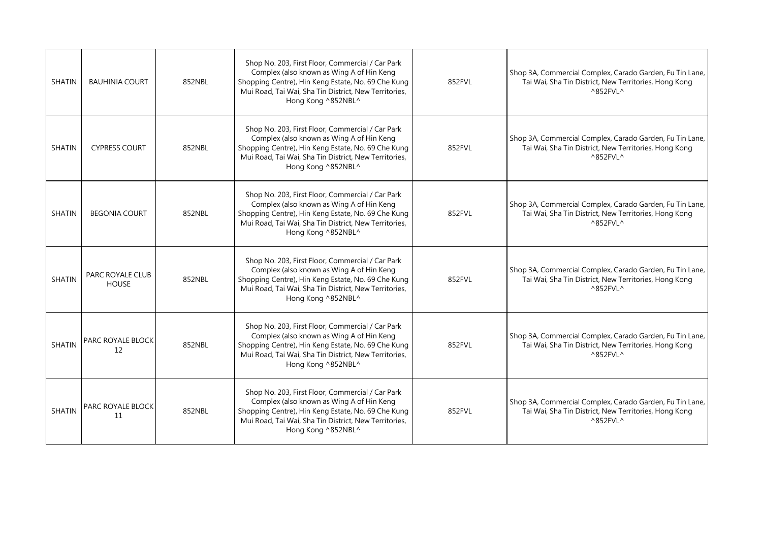| SHATIN | BAUHINIA COURT | 852NBL | Shop No. 203, First Floor, Commercial / Car Park Complex (also known as Wing A of Hin Keng Shopping Centre), Hin Keng Estate, No. 69 Che Kung Mui Road, Tai Wai, Sha Tin District, New Territories, Hong Kong ^852NBL^ | 852FVL | Shop 3A, Commercial Complex, Carado Garden, Fu Tin Lane, Tai Wai, Sha Tin District, New Territories, Hong Kong ^852FVL^ |
|---|---|---|---|---|---|
| SHATIN | CYPRESS COURT | 852NBL | Shop No. 203, First Floor, Commercial / Car Park Complex (also known as Wing A of Hin Keng Shopping Centre), Hin Keng Estate, No. 69 Che Kung Mui Road, Tai Wai, Sha Tin District, New Territories, Hong Kong ^852NBL^ | 852FVL | Shop 3A, Commercial Complex, Carado Garden, Fu Tin Lane, Tai Wai, Sha Tin District, New Territories, Hong Kong ^852FVL^ |
| SHATIN | BEGONIA COURT | 852NBL | Shop No. 203, First Floor, Commercial / Car Park Complex (also known as Wing A of Hin Keng Shopping Centre), Hin Keng Estate, No. 69 Che Kung Mui Road, Tai Wai, Sha Tin District, New Territories, Hong Kong ^852NBL^ | 852FVL | Shop 3A, Commercial Complex, Carado Garden, Fu Tin Lane, Tai Wai, Sha Tin District, New Territories, Hong Kong ^852FVL^ |
| SHATIN | PARC ROYALE CLUB HOUSE | 852NBL | Shop No. 203, First Floor, Commercial / Car Park Complex (also known as Wing A of Hin Keng Shopping Centre), Hin Keng Estate, No. 69 Che Kung Mui Road, Tai Wai, Sha Tin District, New Territories, Hong Kong ^852NBL^ | 852FVL | Shop 3A, Commercial Complex, Carado Garden, Fu Tin Lane, Tai Wai, Sha Tin District, New Territories, Hong Kong ^852FVL^ |
| SHATIN | PARC ROYALE BLOCK 12 | 852NBL | Shop No. 203, First Floor, Commercial / Car Park Complex (also known as Wing A of Hin Keng Shopping Centre), Hin Keng Estate, No. 69 Che Kung Mui Road, Tai Wai, Sha Tin District, New Territories, Hong Kong ^852NBL^ | 852FVL | Shop 3A, Commercial Complex, Carado Garden, Fu Tin Lane, Tai Wai, Sha Tin District, New Territories, Hong Kong ^852FVL^ |
| SHATIN | PARC ROYALE BLOCK 11 | 852NBL | Shop No. 203, First Floor, Commercial / Car Park Complex (also known as Wing A of Hin Keng Shopping Centre), Hin Keng Estate, No. 69 Che Kung Mui Road, Tai Wai, Sha Tin District, New Territories, Hong Kong ^852NBL^ | 852FVL | Shop 3A, Commercial Complex, Carado Garden, Fu Tin Lane, Tai Wai, Sha Tin District, New Territories, Hong Kong ^852FVL^ |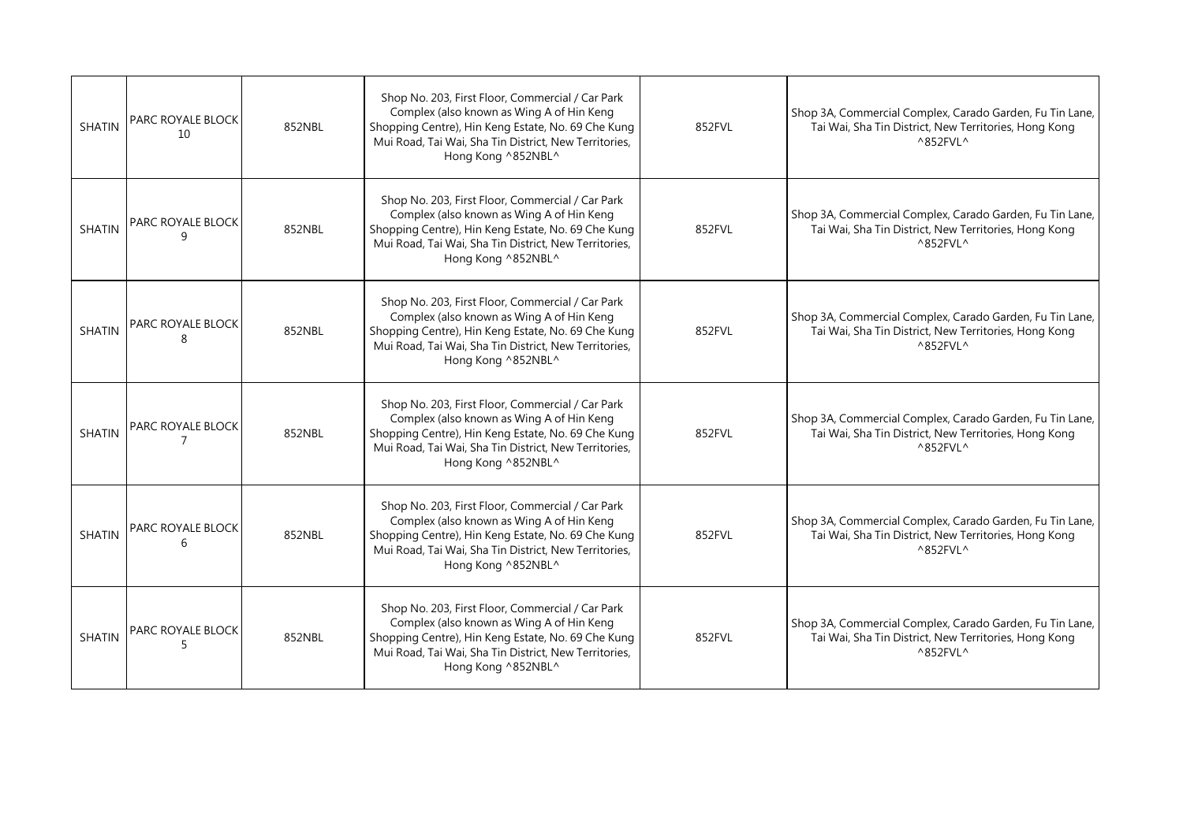| | | | | | |
|---|---|---|---|---|---|
| SHATIN | PARC ROYALE BLOCK 10 | 852NBL | Shop No. 203, First Floor, Commercial / Car Park Complex (also known as Wing A of Hin Keng Shopping Centre), Hin Keng Estate, No. 69 Che Kung Mui Road, Tai Wai, Sha Tin District, New Territories, Hong Kong ^852NBL^ | 852FVL | Shop 3A, Commercial Complex, Carado Garden, Fu Tin Lane, Tai Wai, Sha Tin District, New Territories, Hong Kong ^852FVL^ |
| SHATIN | PARC ROYALE BLOCK 9 | 852NBL | Shop No. 203, First Floor, Commercial / Car Park Complex (also known as Wing A of Hin Keng Shopping Centre), Hin Keng Estate, No. 69 Che Kung Mui Road, Tai Wai, Sha Tin District, New Territories, Hong Kong ^852NBL^ | 852FVL | Shop 3A, Commercial Complex, Carado Garden, Fu Tin Lane, Tai Wai, Sha Tin District, New Territories, Hong Kong ^852FVL^ |
| SHATIN | PARC ROYALE BLOCK 8 | 852NBL | Shop No. 203, First Floor, Commercial / Car Park Complex (also known as Wing A of Hin Keng Shopping Centre), Hin Keng Estate, No. 69 Che Kung Mui Road, Tai Wai, Sha Tin District, New Territories, Hong Kong ^852NBL^ | 852FVL | Shop 3A, Commercial Complex, Carado Garden, Fu Tin Lane, Tai Wai, Sha Tin District, New Territories, Hong Kong ^852FVL^ |
| SHATIN | PARC ROYALE BLOCK 7 | 852NBL | Shop No. 203, First Floor, Commercial / Car Park Complex (also known as Wing A of Hin Keng Shopping Centre), Hin Keng Estate, No. 69 Che Kung Mui Road, Tai Wai, Sha Tin District, New Territories, Hong Kong ^852NBL^ | 852FVL | Shop 3A, Commercial Complex, Carado Garden, Fu Tin Lane, Tai Wai, Sha Tin District, New Territories, Hong Kong ^852FVL^ |
| SHATIN | PARC ROYALE BLOCK 6 | 852NBL | Shop No. 203, First Floor, Commercial / Car Park Complex (also known as Wing A of Hin Keng Shopping Centre), Hin Keng Estate, No. 69 Che Kung Mui Road, Tai Wai, Sha Tin District, New Territories, Hong Kong ^852NBL^ | 852FVL | Shop 3A, Commercial Complex, Carado Garden, Fu Tin Lane, Tai Wai, Sha Tin District, New Territories, Hong Kong ^852FVL^ |
| SHATIN | PARC ROYALE BLOCK 5 | 852NBL | Shop No. 203, First Floor, Commercial / Car Park Complex (also known as Wing A of Hin Keng Shopping Centre), Hin Keng Estate, No. 69 Che Kung Mui Road, Tai Wai, Sha Tin District, New Territories, Hong Kong ^852NBL^ | 852FVL | Shop 3A, Commercial Complex, Carado Garden, Fu Tin Lane, Tai Wai, Sha Tin District, New Territories, Hong Kong ^852FVL^ |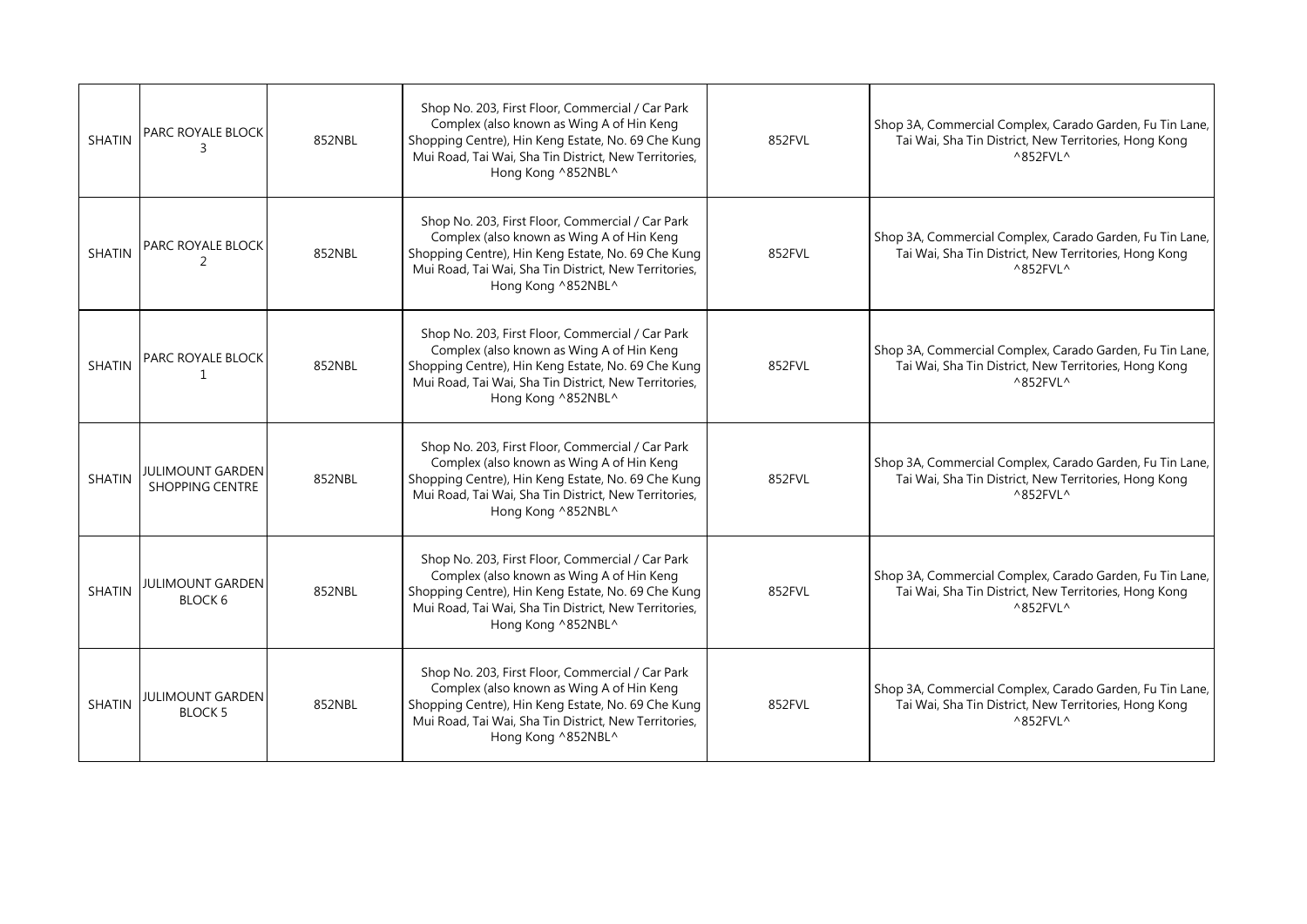| SHATIN | PARC ROYALE BLOCK 3 | 852NBL | Shop No. 203, First Floor, Commercial / Car Park Complex (also known as Wing A of Hin Keng Shopping Centre), Hin Keng Estate, No. 69 Che Kung Mui Road, Tai Wai, Sha Tin District, New Territories, Hong Kong ^852NBL^ | 852FVL | Shop 3A, Commercial Complex, Carado Garden, Fu Tin Lane, Tai Wai, Sha Tin District, New Territories, Hong Kong ^852FVL^ |
|---|---|---|---|---|---|
| SHATIN | PARC ROYALE BLOCK 2 | 852NBL | Shop No. 203, First Floor, Commercial / Car Park Complex (also known as Wing A of Hin Keng Shopping Centre), Hin Keng Estate, No. 69 Che Kung Mui Road, Tai Wai, Sha Tin District, New Territories, Hong Kong ^852NBL^ | 852FVL | Shop 3A, Commercial Complex, Carado Garden, Fu Tin Lane, Tai Wai, Sha Tin District, New Territories, Hong Kong ^852FVL^ |
| SHATIN | PARC ROYALE BLOCK 1 | 852NBL | Shop No. 203, First Floor, Commercial / Car Park Complex (also known as Wing A of Hin Keng Shopping Centre), Hin Keng Estate, No. 69 Che Kung Mui Road, Tai Wai, Sha Tin District, New Territories, Hong Kong ^852NBL^ | 852FVL | Shop 3A, Commercial Complex, Carado Garden, Fu Tin Lane, Tai Wai, Sha Tin District, New Territories, Hong Kong ^852FVL^ |
| SHATIN | JULIMOUNT GARDEN SHOPPING CENTRE | 852NBL | Shop No. 203, First Floor, Commercial / Car Park Complex (also known as Wing A of Hin Keng Shopping Centre), Hin Keng Estate, No. 69 Che Kung Mui Road, Tai Wai, Sha Tin District, New Territories, Hong Kong ^852NBL^ | 852FVL | Shop 3A, Commercial Complex, Carado Garden, Fu Tin Lane, Tai Wai, Sha Tin District, New Territories, Hong Kong ^852FVL^ |
| SHATIN | JULIMOUNT GARDEN BLOCK 6 | 852NBL | Shop No. 203, First Floor, Commercial / Car Park Complex (also known as Wing A of Hin Keng Shopping Centre), Hin Keng Estate, No. 69 Che Kung Mui Road, Tai Wai, Sha Tin District, New Territories, Hong Kong ^852NBL^ | 852FVL | Shop 3A, Commercial Complex, Carado Garden, Fu Tin Lane, Tai Wai, Sha Tin District, New Territories, Hong Kong ^852FVL^ |
| SHATIN | JULIMOUNT GARDEN BLOCK 5 | 852NBL | Shop No. 203, First Floor, Commercial / Car Park Complex (also known as Wing A of Hin Keng Shopping Centre), Hin Keng Estate, No. 69 Che Kung Mui Road, Tai Wai, Sha Tin District, New Territories, Hong Kong ^852NBL^ | 852FVL | Shop 3A, Commercial Complex, Carado Garden, Fu Tin Lane, Tai Wai, Sha Tin District, New Territories, Hong Kong ^852FVL^ |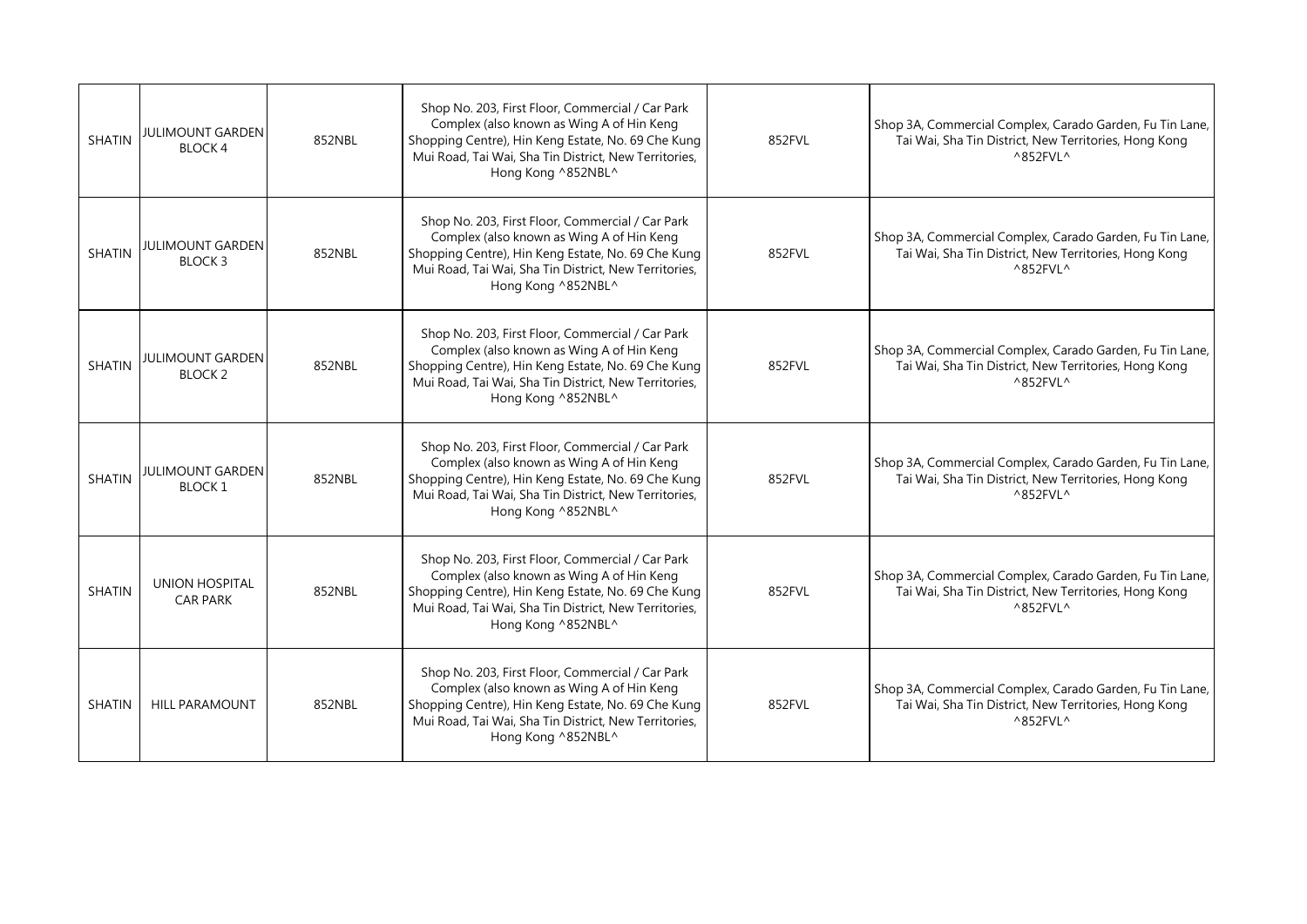| | | | | | |
|---|---|---|---|---|---|
| SHATIN | JULIMOUNT GARDEN BLOCK 4 | 852NBL | Shop No. 203, First Floor, Commercial / Car Park Complex (also known as Wing A of Hin Keng Shopping Centre), Hin Keng Estate, No. 69 Che Kung Mui Road, Tai Wai, Sha Tin District, New Territories, Hong Kong ^852NBL^ | 852FVL | Shop 3A, Commercial Complex, Carado Garden, Fu Tin Lane, Tai Wai, Sha Tin District, New Territories, Hong Kong ^852FVL^ |
| SHATIN | JULIMOUNT GARDEN BLOCK 3 | 852NBL | Shop No. 203, First Floor, Commercial / Car Park Complex (also known as Wing A of Hin Keng Shopping Centre), Hin Keng Estate, No. 69 Che Kung Mui Road, Tai Wai, Sha Tin District, New Territories, Hong Kong ^852NBL^ | 852FVL | Shop 3A, Commercial Complex, Carado Garden, Fu Tin Lane, Tai Wai, Sha Tin District, New Territories, Hong Kong ^852FVL^ |
| SHATIN | JULIMOUNT GARDEN BLOCK 2 | 852NBL | Shop No. 203, First Floor, Commercial / Car Park Complex (also known as Wing A of Hin Keng Shopping Centre), Hin Keng Estate, No. 69 Che Kung Mui Road, Tai Wai, Sha Tin District, New Territories, Hong Kong ^852NBL^ | 852FVL | Shop 3A, Commercial Complex, Carado Garden, Fu Tin Lane, Tai Wai, Sha Tin District, New Territories, Hong Kong ^852FVL^ |
| SHATIN | JULIMOUNT GARDEN BLOCK 1 | 852NBL | Shop No. 203, First Floor, Commercial / Car Park Complex (also known as Wing A of Hin Keng Shopping Centre), Hin Keng Estate, No. 69 Che Kung Mui Road, Tai Wai, Sha Tin District, New Territories, Hong Kong ^852NBL^ | 852FVL | Shop 3A, Commercial Complex, Carado Garden, Fu Tin Lane, Tai Wai, Sha Tin District, New Territories, Hong Kong ^852FVL^ |
| SHATIN | UNION HOSPITAL CAR PARK | 852NBL | Shop No. 203, First Floor, Commercial / Car Park Complex (also known as Wing A of Hin Keng Shopping Centre), Hin Keng Estate, No. 69 Che Kung Mui Road, Tai Wai, Sha Tin District, New Territories, Hong Kong ^852NBL^ | 852FVL | Shop 3A, Commercial Complex, Carado Garden, Fu Tin Lane, Tai Wai, Sha Tin District, New Territories, Hong Kong ^852FVL^ |
| SHATIN | HILL PARAMOUNT | 852NBL | Shop No. 203, First Floor, Commercial / Car Park Complex (also known as Wing A of Hin Keng Shopping Centre), Hin Keng Estate, No. 69 Che Kung Mui Road, Tai Wai, Sha Tin District, New Territories, Hong Kong ^852NBL^ | 852FVL | Shop 3A, Commercial Complex, Carado Garden, Fu Tin Lane, Tai Wai, Sha Tin District, New Territories, Hong Kong ^852FVL^ |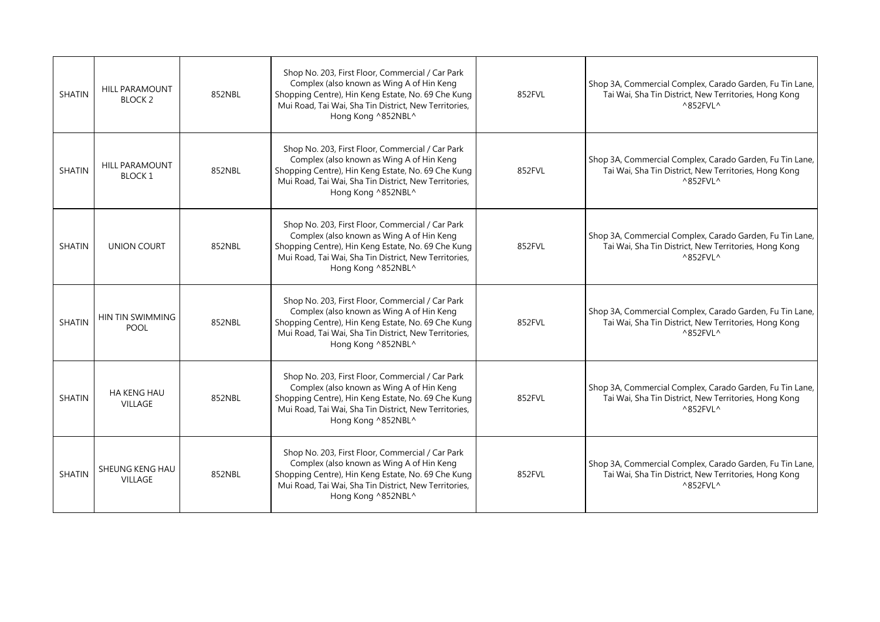| SHATIN | HILL PARAMOUNT BLOCK 2 | 852NBL | Shop No. 203, First Floor, Commercial / Car Park Complex (also known as Wing A of Hin Keng Shopping Centre), Hin Keng Estate, No. 69 Che Kung Mui Road, Tai Wai, Sha Tin District, New Territories, Hong Kong ^852NBL^ | 852FVL | Shop 3A, Commercial Complex, Carado Garden, Fu Tin Lane, Tai Wai, Sha Tin District, New Territories, Hong Kong ^852FVL^ |
|---|---|---|---|---|---|
| SHATIN | HILL PARAMOUNT BLOCK 1 | 852NBL | Shop No. 203, First Floor, Commercial / Car Park Complex (also known as Wing A of Hin Keng Shopping Centre), Hin Keng Estate, No. 69 Che Kung Mui Road, Tai Wai, Sha Tin District, New Territories, Hong Kong ^852NBL^ | 852FVL | Shop 3A, Commercial Complex, Carado Garden, Fu Tin Lane, Tai Wai, Sha Tin District, New Territories, Hong Kong ^852FVL^ |
| SHATIN | UNION COURT | 852NBL | Shop No. 203, First Floor, Commercial / Car Park Complex (also known as Wing A of Hin Keng Shopping Centre), Hin Keng Estate, No. 69 Che Kung Mui Road, Tai Wai, Sha Tin District, New Territories, Hong Kong ^852NBL^ | 852FVL | Shop 3A, Commercial Complex, Carado Garden, Fu Tin Lane, Tai Wai, Sha Tin District, New Territories, Hong Kong ^852FVL^ |
| SHATIN | HIN TIN SWIMMING POOL | 852NBL | Shop No. 203, First Floor, Commercial / Car Park Complex (also known as Wing A of Hin Keng Shopping Centre), Hin Keng Estate, No. 69 Che Kung Mui Road, Tai Wai, Sha Tin District, New Territories, Hong Kong ^852NBL^ | 852FVL | Shop 3A, Commercial Complex, Carado Garden, Fu Tin Lane, Tai Wai, Sha Tin District, New Territories, Hong Kong ^852FVL^ |
| SHATIN | HA KENG HAU VILLAGE | 852NBL | Shop No. 203, First Floor, Commercial / Car Park Complex (also known as Wing A of Hin Keng Shopping Centre), Hin Keng Estate, No. 69 Che Kung Mui Road, Tai Wai, Sha Tin District, New Territories, Hong Kong ^852NBL^ | 852FVL | Shop 3A, Commercial Complex, Carado Garden, Fu Tin Lane, Tai Wai, Sha Tin District, New Territories, Hong Kong ^852FVL^ |
| SHATIN | SHEUNG KENG HAU VILLAGE | 852NBL | Shop No. 203, First Floor, Commercial / Car Park Complex (also known as Wing A of Hin Keng Shopping Centre), Hin Keng Estate, No. 69 Che Kung Mui Road, Tai Wai, Sha Tin District, New Territories, Hong Kong ^852NBL^ | 852FVL | Shop 3A, Commercial Complex, Carado Garden, Fu Tin Lane, Tai Wai, Sha Tin District, New Territories, Hong Kong ^852FVL^ |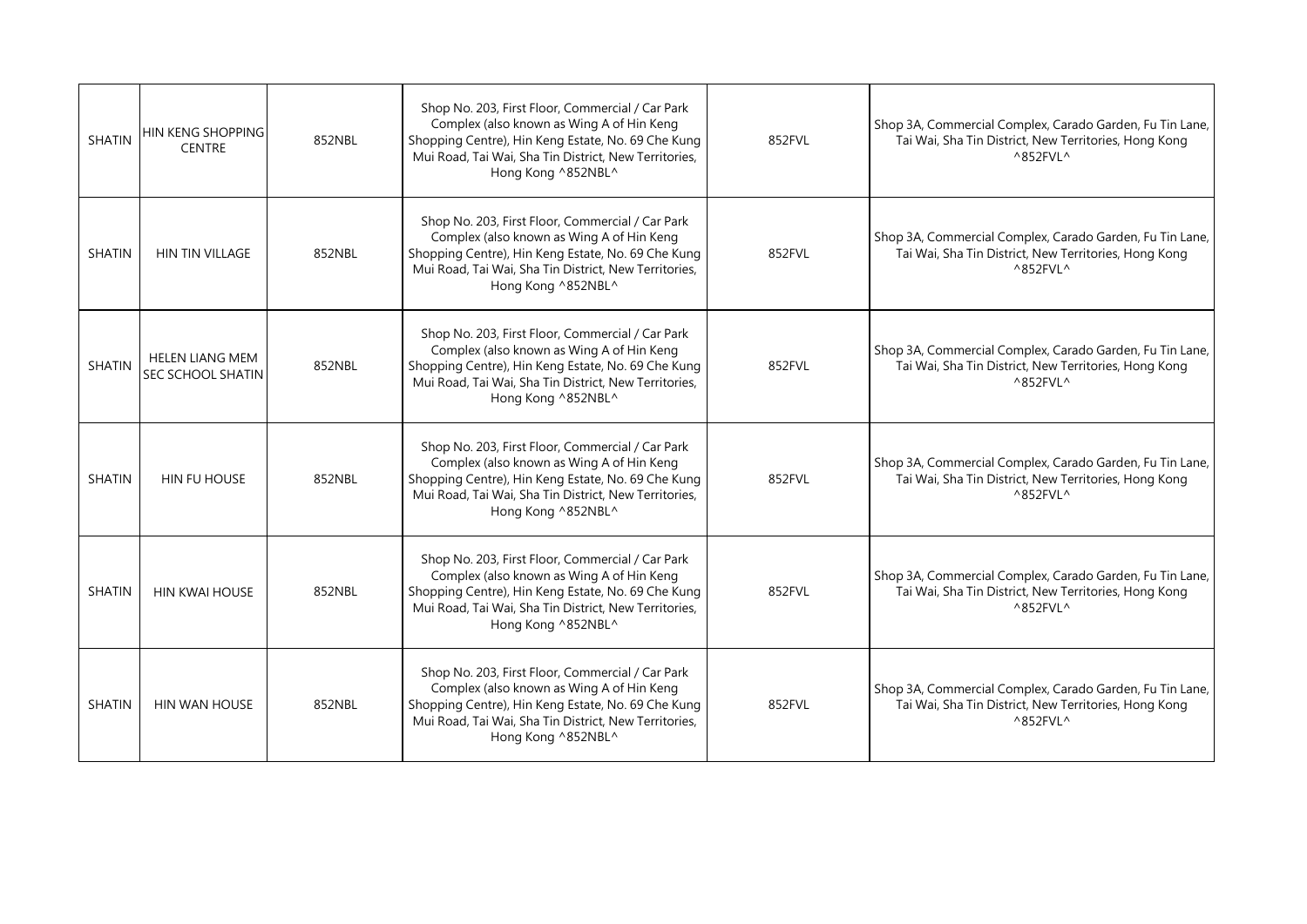| SHATIN | HIN KENG SHOPPING CENTRE | 852NBL | Shop No. 203, First Floor, Commercial / Car Park Complex (also known as Wing A of Hin Keng Shopping Centre), Hin Keng Estate, No. 69 Che Kung Mui Road, Tai Wai, Sha Tin District, New Territories, Hong Kong ^852NBL^ | 852FVL | Shop 3A, Commercial Complex, Carado Garden, Fu Tin Lane, Tai Wai, Sha Tin District, New Territories, Hong Kong ^852FVL^ |
|---|---|---|---|---|---|
| SHATIN | HIN TIN VILLAGE | 852NBL | Shop No. 203, First Floor, Commercial / Car Park Complex (also known as Wing A of Hin Keng Shopping Centre), Hin Keng Estate, No. 69 Che Kung Mui Road, Tai Wai, Sha Tin District, New Territories, Hong Kong ^852NBL^ | 852FVL | Shop 3A, Commercial Complex, Carado Garden, Fu Tin Lane, Tai Wai, Sha Tin District, New Territories, Hong Kong ^852FVL^ |
| SHATIN | HELEN LIANG MEM SEC SCHOOL SHATIN | 852NBL | Shop No. 203, First Floor, Commercial / Car Park Complex (also known as Wing A of Hin Keng Shopping Centre), Hin Keng Estate, No. 69 Che Kung Mui Road, Tai Wai, Sha Tin District, New Territories, Hong Kong ^852NBL^ | 852FVL | Shop 3A, Commercial Complex, Carado Garden, Fu Tin Lane, Tai Wai, Sha Tin District, New Territories, Hong Kong ^852FVL^ |
| SHATIN | HIN FU HOUSE | 852NBL | Shop No. 203, First Floor, Commercial / Car Park Complex (also known as Wing A of Hin Keng Shopping Centre), Hin Keng Estate, No. 69 Che Kung Mui Road, Tai Wai, Sha Tin District, New Territories, Hong Kong ^852NBL^ | 852FVL | Shop 3A, Commercial Complex, Carado Garden, Fu Tin Lane, Tai Wai, Sha Tin District, New Territories, Hong Kong ^852FVL^ |
| SHATIN | HIN KWAI HOUSE | 852NBL | Shop No. 203, First Floor, Commercial / Car Park Complex (also known as Wing A of Hin Keng Shopping Centre), Hin Keng Estate, No. 69 Che Kung Mui Road, Tai Wai, Sha Tin District, New Territories, Hong Kong ^852NBL^ | 852FVL | Shop 3A, Commercial Complex, Carado Garden, Fu Tin Lane, Tai Wai, Sha Tin District, New Territories, Hong Kong ^852FVL^ |
| SHATIN | HIN WAN HOUSE | 852NBL | Shop No. 203, First Floor, Commercial / Car Park Complex (also known as Wing A of Hin Keng Shopping Centre), Hin Keng Estate, No. 69 Che Kung Mui Road, Tai Wai, Sha Tin District, New Territories, Hong Kong ^852NBL^ | 852FVL | Shop 3A, Commercial Complex, Carado Garden, Fu Tin Lane, Tai Wai, Sha Tin District, New Territories, Hong Kong ^852FVL^ |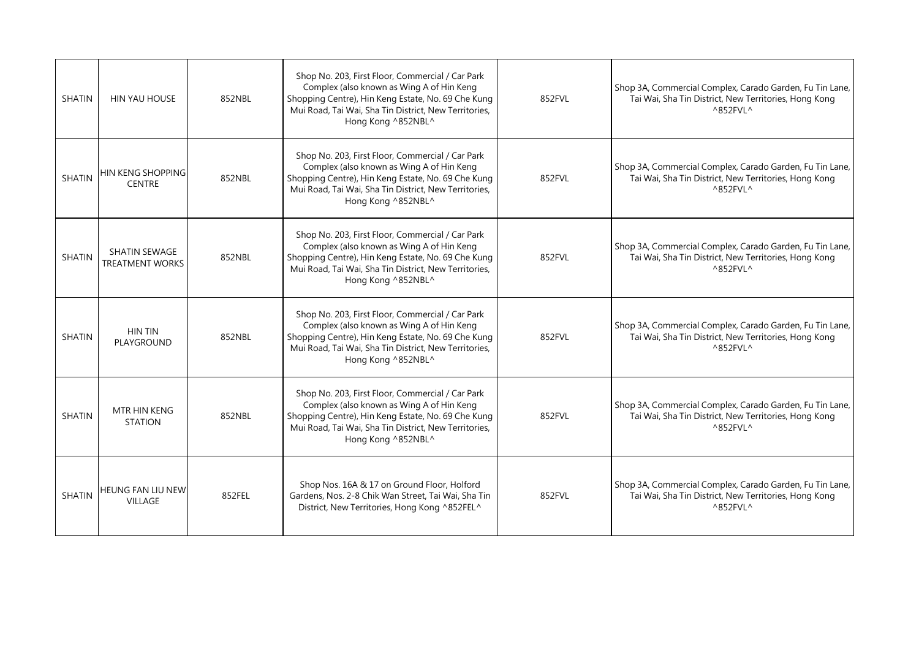| SHATIN | HIN YAU HOUSE | 852NBL | Shop No. 203, First Floor, Commercial / Car Park Complex (also known as Wing A of Hin Keng Shopping Centre), Hin Keng Estate, No. 69 Che Kung Mui Road, Tai Wai, Sha Tin District, New Territories, Hong Kong ^852NBL^ | 852FVL | Shop 3A, Commercial Complex, Carado Garden, Fu Tin Lane, Tai Wai, Sha Tin District, New Territories, Hong Kong ^852FVL^ |
|---|---|---|---|---|---|
| SHATIN | HIN KENG SHOPPING CENTRE | 852NBL | Shop No. 203, First Floor, Commercial / Car Park Complex (also known as Wing A of Hin Keng Shopping Centre), Hin Keng Estate, No. 69 Che Kung Mui Road, Tai Wai, Sha Tin District, New Territories, Hong Kong ^852NBL^ | 852FVL | Shop 3A, Commercial Complex, Carado Garden, Fu Tin Lane, Tai Wai, Sha Tin District, New Territories, Hong Kong ^852FVL^ |
| SHATIN | SHATIN SEWAGE TREATMENT WORKS | 852NBL | Shop No. 203, First Floor, Commercial / Car Park Complex (also known as Wing A of Hin Keng Shopping Centre), Hin Keng Estate, No. 69 Che Kung Mui Road, Tai Wai, Sha Tin District, New Territories, Hong Kong ^852NBL^ | 852FVL | Shop 3A, Commercial Complex, Carado Garden, Fu Tin Lane, Tai Wai, Sha Tin District, New Territories, Hong Kong ^852FVL^ |
| SHATIN | HIN TIN PLAYGROUND | 852NBL | Shop No. 203, First Floor, Commercial / Car Park Complex (also known as Wing A of Hin Keng Shopping Centre), Hin Keng Estate, No. 69 Che Kung Mui Road, Tai Wai, Sha Tin District, New Territories, Hong Kong ^852NBL^ | 852FVL | Shop 3A, Commercial Complex, Carado Garden, Fu Tin Lane, Tai Wai, Sha Tin District, New Territories, Hong Kong ^852FVL^ |
| SHATIN | MTR HIN KENG STATION | 852NBL | Shop No. 203, First Floor, Commercial / Car Park Complex (also known as Wing A of Hin Keng Shopping Centre), Hin Keng Estate, No. 69 Che Kung Mui Road, Tai Wai, Sha Tin District, New Territories, Hong Kong ^852NBL^ | 852FVL | Shop 3A, Commercial Complex, Carado Garden, Fu Tin Lane, Tai Wai, Sha Tin District, New Territories, Hong Kong ^852FVL^ |
| SHATIN | HEUNG FAN LIU NEW VILLAGE | 852FEL | Shop Nos. 16A & 17 on Ground Floor, Holford Gardens, Nos. 2-8 Chik Wan Street, Tai Wai, Sha Tin District, New Territories, Hong Kong ^852FEL^ | 852FVL | Shop 3A, Commercial Complex, Carado Garden, Fu Tin Lane, Tai Wai, Sha Tin District, New Territories, Hong Kong ^852FVL^ |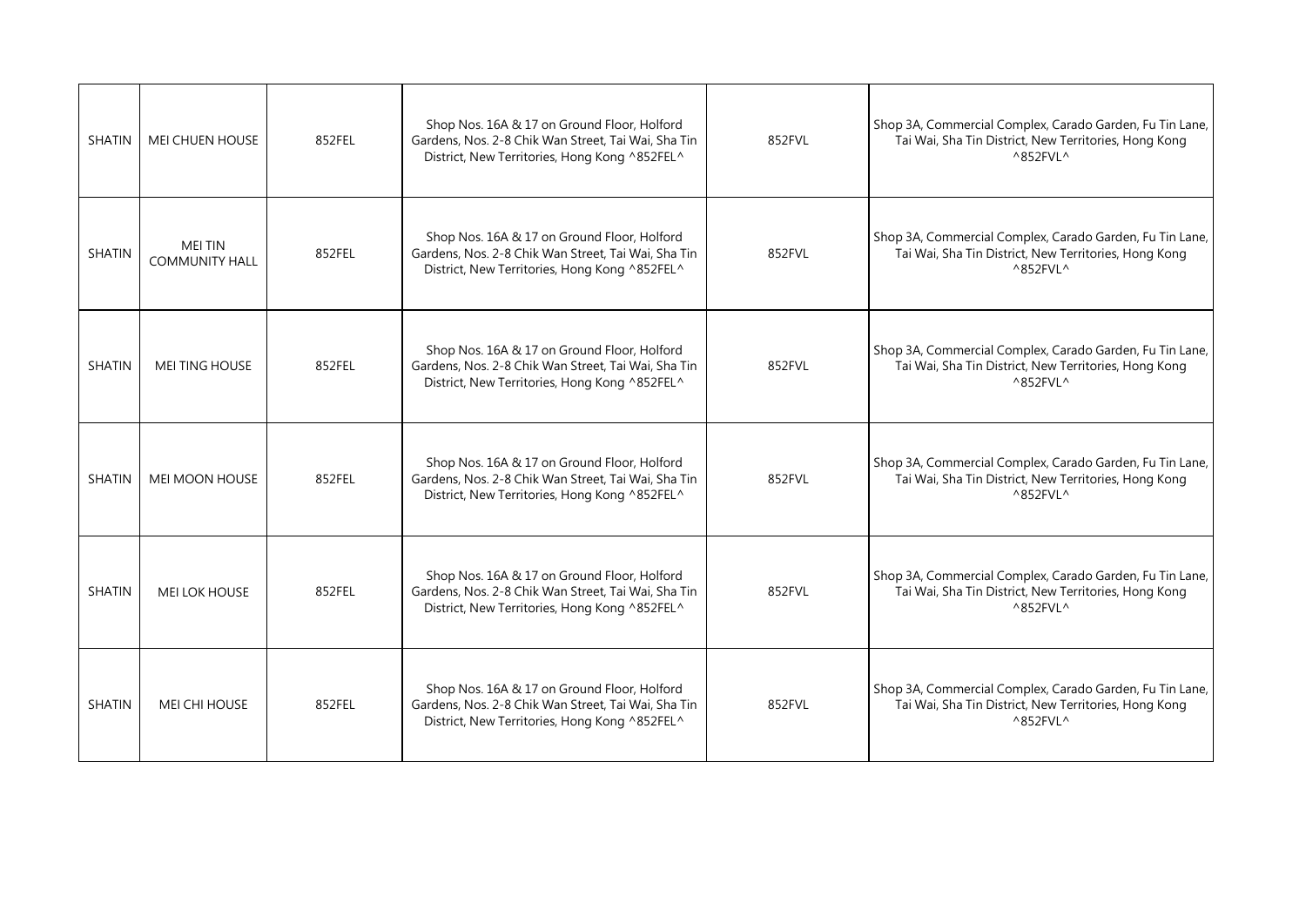| | | | | | |
|---|---|---|---|---|---|
| SHATIN | MEI CHUEN HOUSE | 852FEL | Shop Nos. 16A & 17 on Ground Floor, Holford Gardens, Nos. 2-8 Chik Wan Street, Tai Wai, Sha Tin District, New Territories, Hong Kong ^852FEL^ | 852FVL | Shop 3A, Commercial Complex, Carado Garden, Fu Tin Lane, Tai Wai, Sha Tin District, New Territories, Hong Kong ^852FVL^ |
| SHATIN | MEI TIN COMMUNITY HALL | 852FEL | Shop Nos. 16A & 17 on Ground Floor, Holford Gardens, Nos. 2-8 Chik Wan Street, Tai Wai, Sha Tin District, New Territories, Hong Kong ^852FEL^ | 852FVL | Shop 3A, Commercial Complex, Carado Garden, Fu Tin Lane, Tai Wai, Sha Tin District, New Territories, Hong Kong ^852FVL^ |
| SHATIN | MEI TING HOUSE | 852FEL | Shop Nos. 16A & 17 on Ground Floor, Holford Gardens, Nos. 2-8 Chik Wan Street, Tai Wai, Sha Tin District, New Territories, Hong Kong ^852FEL^ | 852FVL | Shop 3A, Commercial Complex, Carado Garden, Fu Tin Lane, Tai Wai, Sha Tin District, New Territories, Hong Kong ^852FVL^ |
| SHATIN | MEI MOON HOUSE | 852FEL | Shop Nos. 16A & 17 on Ground Floor, Holford Gardens, Nos. 2-8 Chik Wan Street, Tai Wai, Sha Tin District, New Territories, Hong Kong ^852FEL^ | 852FVL | Shop 3A, Commercial Complex, Carado Garden, Fu Tin Lane, Tai Wai, Sha Tin District, New Territories, Hong Kong ^852FVL^ |
| SHATIN | MEI LOK HOUSE | 852FEL | Shop Nos. 16A & 17 on Ground Floor, Holford Gardens, Nos. 2-8 Chik Wan Street, Tai Wai, Sha Tin District, New Territories, Hong Kong ^852FEL^ | 852FVL | Shop 3A, Commercial Complex, Carado Garden, Fu Tin Lane, Tai Wai, Sha Tin District, New Territories, Hong Kong ^852FVL^ |
| SHATIN | MEI CHI HOUSE | 852FEL | Shop Nos. 16A & 17 on Ground Floor, Holford Gardens, Nos. 2-8 Chik Wan Street, Tai Wai, Sha Tin District, New Territories, Hong Kong ^852FEL^ | 852FVL | Shop 3A, Commercial Complex, Carado Garden, Fu Tin Lane, Tai Wai, Sha Tin District, New Territories, Hong Kong ^852FVL^ |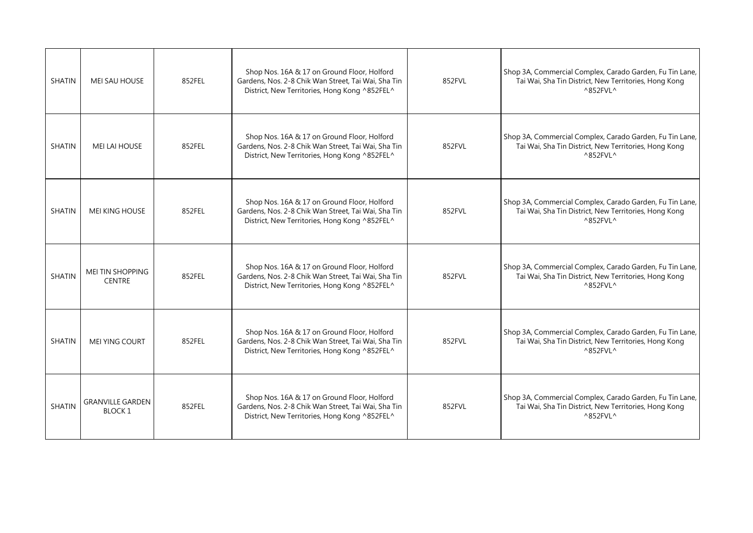| SHATIN | MEI SAU HOUSE | 852FEL | Shop Nos. 16A & 17 on Ground Floor, Holford Gardens, Nos. 2-8 Chik Wan Street, Tai Wai, Sha Tin District, New Territories, Hong Kong ^852FEL^ | 852FVL | Shop 3A, Commercial Complex, Carado Garden, Fu Tin Lane, Tai Wai, Sha Tin District, New Territories, Hong Kong ^852FVL^ |
|---|---|---|---|---|---|
| SHATIN | MEI LAI HOUSE | 852FEL | Shop Nos. 16A & 17 on Ground Floor, Holford Gardens, Nos. 2-8 Chik Wan Street, Tai Wai, Sha Tin District, New Territories, Hong Kong ^852FEL^ | 852FVL | Shop 3A, Commercial Complex, Carado Garden, Fu Tin Lane, Tai Wai, Sha Tin District, New Territories, Hong Kong ^852FVL^ |
| SHATIN | MEI KING HOUSE | 852FEL | Shop Nos. 16A & 17 on Ground Floor, Holford Gardens, Nos. 2-8 Chik Wan Street, Tai Wai, Sha Tin District, New Territories, Hong Kong ^852FEL^ | 852FVL | Shop 3A, Commercial Complex, Carado Garden, Fu Tin Lane, Tai Wai, Sha Tin District, New Territories, Hong Kong ^852FVL^ |
| SHATIN | MEI TIN SHOPPING CENTRE | 852FEL | Shop Nos. 16A & 17 on Ground Floor, Holford Gardens, Nos. 2-8 Chik Wan Street, Tai Wai, Sha Tin District, New Territories, Hong Kong ^852FEL^ | 852FVL | Shop 3A, Commercial Complex, Carado Garden, Fu Tin Lane, Tai Wai, Sha Tin District, New Territories, Hong Kong ^852FVL^ |
| SHATIN | MEI YING COURT | 852FEL | Shop Nos. 16A & 17 on Ground Floor, Holford Gardens, Nos. 2-8 Chik Wan Street, Tai Wai, Sha Tin District, New Territories, Hong Kong ^852FEL^ | 852FVL | Shop 3A, Commercial Complex, Carado Garden, Fu Tin Lane, Tai Wai, Sha Tin District, New Territories, Hong Kong ^852FVL^ |
| SHATIN | GRANVILLE GARDEN BLOCK 1 | 852FEL | Shop Nos. 16A & 17 on Ground Floor, Holford Gardens, Nos. 2-8 Chik Wan Street, Tai Wai, Sha Tin District, New Territories, Hong Kong ^852FEL^ | 852FVL | Shop 3A, Commercial Complex, Carado Garden, Fu Tin Lane, Tai Wai, Sha Tin District, New Territories, Hong Kong ^852FVL^ |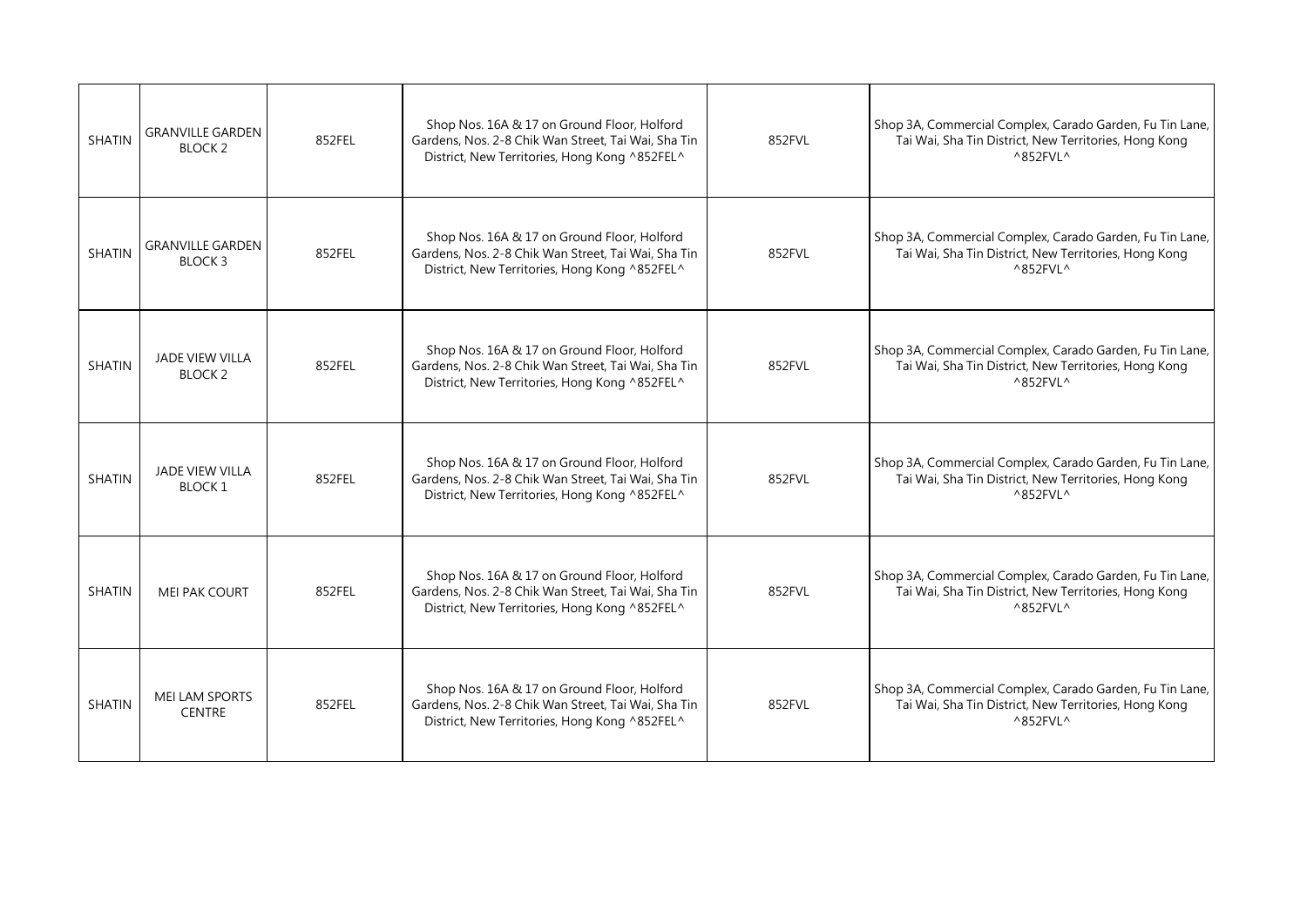| SHATIN | GRANVILLE GARDEN BLOCK 2 | 852FEL | Shop Nos. 16A & 17 on Ground Floor, Holford Gardens, Nos. 2-8 Chik Wan Street, Tai Wai, Sha Tin District, New Territories, Hong Kong ^852FEL^ | 852FVL | Shop 3A, Commercial Complex, Carado Garden, Fu Tin Lane, Tai Wai, Sha Tin District, New Territories, Hong Kong ^852FVL^ |
|---|---|---|---|---|---|
| SHATIN | GRANVILLE GARDEN BLOCK 3 | 852FEL | Shop Nos. 16A & 17 on Ground Floor, Holford Gardens, Nos. 2-8 Chik Wan Street, Tai Wai, Sha Tin District, New Territories, Hong Kong ^852FEL^ | 852FVL | Shop 3A, Commercial Complex, Carado Garden, Fu Tin Lane, Tai Wai, Sha Tin District, New Territories, Hong Kong ^852FVL^ |
| SHATIN | JADE VIEW VILLA BLOCK 2 | 852FEL | Shop Nos. 16A & 17 on Ground Floor, Holford Gardens, Nos. 2-8 Chik Wan Street, Tai Wai, Sha Tin District, New Territories, Hong Kong ^852FEL^ | 852FVL | Shop 3A, Commercial Complex, Carado Garden, Fu Tin Lane, Tai Wai, Sha Tin District, New Territories, Hong Kong ^852FVL^ |
| SHATIN | JADE VIEW VILLA BLOCK 1 | 852FEL | Shop Nos. 16A & 17 on Ground Floor, Holford Gardens, Nos. 2-8 Chik Wan Street, Tai Wai, Sha Tin District, New Territories, Hong Kong ^852FEL^ | 852FVL | Shop 3A, Commercial Complex, Carado Garden, Fu Tin Lane, Tai Wai, Sha Tin District, New Territories, Hong Kong ^852FVL^ |
| SHATIN | MEI PAK COURT | 852FEL | Shop Nos. 16A & 17 on Ground Floor, Holford Gardens, Nos. 2-8 Chik Wan Street, Tai Wai, Sha Tin District, New Territories, Hong Kong ^852FEL^ | 852FVL | Shop 3A, Commercial Complex, Carado Garden, Fu Tin Lane, Tai Wai, Sha Tin District, New Territories, Hong Kong ^852FVL^ |
| SHATIN | MEI LAM SPORTS CENTRE | 852FEL | Shop Nos. 16A & 17 on Ground Floor, Holford Gardens, Nos. 2-8 Chik Wan Street, Tai Wai, Sha Tin District, New Territories, Hong Kong ^852FEL^ | 852FVL | Shop 3A, Commercial Complex, Carado Garden, Fu Tin Lane, Tai Wai, Sha Tin District, New Territories, Hong Kong ^852FVL^ |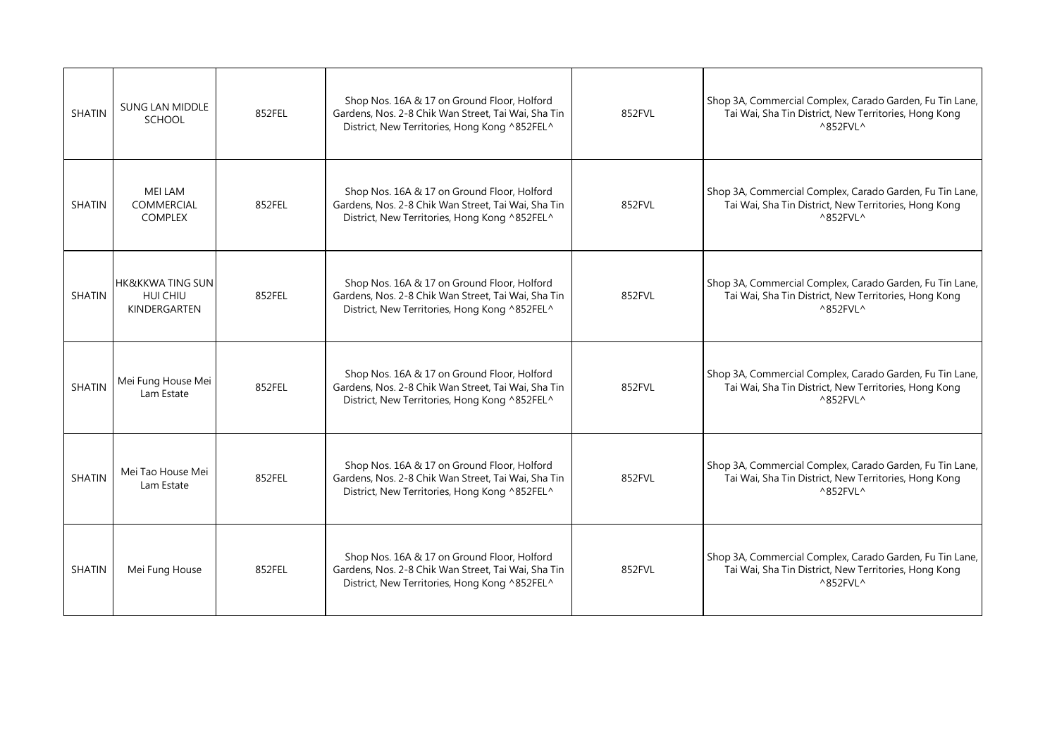| | | | | | |
|---|---|---|---|---|---|
| SHATIN | SUNG LAN MIDDLE SCHOOL | 852FEL | Shop Nos. 16A & 17 on Ground Floor, Holford Gardens, Nos. 2-8 Chik Wan Street, Tai Wai, Sha Tin District, New Territories, Hong Kong ^852FEL^ | 852FVL | Shop 3A, Commercial Complex, Carado Garden, Fu Tin Lane, Tai Wai, Sha Tin District, New Territories, Hong Kong ^852FVL^ |
| SHATIN | MEI LAM COMMERCIAL COMPLEX | 852FEL | Shop Nos. 16A & 17 on Ground Floor, Holford Gardens, Nos. 2-8 Chik Wan Street, Tai Wai, Sha Tin District, New Territories, Hong Kong ^852FEL^ | 852FVL | Shop 3A, Commercial Complex, Carado Garden, Fu Tin Lane, Tai Wai, Sha Tin District, New Territories, Hong Kong ^852FVL^ |
| SHATIN | HK&KKWA TING SUN HUI CHIU KINDERGARTEN | 852FEL | Shop Nos. 16A & 17 on Ground Floor, Holford Gardens, Nos. 2-8 Chik Wan Street, Tai Wai, Sha Tin District, New Territories, Hong Kong ^852FEL^ | 852FVL | Shop 3A, Commercial Complex, Carado Garden, Fu Tin Lane, Tai Wai, Sha Tin District, New Territories, Hong Kong ^852FVL^ |
| SHATIN | Mei Fung House Mei Lam Estate | 852FEL | Shop Nos. 16A & 17 on Ground Floor, Holford Gardens, Nos. 2-8 Chik Wan Street, Tai Wai, Sha Tin District, New Territories, Hong Kong ^852FEL^ | 852FVL | Shop 3A, Commercial Complex, Carado Garden, Fu Tin Lane, Tai Wai, Sha Tin District, New Territories, Hong Kong ^852FVL^ |
| SHATIN | Mei Tao House Mei Lam Estate | 852FEL | Shop Nos. 16A & 17 on Ground Floor, Holford Gardens, Nos. 2-8 Chik Wan Street, Tai Wai, Sha Tin District, New Territories, Hong Kong ^852FEL^ | 852FVL | Shop 3A, Commercial Complex, Carado Garden, Fu Tin Lane, Tai Wai, Sha Tin District, New Territories, Hong Kong ^852FVL^ |
| SHATIN | Mei Fung House | 852FEL | Shop Nos. 16A & 17 on Ground Floor, Holford Gardens, Nos. 2-8 Chik Wan Street, Tai Wai, Sha Tin District, New Territories, Hong Kong ^852FEL^ | 852FVL | Shop 3A, Commercial Complex, Carado Garden, Fu Tin Lane, Tai Wai, Sha Tin District, New Territories, Hong Kong ^852FVL^ |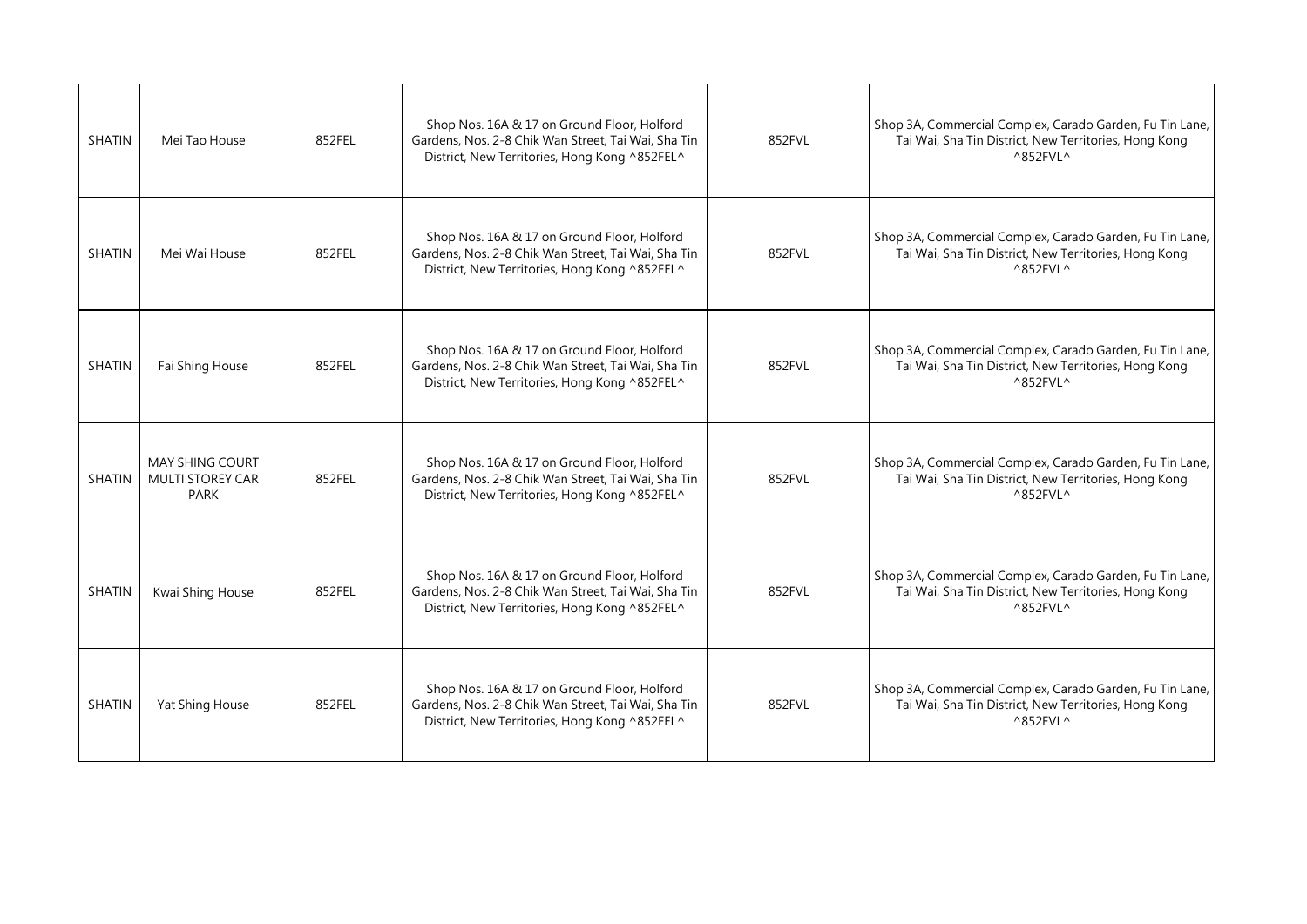| SHATIN | Mei Tao House | 852FEL | Shop Nos. 16A & 17 on Ground Floor, Holford Gardens, Nos. 2-8 Chik Wan Street, Tai Wai, Sha Tin District, New Territories, Hong Kong ^852FEL^ | 852FVL | Shop 3A, Commercial Complex, Carado Garden, Fu Tin Lane, Tai Wai, Sha Tin District, New Territories, Hong Kong ^852FVL^ |
|---|---|---|---|---|---|
| SHATIN | Mei Wai House | 852FEL | Shop Nos. 16A & 17 on Ground Floor, Holford Gardens, Nos. 2-8 Chik Wan Street, Tai Wai, Sha Tin District, New Territories, Hong Kong ^852FEL^ | 852FVL | Shop 3A, Commercial Complex, Carado Garden, Fu Tin Lane, Tai Wai, Sha Tin District, New Territories, Hong Kong ^852FVL^ |
| SHATIN | Fai Shing House | 852FEL | Shop Nos. 16A & 17 on Ground Floor, Holford Gardens, Nos. 2-8 Chik Wan Street, Tai Wai, Sha Tin District, New Territories, Hong Kong ^852FEL^ | 852FVL | Shop 3A, Commercial Complex, Carado Garden, Fu Tin Lane, Tai Wai, Sha Tin District, New Territories, Hong Kong ^852FVL^ |
| SHATIN | MAY SHING COURT MULTI STOREY CAR PARK | 852FEL | Shop Nos. 16A & 17 on Ground Floor, Holford Gardens, Nos. 2-8 Chik Wan Street, Tai Wai, Sha Tin District, New Territories, Hong Kong ^852FEL^ | 852FVL | Shop 3A, Commercial Complex, Carado Garden, Fu Tin Lane, Tai Wai, Sha Tin District, New Territories, Hong Kong ^852FVL^ |
| SHATIN | Kwai Shing House | 852FEL | Shop Nos. 16A & 17 on Ground Floor, Holford Gardens, Nos. 2-8 Chik Wan Street, Tai Wai, Sha Tin District, New Territories, Hong Kong ^852FEL^ | 852FVL | Shop 3A, Commercial Complex, Carado Garden, Fu Tin Lane, Tai Wai, Sha Tin District, New Territories, Hong Kong ^852FVL^ |
| SHATIN | Yat Shing House | 852FEL | Shop Nos. 16A & 17 on Ground Floor, Holford Gardens, Nos. 2-8 Chik Wan Street, Tai Wai, Sha Tin District, New Territories, Hong Kong ^852FEL^ | 852FVL | Shop 3A, Commercial Complex, Carado Garden, Fu Tin Lane, Tai Wai, Sha Tin District, New Territories, Hong Kong ^852FVL^ |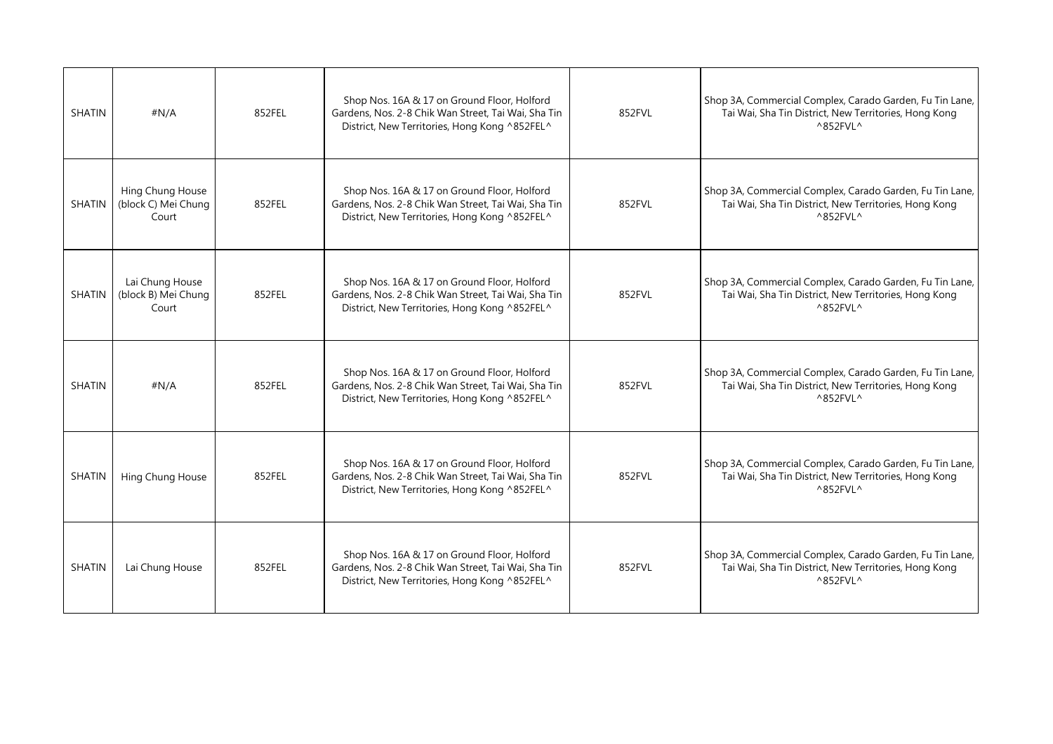| SHATIN | #N/A | 852FEL | Shop Nos. 16A & 17 on Ground Floor, Holford Gardens, Nos. 2-8 Chik Wan Street, Tai Wai, Sha Tin District, New Territories, Hong Kong ^852FEL^ | 852FVL | Shop 3A, Commercial Complex, Carado Garden, Fu Tin Lane, Tai Wai, Sha Tin District, New Territories, Hong Kong ^852FVL^ |
|---|---|---|---|---|---|
| SHATIN | Hing Chung House (block C) Mei Chung Court | 852FEL | Shop Nos. 16A & 17 on Ground Floor, Holford Gardens, Nos. 2-8 Chik Wan Street, Tai Wai, Sha Tin District, New Territories, Hong Kong ^852FEL^ | 852FVL | Shop 3A, Commercial Complex, Carado Garden, Fu Tin Lane, Tai Wai, Sha Tin District, New Territories, Hong Kong ^852FVL^ |
| SHATIN | Lai Chung House (block B) Mei Chung Court | 852FEL | Shop Nos. 16A & 17 on Ground Floor, Holford Gardens, Nos. 2-8 Chik Wan Street, Tai Wai, Sha Tin District, New Territories, Hong Kong ^852FEL^ | 852FVL | Shop 3A, Commercial Complex, Carado Garden, Fu Tin Lane, Tai Wai, Sha Tin District, New Territories, Hong Kong ^852FVL^ |
| SHATIN | #N/A | 852FEL | Shop Nos. 16A & 17 on Ground Floor, Holford Gardens, Nos. 2-8 Chik Wan Street, Tai Wai, Sha Tin District, New Territories, Hong Kong ^852FEL^ | 852FVL | Shop 3A, Commercial Complex, Carado Garden, Fu Tin Lane, Tai Wai, Sha Tin District, New Territories, Hong Kong ^852FVL^ |
| SHATIN | Hing Chung House | 852FEL | Shop Nos. 16A & 17 on Ground Floor, Holford Gardens, Nos. 2-8 Chik Wan Street, Tai Wai, Sha Tin District, New Territories, Hong Kong ^852FEL^ | 852FVL | Shop 3A, Commercial Complex, Carado Garden, Fu Tin Lane, Tai Wai, Sha Tin District, New Territories, Hong Kong ^852FVL^ |
| SHATIN | Lai Chung House | 852FEL | Shop Nos. 16A & 17 on Ground Floor, Holford Gardens, Nos. 2-8 Chik Wan Street, Tai Wai, Sha Tin District, New Territories, Hong Kong ^852FEL^ | 852FVL | Shop 3A, Commercial Complex, Carado Garden, Fu Tin Lane, Tai Wai, Sha Tin District, New Territories, Hong Kong ^852FVL^ |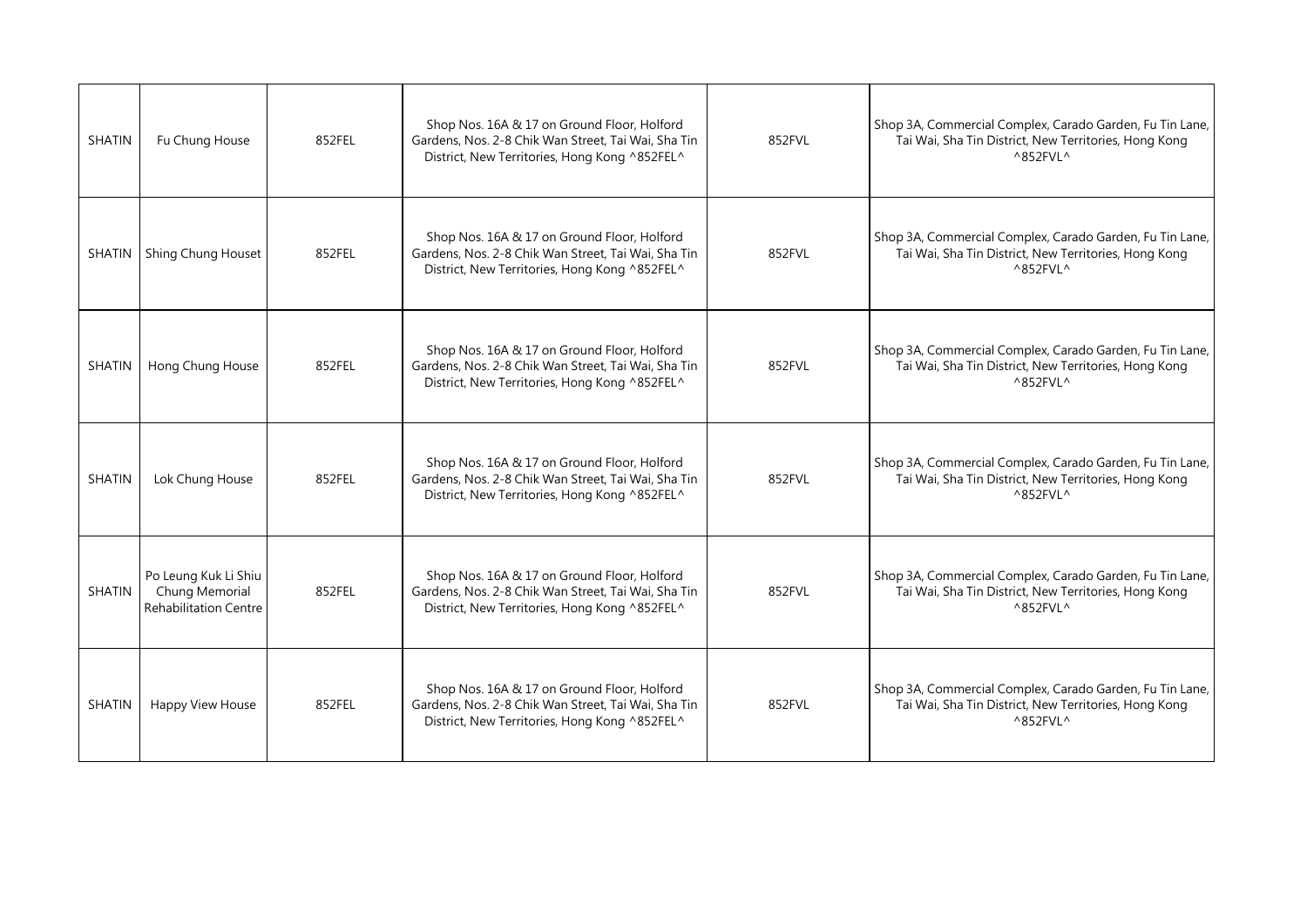| | | | | | |
|---|---|---|---|---|---|
| SHATIN | Fu Chung House | 852FEL | Shop Nos. 16A & 17 on Ground Floor, Holford Gardens, Nos. 2-8 Chik Wan Street, Tai Wai, Sha Tin District, New Territories, Hong Kong ^852FEL^ | 852FVL | Shop 3A, Commercial Complex, Carado Garden, Fu Tin Lane, Tai Wai, Sha Tin District, New Territories, Hong Kong ^852FVL^ |
| SHATIN | Shing Chung Houset | 852FEL | Shop Nos. 16A & 17 on Ground Floor, Holford Gardens, Nos. 2-8 Chik Wan Street, Tai Wai, Sha Tin District, New Territories, Hong Kong ^852FEL^ | 852FVL | Shop 3A, Commercial Complex, Carado Garden, Fu Tin Lane, Tai Wai, Sha Tin District, New Territories, Hong Kong ^852FVL^ |
| SHATIN | Hong Chung House | 852FEL | Shop Nos. 16A & 17 on Ground Floor, Holford Gardens, Nos. 2-8 Chik Wan Street, Tai Wai, Sha Tin District, New Territories, Hong Kong ^852FEL^ | 852FVL | Shop 3A, Commercial Complex, Carado Garden, Fu Tin Lane, Tai Wai, Sha Tin District, New Territories, Hong Kong ^852FVL^ |
| SHATIN | Lok Chung House | 852FEL | Shop Nos. 16A & 17 on Ground Floor, Holford Gardens, Nos. 2-8 Chik Wan Street, Tai Wai, Sha Tin District, New Territories, Hong Kong ^852FEL^ | 852FVL | Shop 3A, Commercial Complex, Carado Garden, Fu Tin Lane, Tai Wai, Sha Tin District, New Territories, Hong Kong ^852FVL^ |
| SHATIN | Po Leung Kuk Li Shiu Chung Memorial Rehabilitation Centre | 852FEL | Shop Nos. 16A & 17 on Ground Floor, Holford Gardens, Nos. 2-8 Chik Wan Street, Tai Wai, Sha Tin District, New Territories, Hong Kong ^852FEL^ | 852FVL | Shop 3A, Commercial Complex, Carado Garden, Fu Tin Lane, Tai Wai, Sha Tin District, New Territories, Hong Kong ^852FVL^ |
| SHATIN | Happy View House | 852FEL | Shop Nos. 16A & 17 on Ground Floor, Holford Gardens, Nos. 2-8 Chik Wan Street, Tai Wai, Sha Tin District, New Territories, Hong Kong ^852FEL^ | 852FVL | Shop 3A, Commercial Complex, Carado Garden, Fu Tin Lane, Tai Wai, Sha Tin District, New Territories, Hong Kong ^852FVL^ |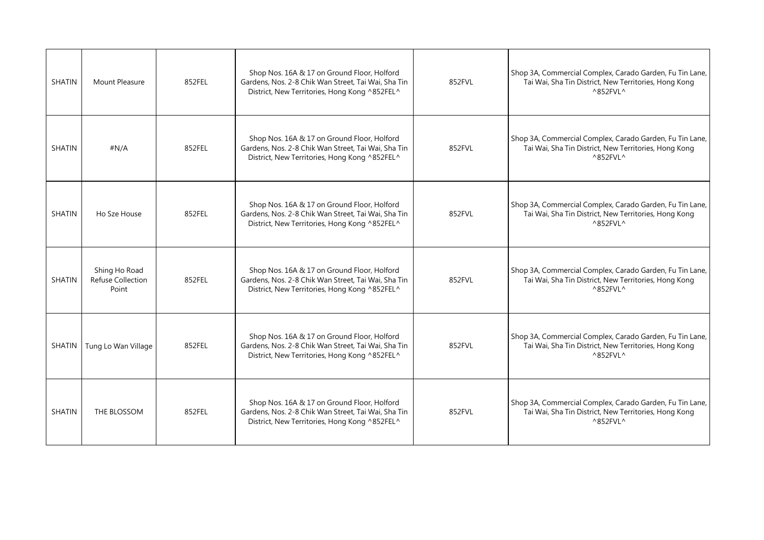| SHATIN | Mount Pleasure | 852FEL | Shop Nos. 16A & 17 on Ground Floor, Holford Gardens, Nos. 2-8 Chik Wan Street, Tai Wai, Sha Tin District, New Territories, Hong Kong ^852FEL^ | 852FVL | Shop 3A, Commercial Complex, Carado Garden, Fu Tin Lane, Tai Wai, Sha Tin District, New Territories, Hong Kong ^852FVL^ |
|---|---|---|---|---|---|
| SHATIN | #N/A | 852FEL | Shop Nos. 16A & 17 on Ground Floor, Holford Gardens, Nos. 2-8 Chik Wan Street, Tai Wai, Sha Tin District, New Territories, Hong Kong ^852FEL^ | 852FVL | Shop 3A, Commercial Complex, Carado Garden, Fu Tin Lane, Tai Wai, Sha Tin District, New Territories, Hong Kong ^852FVL^ |
| SHATIN | Ho Sze House | 852FEL | Shop Nos. 16A & 17 on Ground Floor, Holford Gardens, Nos. 2-8 Chik Wan Street, Tai Wai, Sha Tin District, New Territories, Hong Kong ^852FEL^ | 852FVL | Shop 3A, Commercial Complex, Carado Garden, Fu Tin Lane, Tai Wai, Sha Tin District, New Territories, Hong Kong ^852FVL^ |
| SHATIN | Shing Ho Road Refuse Collection Point | 852FEL | Shop Nos. 16A & 17 on Ground Floor, Holford Gardens, Nos. 2-8 Chik Wan Street, Tai Wai, Sha Tin District, New Territories, Hong Kong ^852FEL^ | 852FVL | Shop 3A, Commercial Complex, Carado Garden, Fu Tin Lane, Tai Wai, Sha Tin District, New Territories, Hong Kong ^852FVL^ |
| SHATIN | Tung Lo Wan Village | 852FEL | Shop Nos. 16A & 17 on Ground Floor, Holford Gardens, Nos. 2-8 Chik Wan Street, Tai Wai, Sha Tin District, New Territories, Hong Kong ^852FEL^ | 852FVL | Shop 3A, Commercial Complex, Carado Garden, Fu Tin Lane, Tai Wai, Sha Tin District, New Territories, Hong Kong ^852FVL^ |
| SHATIN | THE BLOSSOM | 852FEL | Shop Nos. 16A & 17 on Ground Floor, Holford Gardens, Nos. 2-8 Chik Wan Street, Tai Wai, Sha Tin District, New Territories, Hong Kong ^852FEL^ | 852FVL | Shop 3A, Commercial Complex, Carado Garden, Fu Tin Lane, Tai Wai, Sha Tin District, New Territories, Hong Kong ^852FVL^ |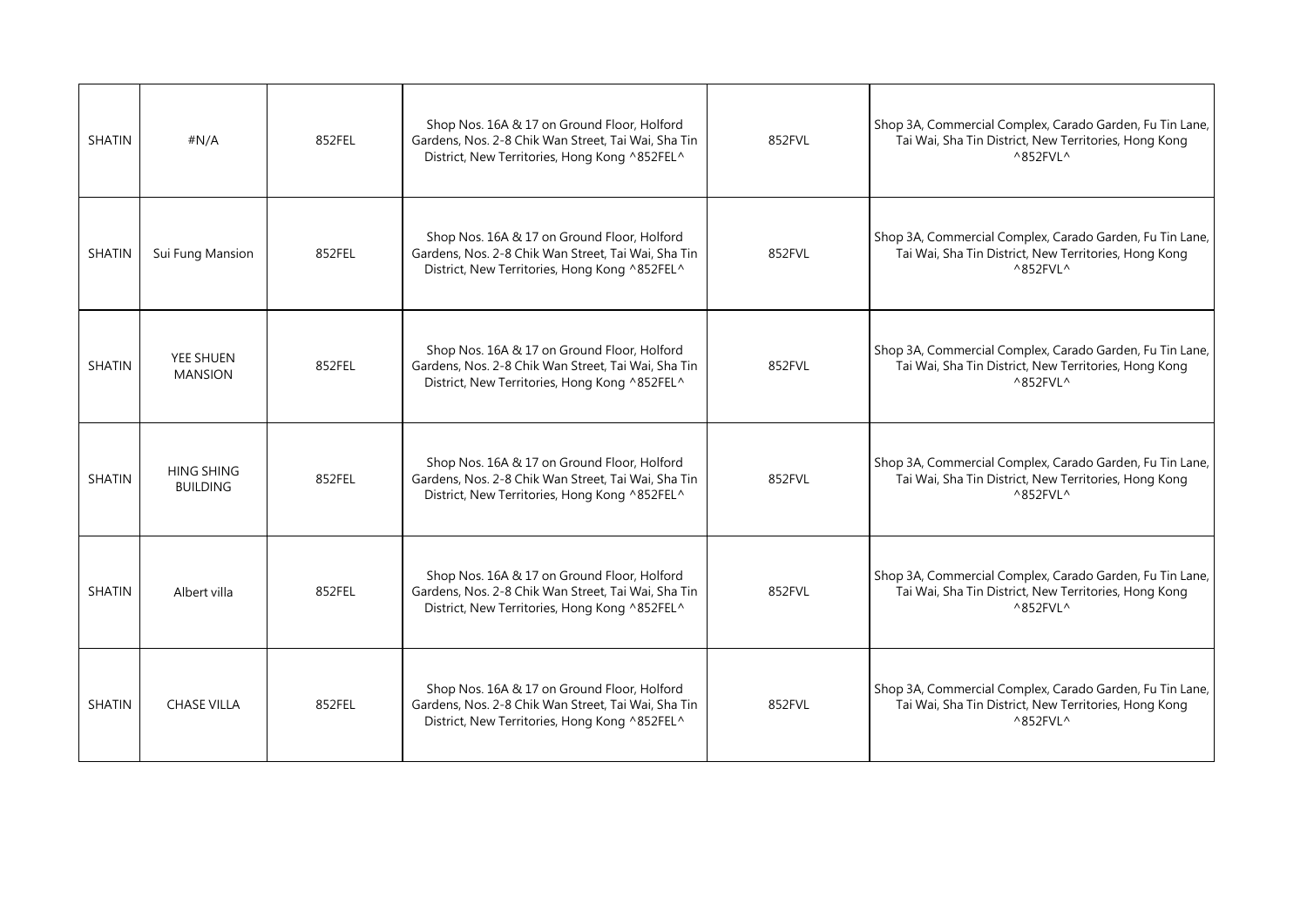| SHATIN | #N/A | 852FEL | Shop Nos. 16A & 17 on Ground Floor, Holford Gardens, Nos. 2-8 Chik Wan Street, Tai Wai, Sha Tin District, New Territories, Hong Kong ^852FEL^ | 852FVL | Shop 3A, Commercial Complex, Carado Garden, Fu Tin Lane, Tai Wai, Sha Tin District, New Territories, Hong Kong ^852FVL^ |
|---|---|---|---|---|---|
| SHATIN | Sui Fung Mansion | 852FEL | Shop Nos. 16A & 17 on Ground Floor, Holford Gardens, Nos. 2-8 Chik Wan Street, Tai Wai, Sha Tin District, New Territories, Hong Kong ^852FEL^ | 852FVL | Shop 3A, Commercial Complex, Carado Garden, Fu Tin Lane, Tai Wai, Sha Tin District, New Territories, Hong Kong ^852FVL^ |
| SHATIN | YEE SHUEN MANSION | 852FEL | Shop Nos. 16A & 17 on Ground Floor, Holford Gardens, Nos. 2-8 Chik Wan Street, Tai Wai, Sha Tin District, New Territories, Hong Kong ^852FEL^ | 852FVL | Shop 3A, Commercial Complex, Carado Garden, Fu Tin Lane, Tai Wai, Sha Tin District, New Territories, Hong Kong ^852FVL^ |
| SHATIN | HING SHING BUILDING | 852FEL | Shop Nos. 16A & 17 on Ground Floor, Holford Gardens, Nos. 2-8 Chik Wan Street, Tai Wai, Sha Tin District, New Territories, Hong Kong ^852FEL^ | 852FVL | Shop 3A, Commercial Complex, Carado Garden, Fu Tin Lane, Tai Wai, Sha Tin District, New Territories, Hong Kong ^852FVL^ |
| SHATIN | Albert villa | 852FEL | Shop Nos. 16A & 17 on Ground Floor, Holford Gardens, Nos. 2-8 Chik Wan Street, Tai Wai, Sha Tin District, New Territories, Hong Kong ^852FEL^ | 852FVL | Shop 3A, Commercial Complex, Carado Garden, Fu Tin Lane, Tai Wai, Sha Tin District, New Territories, Hong Kong ^852FVL^ |
| SHATIN | CHASE VILLA | 852FEL | Shop Nos. 16A & 17 on Ground Floor, Holford Gardens, Nos. 2-8 Chik Wan Street, Tai Wai, Sha Tin District, New Territories, Hong Kong ^852FEL^ | 852FVL | Shop 3A, Commercial Complex, Carado Garden, Fu Tin Lane, Tai Wai, Sha Tin District, New Territories, Hong Kong ^852FVL^ |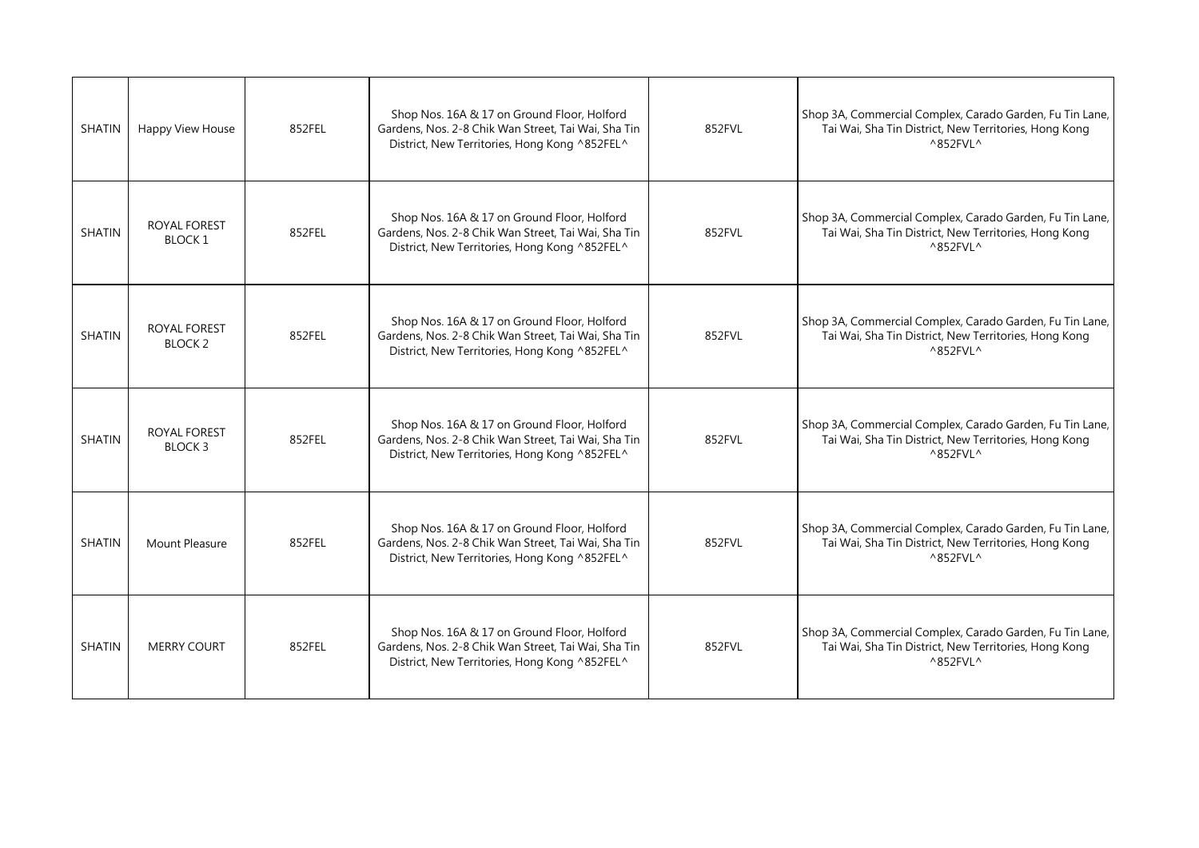| | | | | | |
|---|---|---|---|---|---|
| SHATIN | Happy View House | 852FEL | Shop Nos. 16A & 17 on Ground Floor, Holford Gardens, Nos. 2-8 Chik Wan Street, Tai Wai, Sha Tin District, New Territories, Hong Kong ^852FEL^ | 852FVL | Shop 3A, Commercial Complex, Carado Garden, Fu Tin Lane, Tai Wai, Sha Tin District, New Territories, Hong Kong ^852FVL^ |
| SHATIN | ROYAL FOREST BLOCK 1 | 852FEL | Shop Nos. 16A & 17 on Ground Floor, Holford Gardens, Nos. 2-8 Chik Wan Street, Tai Wai, Sha Tin District, New Territories, Hong Kong ^852FEL^ | 852FVL | Shop 3A, Commercial Complex, Carado Garden, Fu Tin Lane, Tai Wai, Sha Tin District, New Territories, Hong Kong ^852FVL^ |
| SHATIN | ROYAL FOREST BLOCK 2 | 852FEL | Shop Nos. 16A & 17 on Ground Floor, Holford Gardens, Nos. 2-8 Chik Wan Street, Tai Wai, Sha Tin District, New Territories, Hong Kong ^852FEL^ | 852FVL | Shop 3A, Commercial Complex, Carado Garden, Fu Tin Lane, Tai Wai, Sha Tin District, New Territories, Hong Kong ^852FVL^ |
| SHATIN | ROYAL FOREST BLOCK 3 | 852FEL | Shop Nos. 16A & 17 on Ground Floor, Holford Gardens, Nos. 2-8 Chik Wan Street, Tai Wai, Sha Tin District, New Territories, Hong Kong ^852FEL^ | 852FVL | Shop 3A, Commercial Complex, Carado Garden, Fu Tin Lane, Tai Wai, Sha Tin District, New Territories, Hong Kong ^852FVL^ |
| SHATIN | Mount Pleasure | 852FEL | Shop Nos. 16A & 17 on Ground Floor, Holford Gardens, Nos. 2-8 Chik Wan Street, Tai Wai, Sha Tin District, New Territories, Hong Kong ^852FEL^ | 852FVL | Shop 3A, Commercial Complex, Carado Garden, Fu Tin Lane, Tai Wai, Sha Tin District, New Territories, Hong Kong ^852FVL^ |
| SHATIN | MERRY COURT | 852FEL | Shop Nos. 16A & 17 on Ground Floor, Holford Gardens, Nos. 2-8 Chik Wan Street, Tai Wai, Sha Tin District, New Territories, Hong Kong ^852FEL^ | 852FVL | Shop 3A, Commercial Complex, Carado Garden, Fu Tin Lane, Tai Wai, Sha Tin District, New Territories, Hong Kong ^852FVL^ |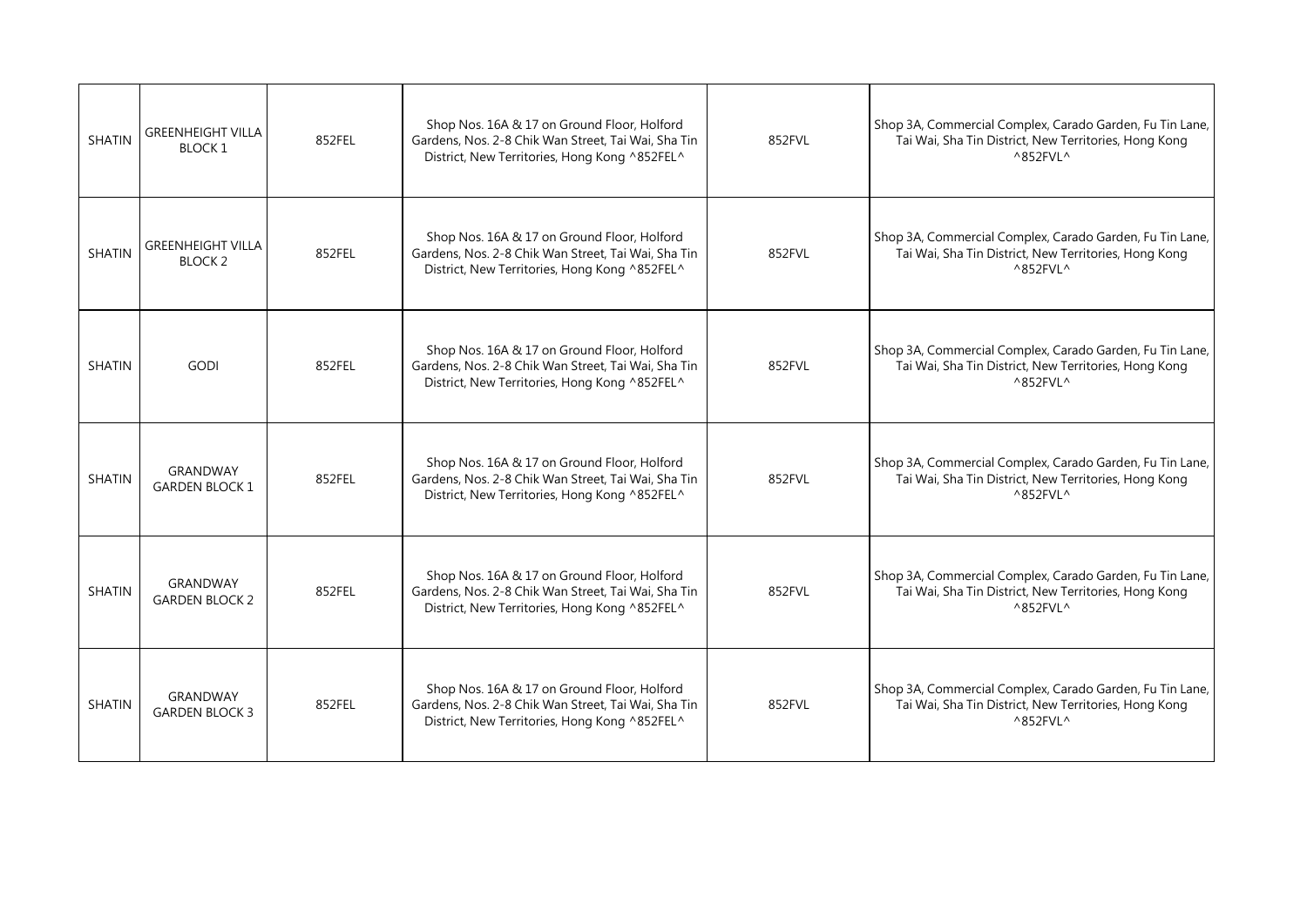| | | | | | |
|---|---|---|---|---|---|
| SHATIN | GREENHEIGHT VILLA BLOCK 1 | 852FEL | Shop Nos. 16A & 17 on Ground Floor, Holford Gardens, Nos. 2-8 Chik Wan Street, Tai Wai, Sha Tin District, New Territories, Hong Kong ^852FEL^ | 852FVL | Shop 3A, Commercial Complex, Carado Garden, Fu Tin Lane, Tai Wai, Sha Tin District, New Territories, Hong Kong ^852FVL^ |
| SHATIN | GREENHEIGHT VILLA BLOCK 2 | 852FEL | Shop Nos. 16A & 17 on Ground Floor, Holford Gardens, Nos. 2-8 Chik Wan Street, Tai Wai, Sha Tin District, New Territories, Hong Kong ^852FEL^ | 852FVL | Shop 3A, Commercial Complex, Carado Garden, Fu Tin Lane, Tai Wai, Sha Tin District, New Territories, Hong Kong ^852FVL^ |
| SHATIN | GODI | 852FEL | Shop Nos. 16A & 17 on Ground Floor, Holford Gardens, Nos. 2-8 Chik Wan Street, Tai Wai, Sha Tin District, New Territories, Hong Kong ^852FEL^ | 852FVL | Shop 3A, Commercial Complex, Carado Garden, Fu Tin Lane, Tai Wai, Sha Tin District, New Territories, Hong Kong ^852FVL^ |
| SHATIN | GRANDWAY GARDEN BLOCK 1 | 852FEL | Shop Nos. 16A & 17 on Ground Floor, Holford Gardens, Nos. 2-8 Chik Wan Street, Tai Wai, Sha Tin District, New Territories, Hong Kong ^852FEL^ | 852FVL | Shop 3A, Commercial Complex, Carado Garden, Fu Tin Lane, Tai Wai, Sha Tin District, New Territories, Hong Kong ^852FVL^ |
| SHATIN | GRANDWAY GARDEN BLOCK 2 | 852FEL | Shop Nos. 16A & 17 on Ground Floor, Holford Gardens, Nos. 2-8 Chik Wan Street, Tai Wai, Sha Tin District, New Territories, Hong Kong ^852FEL^ | 852FVL | Shop 3A, Commercial Complex, Carado Garden, Fu Tin Lane, Tai Wai, Sha Tin District, New Territories, Hong Kong ^852FVL^ |
| SHATIN | GRANDWAY GARDEN BLOCK 3 | 852FEL | Shop Nos. 16A & 17 on Ground Floor, Holford Gardens, Nos. 2-8 Chik Wan Street, Tai Wai, Sha Tin District, New Territories, Hong Kong ^852FEL^ | 852FVL | Shop 3A, Commercial Complex, Carado Garden, Fu Tin Lane, Tai Wai, Sha Tin District, New Territories, Hong Kong ^852FVL^ |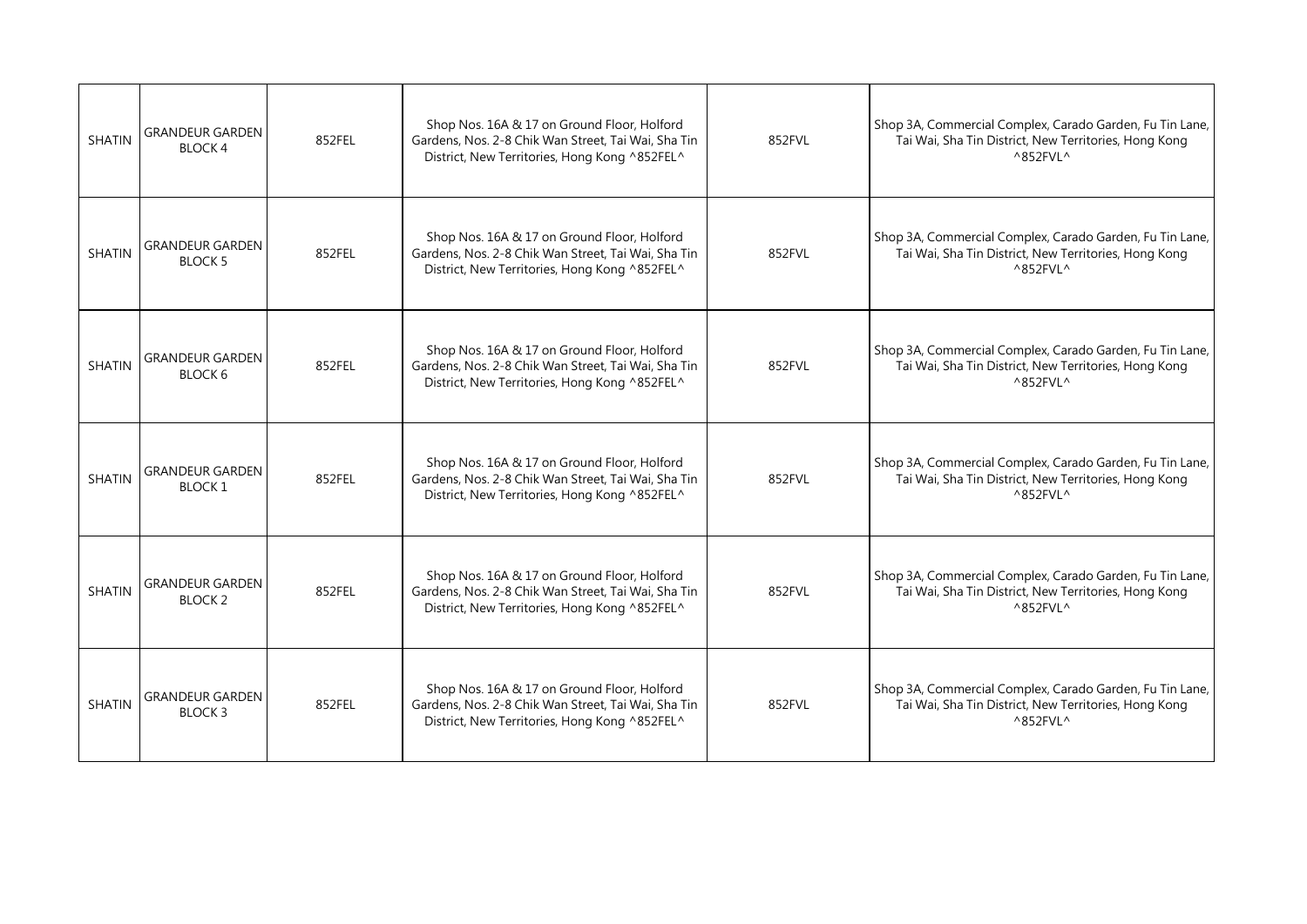| SHATIN | GRANDEUR GARDEN BLOCK 4 | 852FEL | Shop Nos. 16A & 17 on Ground Floor, Holford Gardens, Nos. 2-8 Chik Wan Street, Tai Wai, Sha Tin District, New Territories, Hong Kong ^852FEL^ | 852FVL | Shop 3A, Commercial Complex, Carado Garden, Fu Tin Lane, Tai Wai, Sha Tin District, New Territories, Hong Kong ^852FVL^ |
|---|---|---|---|---|---|
| SHATIN | GRANDEUR GARDEN BLOCK 5 | 852FEL | Shop Nos. 16A & 17 on Ground Floor, Holford Gardens, Nos. 2-8 Chik Wan Street, Tai Wai, Sha Tin District, New Territories, Hong Kong ^852FEL^ | 852FVL | Shop 3A, Commercial Complex, Carado Garden, Fu Tin Lane, Tai Wai, Sha Tin District, New Territories, Hong Kong ^852FVL^ |
| SHATIN | GRANDEUR GARDEN BLOCK 6 | 852FEL | Shop Nos. 16A & 17 on Ground Floor, Holford Gardens, Nos. 2-8 Chik Wan Street, Tai Wai, Sha Tin District, New Territories, Hong Kong ^852FEL^ | 852FVL | Shop 3A, Commercial Complex, Carado Garden, Fu Tin Lane, Tai Wai, Sha Tin District, New Territories, Hong Kong ^852FVL^ |
| SHATIN | GRANDEUR GARDEN BLOCK 1 | 852FEL | Shop Nos. 16A & 17 on Ground Floor, Holford Gardens, Nos. 2-8 Chik Wan Street, Tai Wai, Sha Tin District, New Territories, Hong Kong ^852FEL^ | 852FVL | Shop 3A, Commercial Complex, Carado Garden, Fu Tin Lane, Tai Wai, Sha Tin District, New Territories, Hong Kong ^852FVL^ |
| SHATIN | GRANDEUR GARDEN BLOCK 2 | 852FEL | Shop Nos. 16A & 17 on Ground Floor, Holford Gardens, Nos. 2-8 Chik Wan Street, Tai Wai, Sha Tin District, New Territories, Hong Kong ^852FEL^ | 852FVL | Shop 3A, Commercial Complex, Carado Garden, Fu Tin Lane, Tai Wai, Sha Tin District, New Territories, Hong Kong ^852FVL^ |
| SHATIN | GRANDEUR GARDEN BLOCK 3 | 852FEL | Shop Nos. 16A & 17 on Ground Floor, Holford Gardens, Nos. 2-8 Chik Wan Street, Tai Wai, Sha Tin District, New Territories, Hong Kong ^852FEL^ | 852FVL | Shop 3A, Commercial Complex, Carado Garden, Fu Tin Lane, Tai Wai, Sha Tin District, New Territories, Hong Kong ^852FVL^ |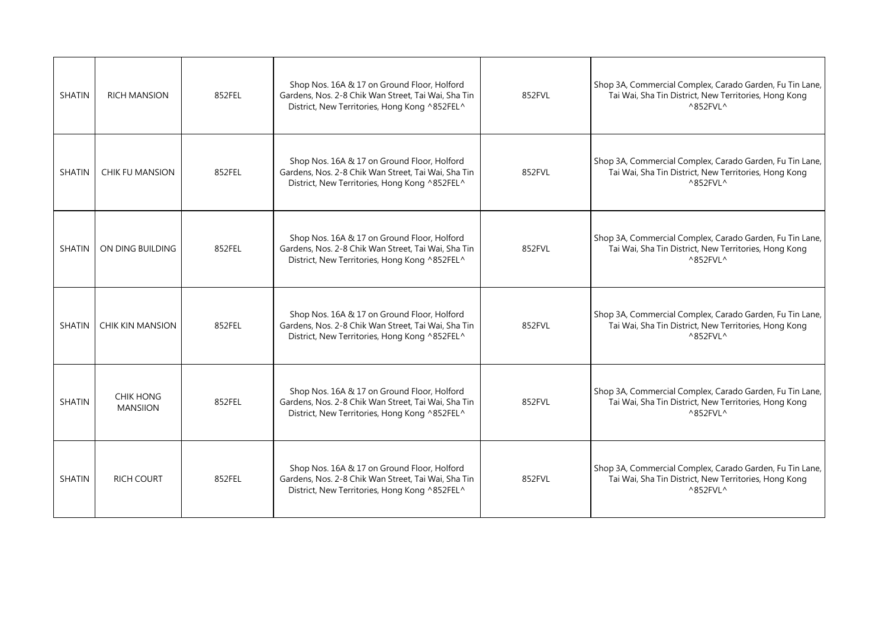| SHATIN | RICH MANSION | 852FEL | Shop Nos. 16A & 17 on Ground Floor, Holford Gardens, Nos. 2-8 Chik Wan Street, Tai Wai, Sha Tin District, New Territories, Hong Kong ^852FEL^ | 852FVL | Shop 3A, Commercial Complex, Carado Garden, Fu Tin Lane, Tai Wai, Sha Tin District, New Territories, Hong Kong ^852FVL^ |
|---|---|---|---|---|---|
| SHATIN | CHIK FU MANSION | 852FEL | Shop Nos. 16A & 17 on Ground Floor, Holford Gardens, Nos. 2-8 Chik Wan Street, Tai Wai, Sha Tin District, New Territories, Hong Kong ^852FEL^ | 852FVL | Shop 3A, Commercial Complex, Carado Garden, Fu Tin Lane, Tai Wai, Sha Tin District, New Territories, Hong Kong ^852FVL^ |
| SHATIN | ON DING BUILDING | 852FEL | Shop Nos. 16A & 17 on Ground Floor, Holford Gardens, Nos. 2-8 Chik Wan Street, Tai Wai, Sha Tin District, New Territories, Hong Kong ^852FEL^ | 852FVL | Shop 3A, Commercial Complex, Carado Garden, Fu Tin Lane, Tai Wai, Sha Tin District, New Territories, Hong Kong ^852FVL^ |
| SHATIN | CHIK KIN MANSION | 852FEL | Shop Nos. 16A & 17 on Ground Floor, Holford Gardens, Nos. 2-8 Chik Wan Street, Tai Wai, Sha Tin District, New Territories, Hong Kong ^852FEL^ | 852FVL | Shop 3A, Commercial Complex, Carado Garden, Fu Tin Lane, Tai Wai, Sha Tin District, New Territories, Hong Kong ^852FVL^ |
| SHATIN | CHIK HONG MANSIION | 852FEL | Shop Nos. 16A & 17 on Ground Floor, Holford Gardens, Nos. 2-8 Chik Wan Street, Tai Wai, Sha Tin District, New Territories, Hong Kong ^852FEL^ | 852FVL | Shop 3A, Commercial Complex, Carado Garden, Fu Tin Lane, Tai Wai, Sha Tin District, New Territories, Hong Kong ^852FVL^ |
| SHATIN | RICH COURT | 852FEL | Shop Nos. 16A & 17 on Ground Floor, Holford Gardens, Nos. 2-8 Chik Wan Street, Tai Wai, Sha Tin District, New Territories, Hong Kong ^852FEL^ | 852FVL | Shop 3A, Commercial Complex, Carado Garden, Fu Tin Lane, Tai Wai, Sha Tin District, New Territories, Hong Kong ^852FVL^ |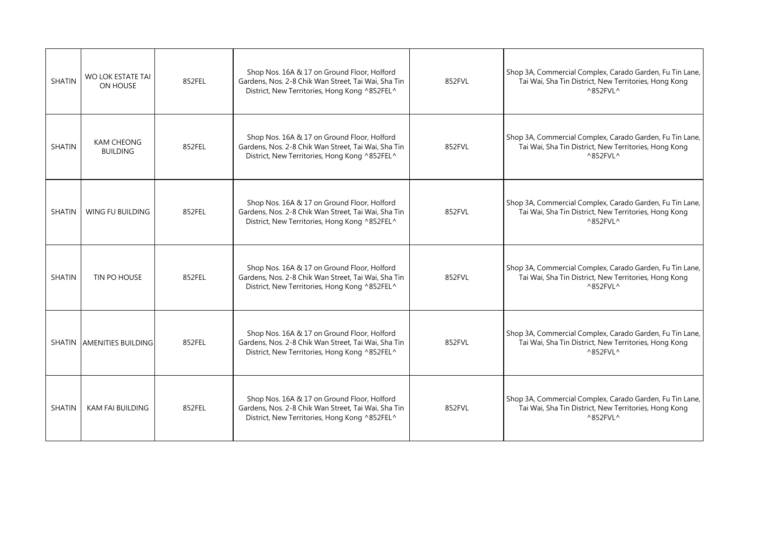| | | | | | |
|---|---|---|---|---|---|
| SHATIN | WO LOK ESTATE TAI ON HOUSE | 852FEL | Shop Nos. 16A & 17 on Ground Floor, Holford Gardens, Nos. 2-8 Chik Wan Street, Tai Wai, Sha Tin District, New Territories, Hong Kong ^852FEL^ | 852FVL | Shop 3A, Commercial Complex, Carado Garden, Fu Tin Lane, Tai Wai, Sha Tin District, New Territories, Hong Kong ^852FVL^ |
| SHATIN | KAM CHEONG BUILDING | 852FEL | Shop Nos. 16A & 17 on Ground Floor, Holford Gardens, Nos. 2-8 Chik Wan Street, Tai Wai, Sha Tin District, New Territories, Hong Kong ^852FEL^ | 852FVL | Shop 3A, Commercial Complex, Carado Garden, Fu Tin Lane, Tai Wai, Sha Tin District, New Territories, Hong Kong ^852FVL^ |
| SHATIN | WING FU BUILDING | 852FEL | Shop Nos. 16A & 17 on Ground Floor, Holford Gardens, Nos. 2-8 Chik Wan Street, Tai Wai, Sha Tin District, New Territories, Hong Kong ^852FEL^ | 852FVL | Shop 3A, Commercial Complex, Carado Garden, Fu Tin Lane, Tai Wai, Sha Tin District, New Territories, Hong Kong ^852FVL^ |
| SHATIN | TIN PO HOUSE | 852FEL | Shop Nos. 16A & 17 on Ground Floor, Holford Gardens, Nos. 2-8 Chik Wan Street, Tai Wai, Sha Tin District, New Territories, Hong Kong ^852FEL^ | 852FVL | Shop 3A, Commercial Complex, Carado Garden, Fu Tin Lane, Tai Wai, Sha Tin District, New Territories, Hong Kong ^852FVL^ |
| SHATIN | AMENITIES BUILDING | 852FEL | Shop Nos. 16A & 17 on Ground Floor, Holford Gardens, Nos. 2-8 Chik Wan Street, Tai Wai, Sha Tin District, New Territories, Hong Kong ^852FEL^ | 852FVL | Shop 3A, Commercial Complex, Carado Garden, Fu Tin Lane, Tai Wai, Sha Tin District, New Territories, Hong Kong ^852FVL^ |
| SHATIN | KAM FAI BUILDING | 852FEL | Shop Nos. 16A & 17 on Ground Floor, Holford Gardens, Nos. 2-8 Chik Wan Street, Tai Wai, Sha Tin District, New Territories, Hong Kong ^852FEL^ | 852FVL | Shop 3A, Commercial Complex, Carado Garden, Fu Tin Lane, Tai Wai, Sha Tin District, New Territories, Hong Kong ^852FVL^ |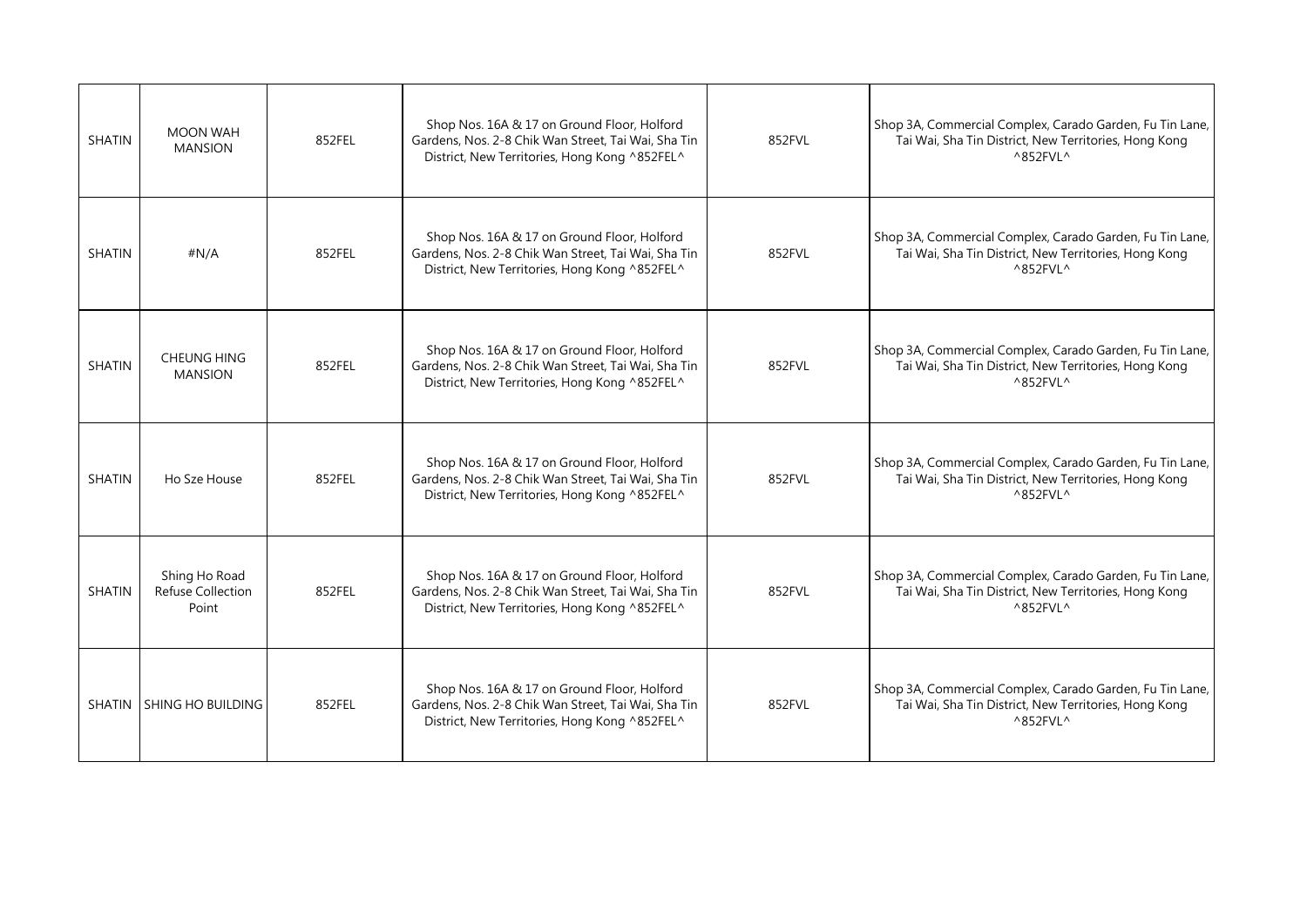| SHATIN | MOON WAH MANSION | 852FEL | Shop Nos. 16A & 17 on Ground Floor, Holford Gardens, Nos. 2-8 Chik Wan Street, Tai Wai, Sha Tin District, New Territories, Hong Kong ^852FEL^ | 852FVL | Shop 3A, Commercial Complex, Carado Garden, Fu Tin Lane, Tai Wai, Sha Tin District, New Territories, Hong Kong ^852FVL^ |
|---|---|---|---|---|---|
| SHATIN | #N/A | 852FEL | Shop Nos. 16A & 17 on Ground Floor, Holford Gardens, Nos. 2-8 Chik Wan Street, Tai Wai, Sha Tin District, New Territories, Hong Kong ^852FEL^ | 852FVL | Shop 3A, Commercial Complex, Carado Garden, Fu Tin Lane, Tai Wai, Sha Tin District, New Territories, Hong Kong ^852FVL^ |
| SHATIN | CHEUNG HING MANSION | 852FEL | Shop Nos. 16A & 17 on Ground Floor, Holford Gardens, Nos. 2-8 Chik Wan Street, Tai Wai, Sha Tin District, New Territories, Hong Kong ^852FEL^ | 852FVL | Shop 3A, Commercial Complex, Carado Garden, Fu Tin Lane, Tai Wai, Sha Tin District, New Territories, Hong Kong ^852FVL^ |
| SHATIN | Ho Sze House | 852FEL | Shop Nos. 16A & 17 on Ground Floor, Holford Gardens, Nos. 2-8 Chik Wan Street, Tai Wai, Sha Tin District, New Territories, Hong Kong ^852FEL^ | 852FVL | Shop 3A, Commercial Complex, Carado Garden, Fu Tin Lane, Tai Wai, Sha Tin District, New Territories, Hong Kong ^852FVL^ |
| SHATIN | Shing Ho Road Refuse Collection Point | 852FEL | Shop Nos. 16A & 17 on Ground Floor, Holford Gardens, Nos. 2-8 Chik Wan Street, Tai Wai, Sha Tin District, New Territories, Hong Kong ^852FEL^ | 852FVL | Shop 3A, Commercial Complex, Carado Garden, Fu Tin Lane, Tai Wai, Sha Tin District, New Territories, Hong Kong ^852FVL^ |
| SHATIN | SHING HO BUILDING | 852FEL | Shop Nos. 16A & 17 on Ground Floor, Holford Gardens, Nos. 2-8 Chik Wan Street, Tai Wai, Sha Tin District, New Territories, Hong Kong ^852FEL^ | 852FVL | Shop 3A, Commercial Complex, Carado Garden, Fu Tin Lane, Tai Wai, Sha Tin District, New Territories, Hong Kong ^852FVL^ |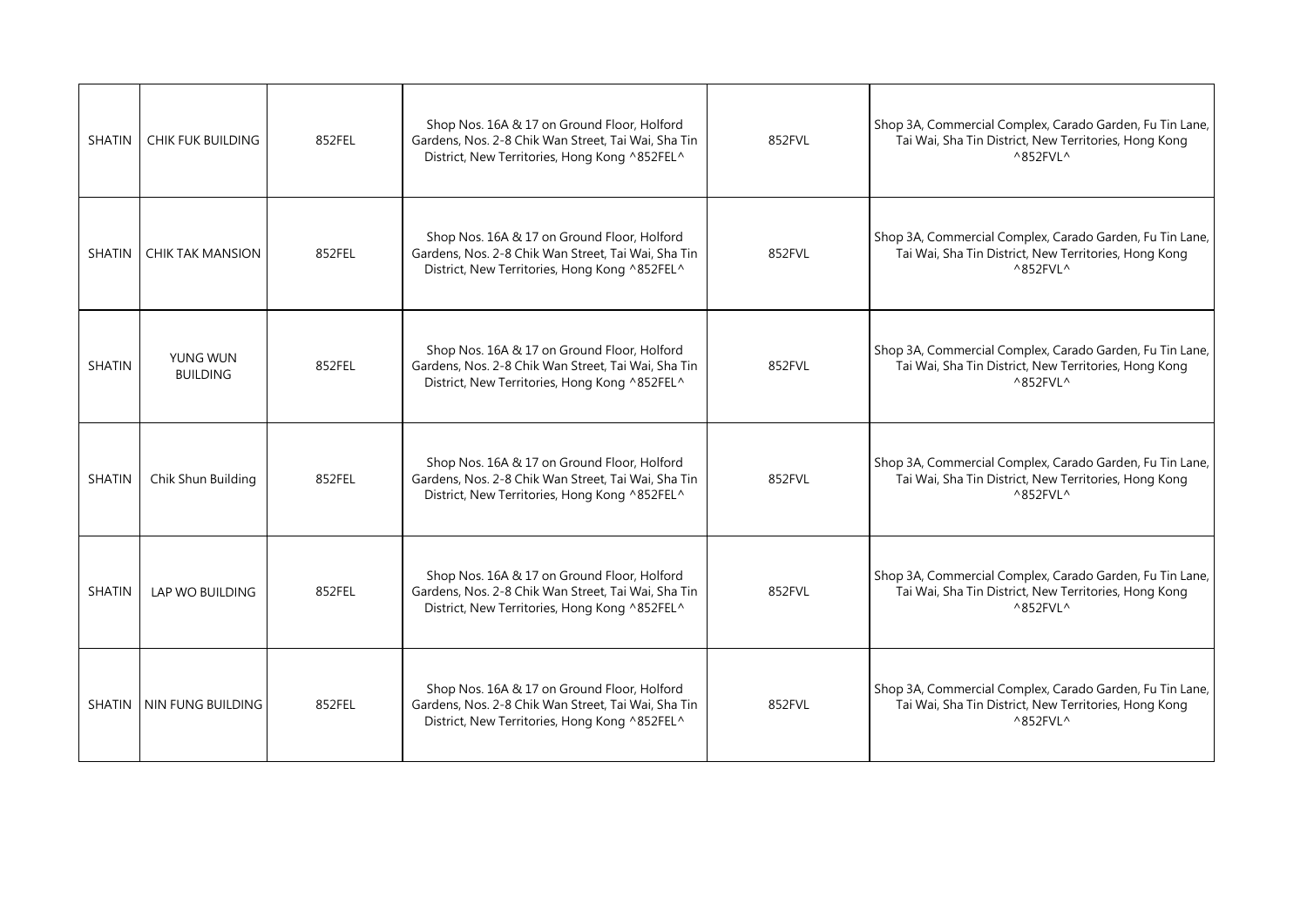| SHATIN | CHIK FUK BUILDING | 852FEL | Shop Nos. 16A & 17 on Ground Floor, Holford Gardens, Nos. 2-8 Chik Wan Street, Tai Wai, Sha Tin District, New Territories, Hong Kong ^852FEL^ | 852FVL | Shop 3A, Commercial Complex, Carado Garden, Fu Tin Lane, Tai Wai, Sha Tin District, New Territories, Hong Kong ^852FVL^ |
|---|---|---|---|---|---|
| SHATIN | CHIK TAK MANSION | 852FEL | Shop Nos. 16A & 17 on Ground Floor, Holford Gardens, Nos. 2-8 Chik Wan Street, Tai Wai, Sha Tin District, New Territories, Hong Kong ^852FEL^ | 852FVL | Shop 3A, Commercial Complex, Carado Garden, Fu Tin Lane, Tai Wai, Sha Tin District, New Territories, Hong Kong ^852FVL^ |
| SHATIN | YUNG WUN BUILDING | 852FEL | Shop Nos. 16A & 17 on Ground Floor, Holford Gardens, Nos. 2-8 Chik Wan Street, Tai Wai, Sha Tin District, New Territories, Hong Kong ^852FEL^ | 852FVL | Shop 3A, Commercial Complex, Carado Garden, Fu Tin Lane, Tai Wai, Sha Tin District, New Territories, Hong Kong ^852FVL^ |
| SHATIN | Chik Shun Building | 852FEL | Shop Nos. 16A & 17 on Ground Floor, Holford Gardens, Nos. 2-8 Chik Wan Street, Tai Wai, Sha Tin District, New Territories, Hong Kong ^852FEL^ | 852FVL | Shop 3A, Commercial Complex, Carado Garden, Fu Tin Lane, Tai Wai, Sha Tin District, New Territories, Hong Kong ^852FVL^ |
| SHATIN | LAP WO BUILDING | 852FEL | Shop Nos. 16A & 17 on Ground Floor, Holford Gardens, Nos. 2-8 Chik Wan Street, Tai Wai, Sha Tin District, New Territories, Hong Kong ^852FEL^ | 852FVL | Shop 3A, Commercial Complex, Carado Garden, Fu Tin Lane, Tai Wai, Sha Tin District, New Territories, Hong Kong ^852FVL^ |
| SHATIN | NIN FUNG BUILDING | 852FEL | Shop Nos. 16A & 17 on Ground Floor, Holford Gardens, Nos. 2-8 Chik Wan Street, Tai Wai, Sha Tin District, New Territories, Hong Kong ^852FEL^ | 852FVL | Shop 3A, Commercial Complex, Carado Garden, Fu Tin Lane, Tai Wai, Sha Tin District, New Territories, Hong Kong ^852FVL^ |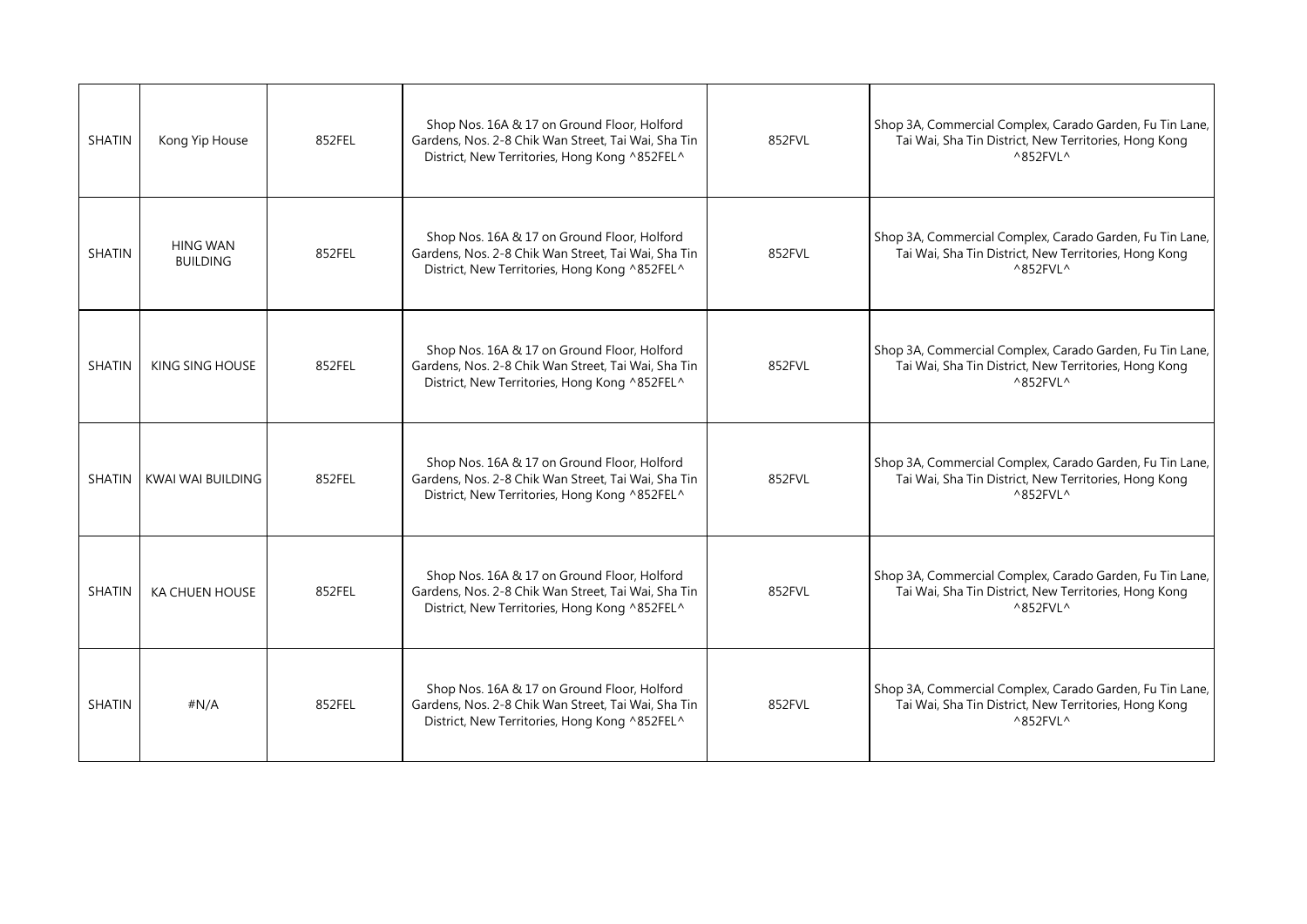| | | | | | |
|---|---|---|---|---|---|
| SHATIN | Kong Yip House | 852FEL | Shop Nos. 16A & 17 on Ground Floor, Holford Gardens, Nos. 2-8 Chik Wan Street, Tai Wai, Sha Tin District, New Territories, Hong Kong ^852FEL^ | 852FVL | Shop 3A, Commercial Complex, Carado Garden, Fu Tin Lane, Tai Wai, Sha Tin District, New Territories, Hong Kong ^852FVL^ |
| SHATIN | HING WAN BUILDING | 852FEL | Shop Nos. 16A & 17 on Ground Floor, Holford Gardens, Nos. 2-8 Chik Wan Street, Tai Wai, Sha Tin District, New Territories, Hong Kong ^852FEL^ | 852FVL | Shop 3A, Commercial Complex, Carado Garden, Fu Tin Lane, Tai Wai, Sha Tin District, New Territories, Hong Kong ^852FVL^ |
| SHATIN | KING SING HOUSE | 852FEL | Shop Nos. 16A & 17 on Ground Floor, Holford Gardens, Nos. 2-8 Chik Wan Street, Tai Wai, Sha Tin District, New Territories, Hong Kong ^852FEL^ | 852FVL | Shop 3A, Commercial Complex, Carado Garden, Fu Tin Lane, Tai Wai, Sha Tin District, New Territories, Hong Kong ^852FVL^ |
| SHATIN | KWAI WAI BUILDING | 852FEL | Shop Nos. 16A & 17 on Ground Floor, Holford Gardens, Nos. 2-8 Chik Wan Street, Tai Wai, Sha Tin District, New Territories, Hong Kong ^852FEL^ | 852FVL | Shop 3A, Commercial Complex, Carado Garden, Fu Tin Lane, Tai Wai, Sha Tin District, New Territories, Hong Kong ^852FVL^ |
| SHATIN | KA CHUEN HOUSE | 852FEL | Shop Nos. 16A & 17 on Ground Floor, Holford Gardens, Nos. 2-8 Chik Wan Street, Tai Wai, Sha Tin District, New Territories, Hong Kong ^852FEL^ | 852FVL | Shop 3A, Commercial Complex, Carado Garden, Fu Tin Lane, Tai Wai, Sha Tin District, New Territories, Hong Kong ^852FVL^ |
| SHATIN | #N/A | 852FEL | Shop Nos. 16A & 17 on Ground Floor, Holford Gardens, Nos. 2-8 Chik Wan Street, Tai Wai, Sha Tin District, New Territories, Hong Kong ^852FEL^ | 852FVL | Shop 3A, Commercial Complex, Carado Garden, Fu Tin Lane, Tai Wai, Sha Tin District, New Territories, Hong Kong ^852FVL^ |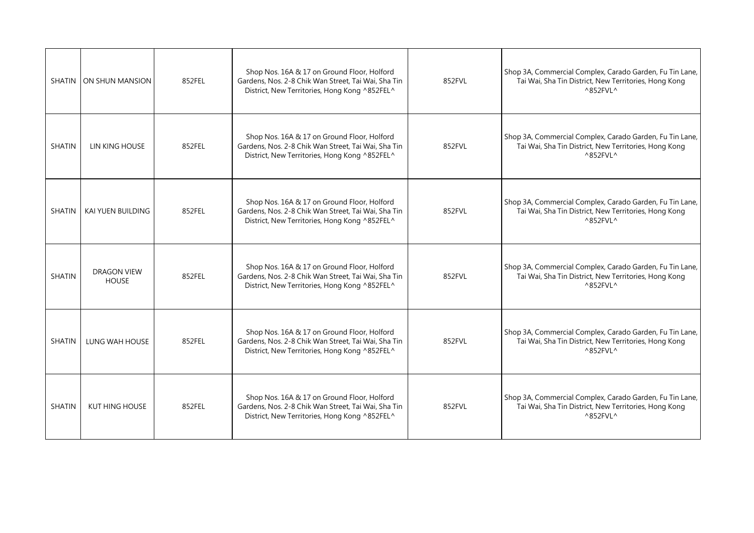| | | | | | |
|---|---|---|---|---|---|
| SHATIN | ON SHUN MANSION | 852FEL | Shop Nos. 16A & 17 on Ground Floor, Holford Gardens, Nos. 2-8 Chik Wan Street, Tai Wai, Sha Tin District, New Territories, Hong Kong ^852FEL^ | 852FVL | Shop 3A, Commercial Complex, Carado Garden, Fu Tin Lane, Tai Wai, Sha Tin District, New Territories, Hong Kong ^852FVL^ |
| SHATIN | LIN KING HOUSE | 852FEL | Shop Nos. 16A & 17 on Ground Floor, Holford Gardens, Nos. 2-8 Chik Wan Street, Tai Wai, Sha Tin District, New Territories, Hong Kong ^852FEL^ | 852FVL | Shop 3A, Commercial Complex, Carado Garden, Fu Tin Lane, Tai Wai, Sha Tin District, New Territories, Hong Kong ^852FVL^ |
| SHATIN | KAI YUEN BUILDING | 852FEL | Shop Nos. 16A & 17 on Ground Floor, Holford Gardens, Nos. 2-8 Chik Wan Street, Tai Wai, Sha Tin District, New Territories, Hong Kong ^852FEL^ | 852FVL | Shop 3A, Commercial Complex, Carado Garden, Fu Tin Lane, Tai Wai, Sha Tin District, New Territories, Hong Kong ^852FVL^ |
| SHATIN | DRAGON VIEW HOUSE | 852FEL | Shop Nos. 16A & 17 on Ground Floor, Holford Gardens, Nos. 2-8 Chik Wan Street, Tai Wai, Sha Tin District, New Territories, Hong Kong ^852FEL^ | 852FVL | Shop 3A, Commercial Complex, Carado Garden, Fu Tin Lane, Tai Wai, Sha Tin District, New Territories, Hong Kong ^852FVL^ |
| SHATIN | LUNG WAH HOUSE | 852FEL | Shop Nos. 16A & 17 on Ground Floor, Holford Gardens, Nos. 2-8 Chik Wan Street, Tai Wai, Sha Tin District, New Territories, Hong Kong ^852FEL^ | 852FVL | Shop 3A, Commercial Complex, Carado Garden, Fu Tin Lane, Tai Wai, Sha Tin District, New Territories, Hong Kong ^852FVL^ |
| SHATIN | KUT HING HOUSE | 852FEL | Shop Nos. 16A & 17 on Ground Floor, Holford Gardens, Nos. 2-8 Chik Wan Street, Tai Wai, Sha Tin District, New Territories, Hong Kong ^852FEL^ | 852FVL | Shop 3A, Commercial Complex, Carado Garden, Fu Tin Lane, Tai Wai, Sha Tin District, New Territories, Hong Kong ^852FVL^ |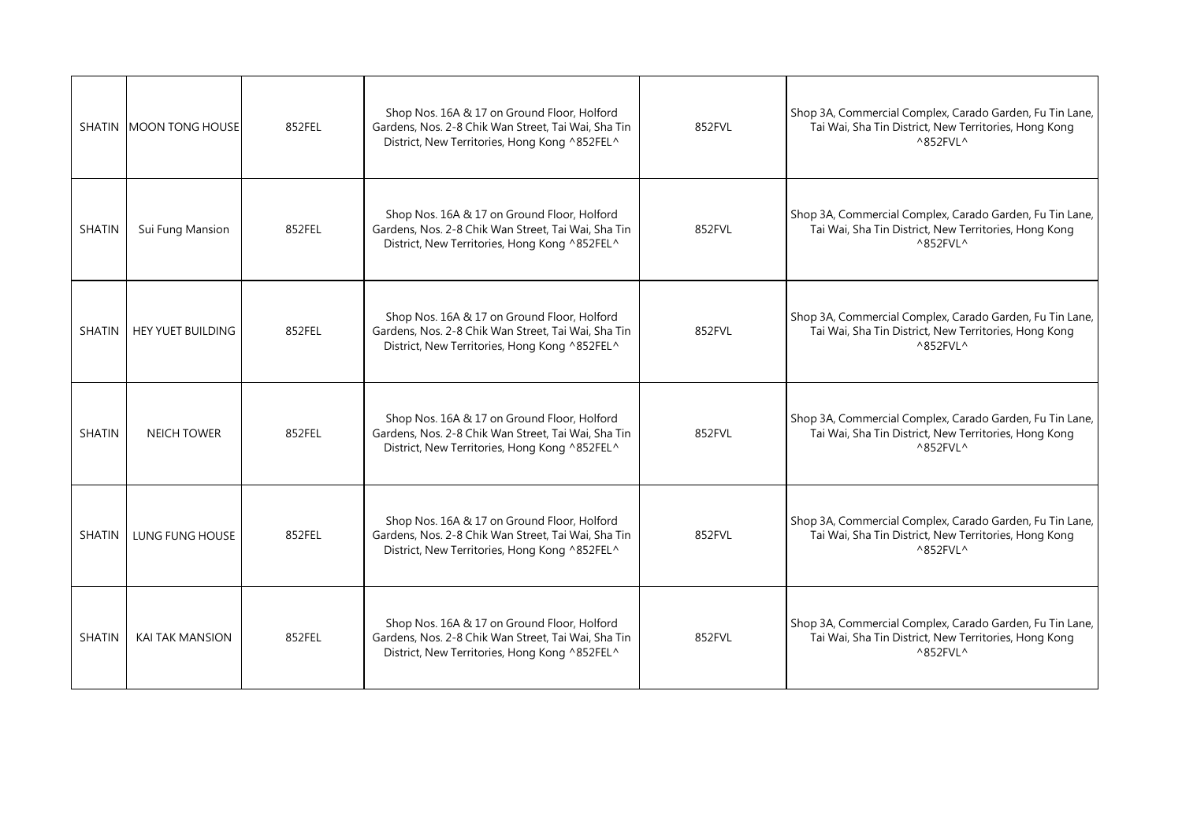| | | | | | |
|---|---|---|---|---|---|
| SHATIN | MOON TONG HOUSE | 852FEL | Shop Nos. 16A & 17 on Ground Floor, Holford Gardens, Nos. 2-8 Chik Wan Street, Tai Wai, Sha Tin District, New Territories, Hong Kong ^852FEL^ | 852FVL | Shop 3A, Commercial Complex, Carado Garden, Fu Tin Lane, Tai Wai, Sha Tin District, New Territories, Hong Kong ^852FVL^ |
| SHATIN | Sui Fung Mansion | 852FEL | Shop Nos. 16A & 17 on Ground Floor, Holford Gardens, Nos. 2-8 Chik Wan Street, Tai Wai, Sha Tin District, New Territories, Hong Kong ^852FEL^ | 852FVL | Shop 3A, Commercial Complex, Carado Garden, Fu Tin Lane, Tai Wai, Sha Tin District, New Territories, Hong Kong ^852FVL^ |
| SHATIN | HEY YUET BUILDING | 852FEL | Shop Nos. 16A & 17 on Ground Floor, Holford Gardens, Nos. 2-8 Chik Wan Street, Tai Wai, Sha Tin District, New Territories, Hong Kong ^852FEL^ | 852FVL | Shop 3A, Commercial Complex, Carado Garden, Fu Tin Lane, Tai Wai, Sha Tin District, New Territories, Hong Kong ^852FVL^ |
| SHATIN | NEICH TOWER | 852FEL | Shop Nos. 16A & 17 on Ground Floor, Holford Gardens, Nos. 2-8 Chik Wan Street, Tai Wai, Sha Tin District, New Territories, Hong Kong ^852FEL^ | 852FVL | Shop 3A, Commercial Complex, Carado Garden, Fu Tin Lane, Tai Wai, Sha Tin District, New Territories, Hong Kong ^852FVL^ |
| SHATIN | LUNG FUNG HOUSE | 852FEL | Shop Nos. 16A & 17 on Ground Floor, Holford Gardens, Nos. 2-8 Chik Wan Street, Tai Wai, Sha Tin District, New Territories, Hong Kong ^852FEL^ | 852FVL | Shop 3A, Commercial Complex, Carado Garden, Fu Tin Lane, Tai Wai, Sha Tin District, New Territories, Hong Kong ^852FVL^ |
| SHATIN | KAI TAK MANSION | 852FEL | Shop Nos. 16A & 17 on Ground Floor, Holford Gardens, Nos. 2-8 Chik Wan Street, Tai Wai, Sha Tin District, New Territories, Hong Kong ^852FEL^ | 852FVL | Shop 3A, Commercial Complex, Carado Garden, Fu Tin Lane, Tai Wai, Sha Tin District, New Territories, Hong Kong ^852FVL^ |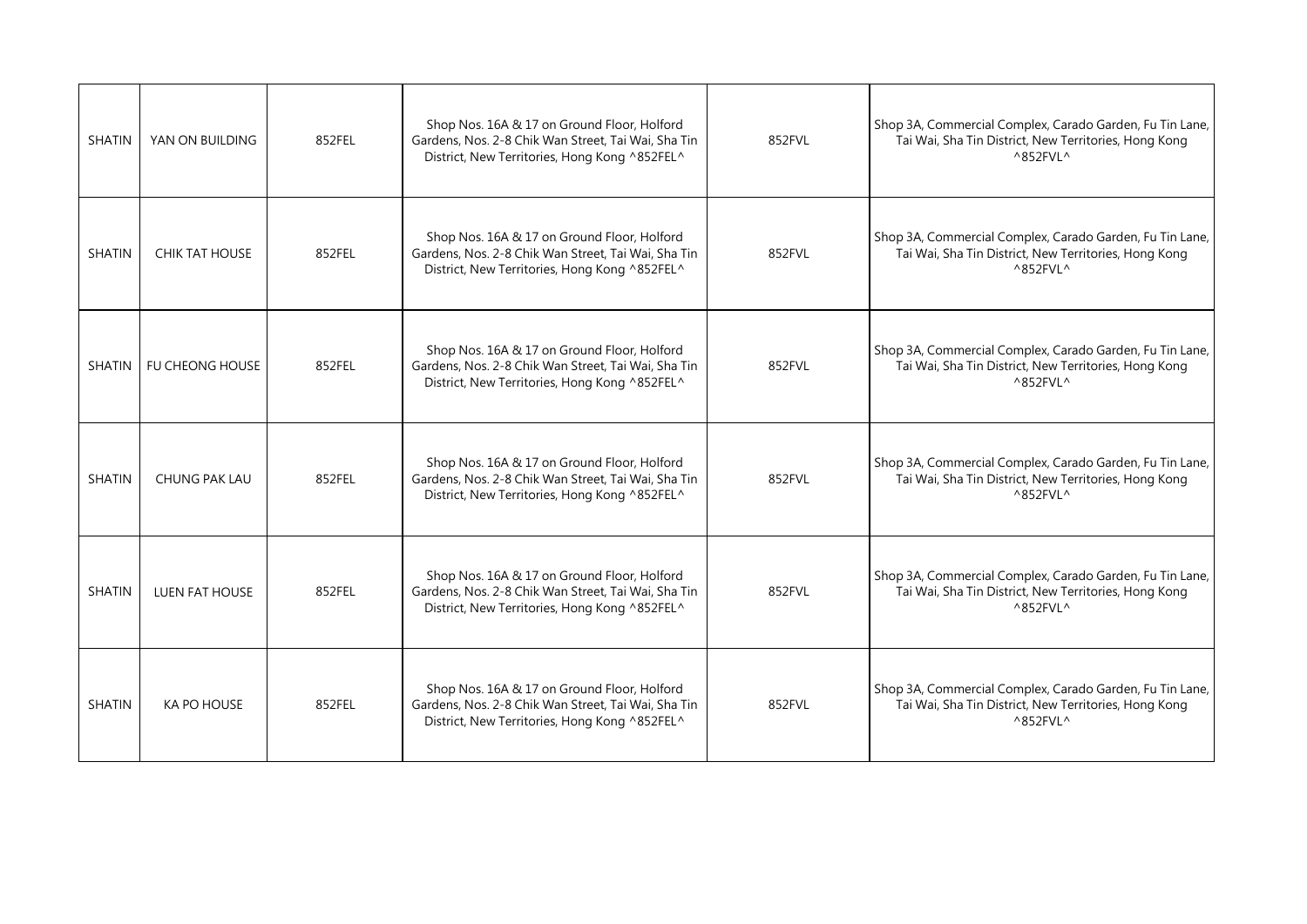| | | | | | |
|---|---|---|---|---|---|
| SHATIN | YAN ON BUILDING | 852FEL | Shop Nos. 16A & 17 on Ground Floor, Holford Gardens, Nos. 2-8 Chik Wan Street, Tai Wai, Sha Tin District, New Territories, Hong Kong ^852FEL^ | 852FVL | Shop 3A, Commercial Complex, Carado Garden, Fu Tin Lane, Tai Wai, Sha Tin District, New Territories, Hong Kong ^852FVL^ |
| SHATIN | CHIK TAT HOUSE | 852FEL | Shop Nos. 16A & 17 on Ground Floor, Holford Gardens, Nos. 2-8 Chik Wan Street, Tai Wai, Sha Tin District, New Territories, Hong Kong ^852FEL^ | 852FVL | Shop 3A, Commercial Complex, Carado Garden, Fu Tin Lane, Tai Wai, Sha Tin District, New Territories, Hong Kong ^852FVL^ |
| SHATIN | FU CHEONG HOUSE | 852FEL | Shop Nos. 16A & 17 on Ground Floor, Holford Gardens, Nos. 2-8 Chik Wan Street, Tai Wai, Sha Tin District, New Territories, Hong Kong ^852FEL^ | 852FVL | Shop 3A, Commercial Complex, Carado Garden, Fu Tin Lane, Tai Wai, Sha Tin District, New Territories, Hong Kong ^852FVL^ |
| SHATIN | CHUNG PAK LAU | 852FEL | Shop Nos. 16A & 17 on Ground Floor, Holford Gardens, Nos. 2-8 Chik Wan Street, Tai Wai, Sha Tin District, New Territories, Hong Kong ^852FEL^ | 852FVL | Shop 3A, Commercial Complex, Carado Garden, Fu Tin Lane, Tai Wai, Sha Tin District, New Territories, Hong Kong ^852FVL^ |
| SHATIN | LUEN FAT HOUSE | 852FEL | Shop Nos. 16A & 17 on Ground Floor, Holford Gardens, Nos. 2-8 Chik Wan Street, Tai Wai, Sha Tin District, New Territories, Hong Kong ^852FEL^ | 852FVL | Shop 3A, Commercial Complex, Carado Garden, Fu Tin Lane, Tai Wai, Sha Tin District, New Territories, Hong Kong ^852FVL^ |
| SHATIN | KA PO HOUSE | 852FEL | Shop Nos. 16A & 17 on Ground Floor, Holford Gardens, Nos. 2-8 Chik Wan Street, Tai Wai, Sha Tin District, New Territories, Hong Kong ^852FEL^ | 852FVL | Shop 3A, Commercial Complex, Carado Garden, Fu Tin Lane, Tai Wai, Sha Tin District, New Territories, Hong Kong ^852FVL^ |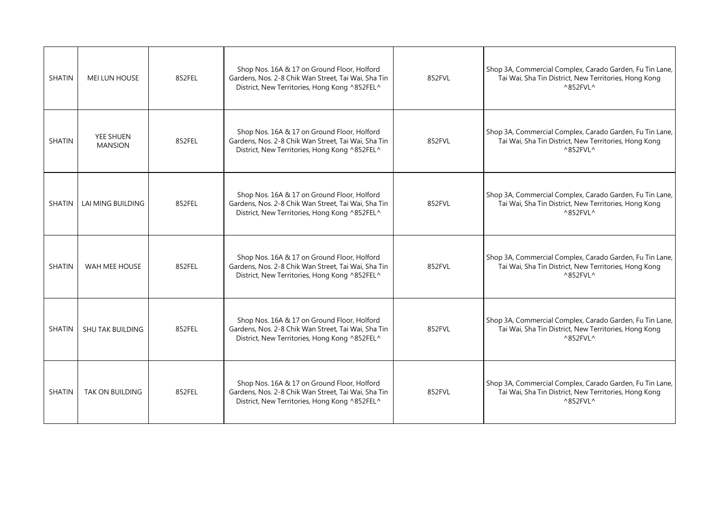| | | | | | |
|---|---|---|---|---|---|
| SHATIN | MEI LUN HOUSE | 852FEL | Shop Nos. 16A & 17 on Ground Floor, Holford Gardens, Nos. 2-8 Chik Wan Street, Tai Wai, Sha Tin District, New Territories, Hong Kong ^852FEL^ | 852FVL | Shop 3A, Commercial Complex, Carado Garden, Fu Tin Lane, Tai Wai, Sha Tin District, New Territories, Hong Kong ^852FVL^ |
| SHATIN | YEE SHUEN MANSION | 852FEL | Shop Nos. 16A & 17 on Ground Floor, Holford Gardens, Nos. 2-8 Chik Wan Street, Tai Wai, Sha Tin District, New Territories, Hong Kong ^852FEL^ | 852FVL | Shop 3A, Commercial Complex, Carado Garden, Fu Tin Lane, Tai Wai, Sha Tin District, New Territories, Hong Kong ^852FVL^ |
| SHATIN | LAI MING BUILDING | 852FEL | Shop Nos. 16A & 17 on Ground Floor, Holford Gardens, Nos. 2-8 Chik Wan Street, Tai Wai, Sha Tin District, New Territories, Hong Kong ^852FEL^ | 852FVL | Shop 3A, Commercial Complex, Carado Garden, Fu Tin Lane, Tai Wai, Sha Tin District, New Territories, Hong Kong ^852FVL^ |
| SHATIN | WAH MEE HOUSE | 852FEL | Shop Nos. 16A & 17 on Ground Floor, Holford Gardens, Nos. 2-8 Chik Wan Street, Tai Wai, Sha Tin District, New Territories, Hong Kong ^852FEL^ | 852FVL | Shop 3A, Commercial Complex, Carado Garden, Fu Tin Lane, Tai Wai, Sha Tin District, New Territories, Hong Kong ^852FVL^ |
| SHATIN | SHU TAK BUILDING | 852FEL | Shop Nos. 16A & 17 on Ground Floor, Holford Gardens, Nos. 2-8 Chik Wan Street, Tai Wai, Sha Tin District, New Territories, Hong Kong ^852FEL^ | 852FVL | Shop 3A, Commercial Complex, Carado Garden, Fu Tin Lane, Tai Wai, Sha Tin District, New Territories, Hong Kong ^852FVL^ |
| SHATIN | TAK ON BUILDING | 852FEL | Shop Nos. 16A & 17 on Ground Floor, Holford Gardens, Nos. 2-8 Chik Wan Street, Tai Wai, Sha Tin District, New Territories, Hong Kong ^852FEL^ | 852FVL | Shop 3A, Commercial Complex, Carado Garden, Fu Tin Lane, Tai Wai, Sha Tin District, New Territories, Hong Kong ^852FVL^ |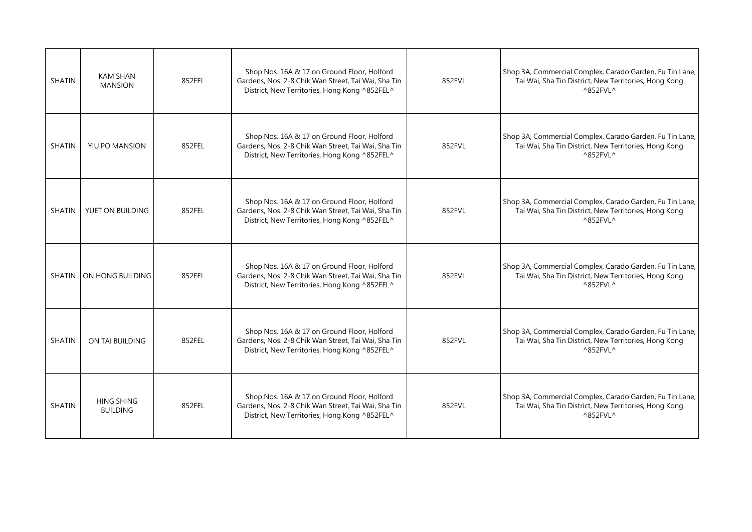| | | | | | |
|---|---|---|---|---|---|
| SHATIN | KAM SHAN MANSION | 852FEL | Shop Nos. 16A & 17 on Ground Floor, Holford Gardens, Nos. 2-8 Chik Wan Street, Tai Wai, Sha Tin District, New Territories, Hong Kong ^852FEL^ | 852FVL | Shop 3A, Commercial Complex, Carado Garden, Fu Tin Lane, Tai Wai, Sha Tin District, New Territories, Hong Kong ^852FVL^ |
| SHATIN | YIU PO MANSION | 852FEL | Shop Nos. 16A & 17 on Ground Floor, Holford Gardens, Nos. 2-8 Chik Wan Street, Tai Wai, Sha Tin District, New Territories, Hong Kong ^852FEL^ | 852FVL | Shop 3A, Commercial Complex, Carado Garden, Fu Tin Lane, Tai Wai, Sha Tin District, New Territories, Hong Kong ^852FVL^ |
| SHATIN | YUET ON BUILDING | 852FEL | Shop Nos. 16A & 17 on Ground Floor, Holford Gardens, Nos. 2-8 Chik Wan Street, Tai Wai, Sha Tin District, New Territories, Hong Kong ^852FEL^ | 852FVL | Shop 3A, Commercial Complex, Carado Garden, Fu Tin Lane, Tai Wai, Sha Tin District, New Territories, Hong Kong ^852FVL^ |
| SHATIN | ON HONG BUILDING | 852FEL | Shop Nos. 16A & 17 on Ground Floor, Holford Gardens, Nos. 2-8 Chik Wan Street, Tai Wai, Sha Tin District, New Territories, Hong Kong ^852FEL^ | 852FVL | Shop 3A, Commercial Complex, Carado Garden, Fu Tin Lane, Tai Wai, Sha Tin District, New Territories, Hong Kong ^852FVL^ |
| SHATIN | ON TAI BUILDING | 852FEL | Shop Nos. 16A & 17 on Ground Floor, Holford Gardens, Nos. 2-8 Chik Wan Street, Tai Wai, Sha Tin District, New Territories, Hong Kong ^852FEL^ | 852FVL | Shop 3A, Commercial Complex, Carado Garden, Fu Tin Lane, Tai Wai, Sha Tin District, New Territories, Hong Kong ^852FVL^ |
| SHATIN | HING SHING BUILDING | 852FEL | Shop Nos. 16A & 17 on Ground Floor, Holford Gardens, Nos. 2-8 Chik Wan Street, Tai Wai, Sha Tin District, New Territories, Hong Kong ^852FEL^ | 852FVL | Shop 3A, Commercial Complex, Carado Garden, Fu Tin Lane, Tai Wai, Sha Tin District, New Territories, Hong Kong ^852FVL^ |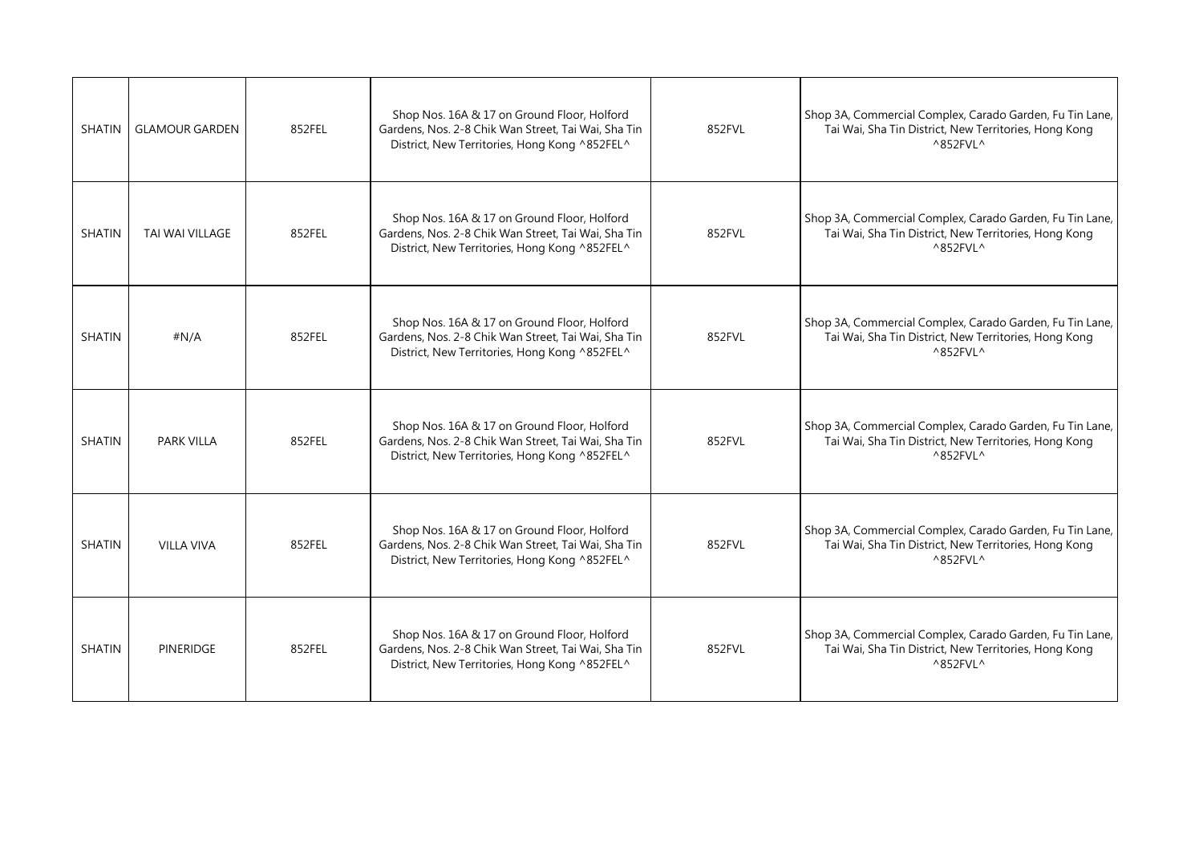| SHATIN | GLAMOUR GARDEN | 852FEL | Shop Nos. 16A & 17 on Ground Floor, Holford Gardens, Nos. 2-8 Chik Wan Street, Tai Wai, Sha Tin District, New Territories, Hong Kong ^852FEL^ | 852FVL | Shop 3A, Commercial Complex, Carado Garden, Fu Tin Lane, Tai Wai, Sha Tin District, New Territories, Hong Kong ^852FVL^ |
|---|---|---|---|---|---|
| SHATIN | TAI WAI VILLAGE | 852FEL | Shop Nos. 16A & 17 on Ground Floor, Holford Gardens, Nos. 2-8 Chik Wan Street, Tai Wai, Sha Tin District, New Territories, Hong Kong ^852FEL^ | 852FVL | Shop 3A, Commercial Complex, Carado Garden, Fu Tin Lane, Tai Wai, Sha Tin District, New Territories, Hong Kong ^852FVL^ |
| SHATIN | #N/A | 852FEL | Shop Nos. 16A & 17 on Ground Floor, Holford Gardens, Nos. 2-8 Chik Wan Street, Tai Wai, Sha Tin District, New Territories, Hong Kong ^852FEL^ | 852FVL | Shop 3A, Commercial Complex, Carado Garden, Fu Tin Lane, Tai Wai, Sha Tin District, New Territories, Hong Kong ^852FVL^ |
| SHATIN | PARK VILLA | 852FEL | Shop Nos. 16A & 17 on Ground Floor, Holford Gardens, Nos. 2-8 Chik Wan Street, Tai Wai, Sha Tin District, New Territories, Hong Kong ^852FEL^ | 852FVL | Shop 3A, Commercial Complex, Carado Garden, Fu Tin Lane, Tai Wai, Sha Tin District, New Territories, Hong Kong ^852FVL^ |
| SHATIN | VILLA VIVA | 852FEL | Shop Nos. 16A & 17 on Ground Floor, Holford Gardens, Nos. 2-8 Chik Wan Street, Tai Wai, Sha Tin District, New Territories, Hong Kong ^852FEL^ | 852FVL | Shop 3A, Commercial Complex, Carado Garden, Fu Tin Lane, Tai Wai, Sha Tin District, New Territories, Hong Kong ^852FVL^ |
| SHATIN | PINERIDGE | 852FEL | Shop Nos. 16A & 17 on Ground Floor, Holford Gardens, Nos. 2-8 Chik Wan Street, Tai Wai, Sha Tin District, New Territories, Hong Kong ^852FEL^ | 852FVL | Shop 3A, Commercial Complex, Carado Garden, Fu Tin Lane, Tai Wai, Sha Tin District, New Territories, Hong Kong ^852FVL^ |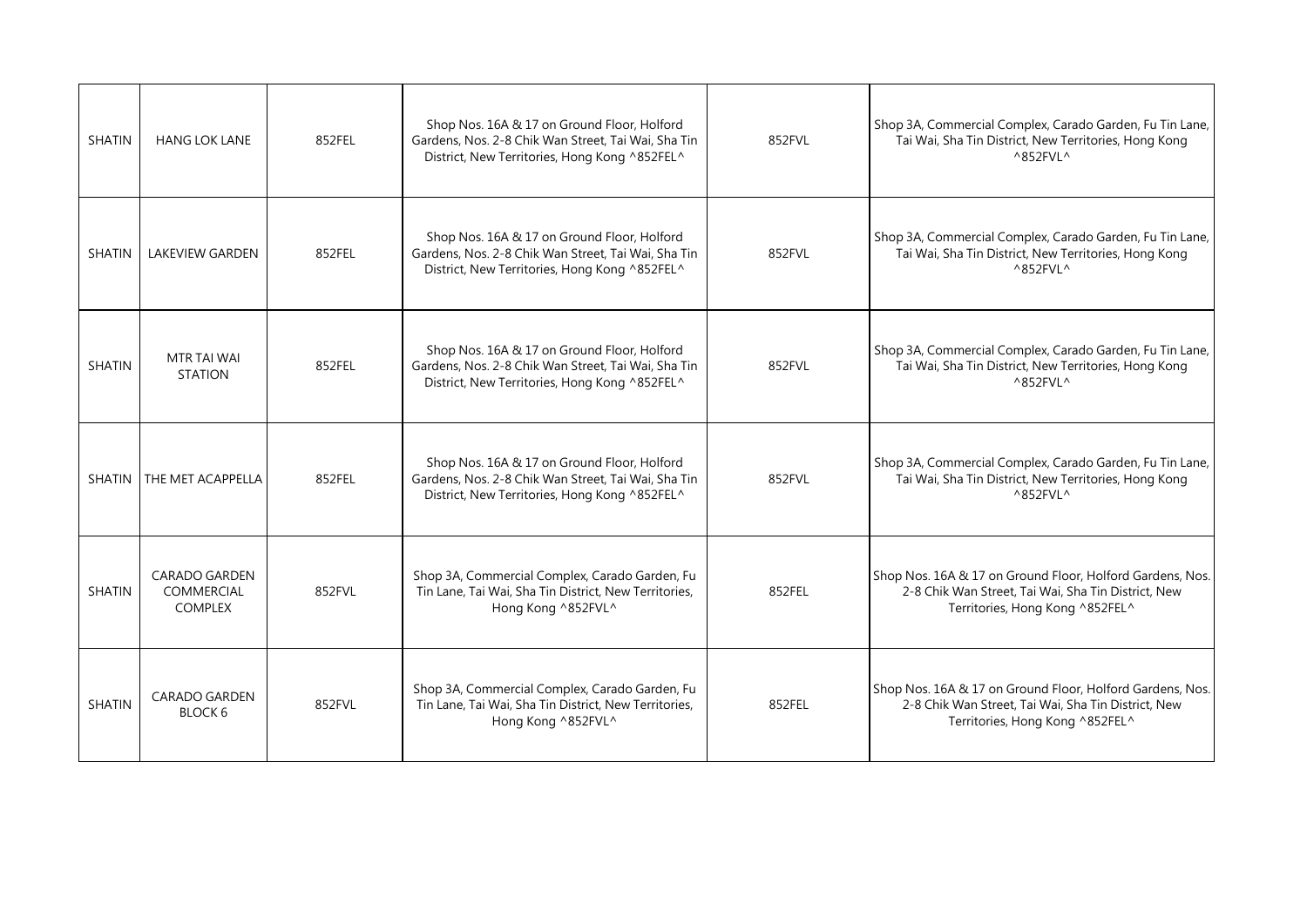| SHATIN | HANG LOK LANE | 852FEL | Shop Nos. 16A & 17 on Ground Floor, Holford Gardens, Nos. 2-8 Chik Wan Street, Tai Wai, Sha Tin District, New Territories, Hong Kong ^852FEL^ | 852FVL | Shop 3A, Commercial Complex, Carado Garden, Fu Tin Lane, Tai Wai, Sha Tin District, New Territories, Hong Kong ^852FVL^ |
|---|---|---|---|---|---|
| SHATIN | LAKEVIEW GARDEN | 852FEL | Shop Nos. 16A & 17 on Ground Floor, Holford Gardens, Nos. 2-8 Chik Wan Street, Tai Wai, Sha Tin District, New Territories, Hong Kong ^852FEL^ | 852FVL | Shop 3A, Commercial Complex, Carado Garden, Fu Tin Lane, Tai Wai, Sha Tin District, New Territories, Hong Kong ^852FVL^ |
| SHATIN | MTR TAI WAI STATION | 852FEL | Shop Nos. 16A & 17 on Ground Floor, Holford Gardens, Nos. 2-8 Chik Wan Street, Tai Wai, Sha Tin District, New Territories, Hong Kong ^852FEL^ | 852FVL | Shop 3A, Commercial Complex, Carado Garden, Fu Tin Lane, Tai Wai, Sha Tin District, New Territories, Hong Kong ^852FVL^ |
| SHATIN | THE MET ACAPPELLA | 852FEL | Shop Nos. 16A & 17 on Ground Floor, Holford Gardens, Nos. 2-8 Chik Wan Street, Tai Wai, Sha Tin District, New Territories, Hong Kong ^852FEL^ | 852FVL | Shop 3A, Commercial Complex, Carado Garden, Fu Tin Lane, Tai Wai, Sha Tin District, New Territories, Hong Kong ^852FVL^ |
| SHATIN | CARADO GARDEN COMMERCIAL COMPLEX | 852FVL | Shop 3A, Commercial Complex, Carado Garden, Fu Tin Lane, Tai Wai, Sha Tin District, New Territories, Hong Kong ^852FVL^ | 852FEL | Shop Nos. 16A & 17 on Ground Floor, Holford Gardens, Nos. 2-8 Chik Wan Street, Tai Wai, Sha Tin District, New Territories, Hong Kong ^852FEL^ |
| SHATIN | CARADO GARDEN BLOCK 6 | 852FVL | Shop 3A, Commercial Complex, Carado Garden, Fu Tin Lane, Tai Wai, Sha Tin District, New Territories, Hong Kong ^852FVL^ | 852FEL | Shop Nos. 16A & 17 on Ground Floor, Holford Gardens, Nos. 2-8 Chik Wan Street, Tai Wai, Sha Tin District, New Territories, Hong Kong ^852FEL^ |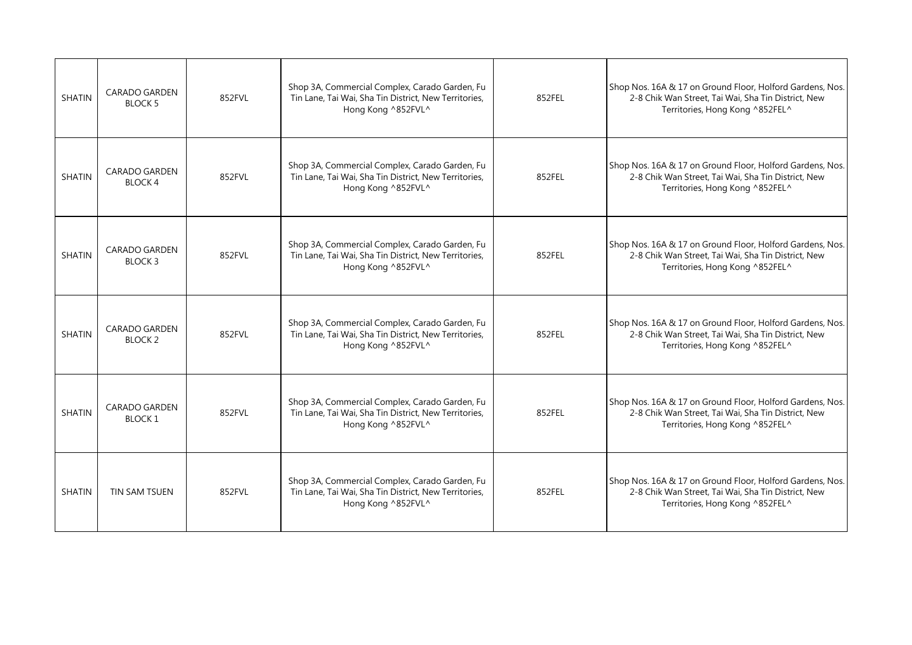| | | | | | |
|---|---|---|---|---|---|
| SHATIN | CARADO GARDEN BLOCK 5 | 852FVL | Shop 3A, Commercial Complex, Carado Garden, Fu Tin Lane, Tai Wai, Sha Tin District, New Territories, Hong Kong ^852FVL^ | 852FEL | Shop Nos. 16A & 17 on Ground Floor, Holford Gardens, Nos. 2-8 Chik Wan Street, Tai Wai, Sha Tin District, New Territories, Hong Kong ^852FEL^ |
| SHATIN | CARADO GARDEN BLOCK 4 | 852FVL | Shop 3A, Commercial Complex, Carado Garden, Fu Tin Lane, Tai Wai, Sha Tin District, New Territories, Hong Kong ^852FVL^ | 852FEL | Shop Nos. 16A & 17 on Ground Floor, Holford Gardens, Nos. 2-8 Chik Wan Street, Tai Wai, Sha Tin District, New Territories, Hong Kong ^852FEL^ |
| SHATIN | CARADO GARDEN BLOCK 3 | 852FVL | Shop 3A, Commercial Complex, Carado Garden, Fu Tin Lane, Tai Wai, Sha Tin District, New Territories, Hong Kong ^852FVL^ | 852FEL | Shop Nos. 16A & 17 on Ground Floor, Holford Gardens, Nos. 2-8 Chik Wan Street, Tai Wai, Sha Tin District, New Territories, Hong Kong ^852FEL^ |
| SHATIN | CARADO GARDEN BLOCK 2 | 852FVL | Shop 3A, Commercial Complex, Carado Garden, Fu Tin Lane, Tai Wai, Sha Tin District, New Territories, Hong Kong ^852FVL^ | 852FEL | Shop Nos. 16A & 17 on Ground Floor, Holford Gardens, Nos. 2-8 Chik Wan Street, Tai Wai, Sha Tin District, New Territories, Hong Kong ^852FEL^ |
| SHATIN | CARADO GARDEN BLOCK 1 | 852FVL | Shop 3A, Commercial Complex, Carado Garden, Fu Tin Lane, Tai Wai, Sha Tin District, New Territories, Hong Kong ^852FVL^ | 852FEL | Shop Nos. 16A & 17 on Ground Floor, Holford Gardens, Nos. 2-8 Chik Wan Street, Tai Wai, Sha Tin District, New Territories, Hong Kong ^852FEL^ |
| SHATIN | TIN SAM TSUEN | 852FVL | Shop 3A, Commercial Complex, Carado Garden, Fu Tin Lane, Tai Wai, Sha Tin District, New Territories, Hong Kong ^852FVL^ | 852FEL | Shop Nos. 16A & 17 on Ground Floor, Holford Gardens, Nos. 2-8 Chik Wan Street, Tai Wai, Sha Tin District, New Territories, Hong Kong ^852FEL^ |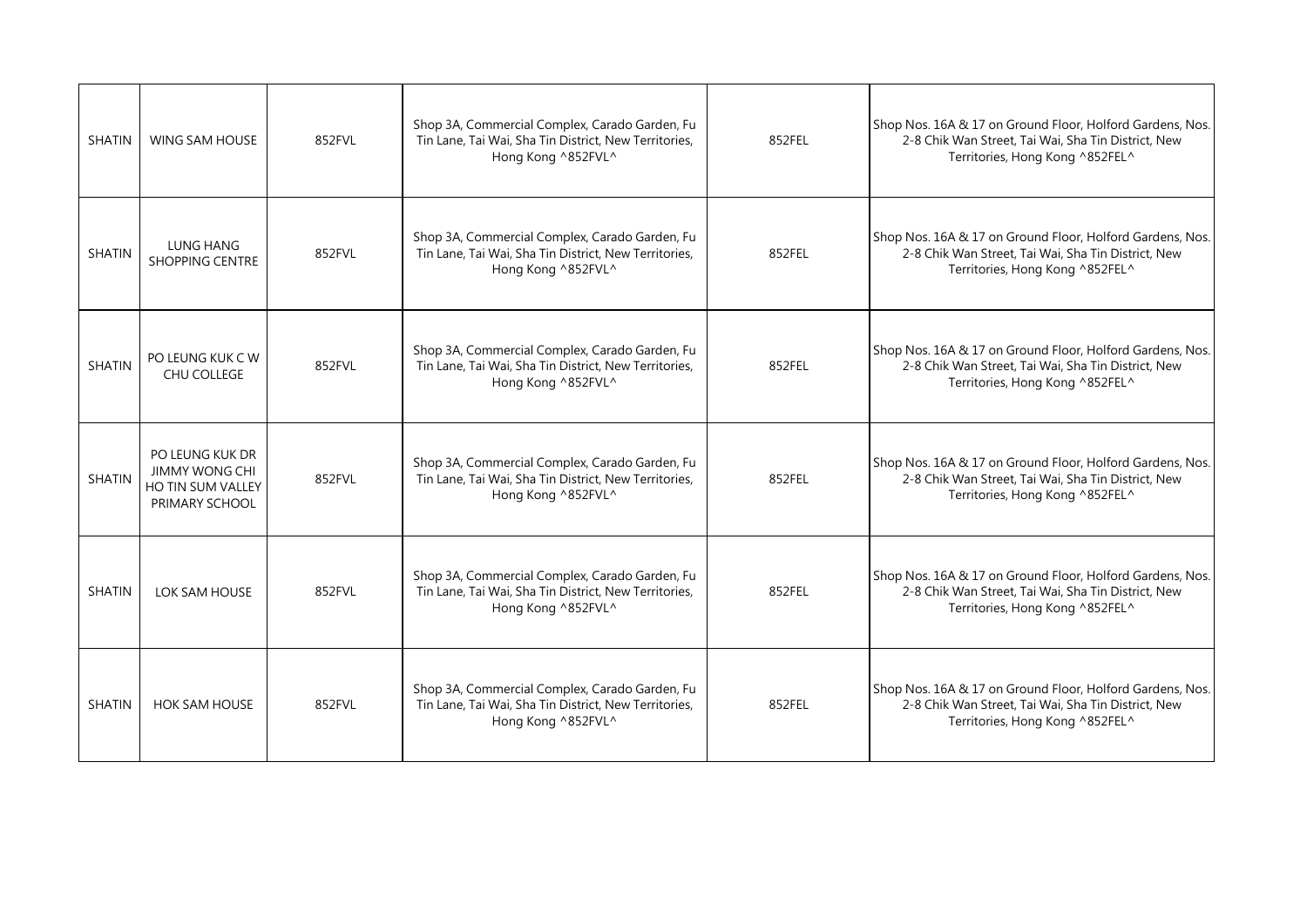| SHATIN | WING SAM HOUSE | 852FVL | Shop 3A, Commercial Complex, Carado Garden, Fu Tin Lane, Tai Wai, Sha Tin District, New Territories, Hong Kong ^852FVL^ | 852FEL | Shop Nos. 16A & 17 on Ground Floor, Holford Gardens, Nos. 2-8 Chik Wan Street, Tai Wai, Sha Tin District, New Territories, Hong Kong ^852FEL^ |
|---|---|---|---|---|---|
| SHATIN | LUNG HANG SHOPPING CENTRE | 852FVL | Shop 3A, Commercial Complex, Carado Garden, Fu Tin Lane, Tai Wai, Sha Tin District, New Territories, Hong Kong ^852FVL^ | 852FEL | Shop Nos. 16A & 17 on Ground Floor, Holford Gardens, Nos. 2-8 Chik Wan Street, Tai Wai, Sha Tin District, New Territories, Hong Kong ^852FEL^ |
| SHATIN | PO LEUNG KUK C W CHU COLLEGE | 852FVL | Shop 3A, Commercial Complex, Carado Garden, Fu Tin Lane, Tai Wai, Sha Tin District, New Territories, Hong Kong ^852FVL^ | 852FEL | Shop Nos. 16A & 17 on Ground Floor, Holford Gardens, Nos. 2-8 Chik Wan Street, Tai Wai, Sha Tin District, New Territories, Hong Kong ^852FEL^ |
| SHATIN | PO LEUNG KUK DR JIMMY WONG CHI HO TIN SUM VALLEY PRIMARY SCHOOL | 852FVL | Shop 3A, Commercial Complex, Carado Garden, Fu Tin Lane, Tai Wai, Sha Tin District, New Territories, Hong Kong ^852FVL^ | 852FEL | Shop Nos. 16A & 17 on Ground Floor, Holford Gardens, Nos. 2-8 Chik Wan Street, Tai Wai, Sha Tin District, New Territories, Hong Kong ^852FEL^ |
| SHATIN | LOK SAM HOUSE | 852FVL | Shop 3A, Commercial Complex, Carado Garden, Fu Tin Lane, Tai Wai, Sha Tin District, New Territories, Hong Kong ^852FVL^ | 852FEL | Shop Nos. 16A & 17 on Ground Floor, Holford Gardens, Nos. 2-8 Chik Wan Street, Tai Wai, Sha Tin District, New Territories, Hong Kong ^852FEL^ |
| SHATIN | HOK SAM HOUSE | 852FVL | Shop 3A, Commercial Complex, Carado Garden, Fu Tin Lane, Tai Wai, Sha Tin District, New Territories, Hong Kong ^852FVL^ | 852FEL | Shop Nos. 16A & 17 on Ground Floor, Holford Gardens, Nos. 2-8 Chik Wan Street, Tai Wai, Sha Tin District, New Territories, Hong Kong ^852FEL^ |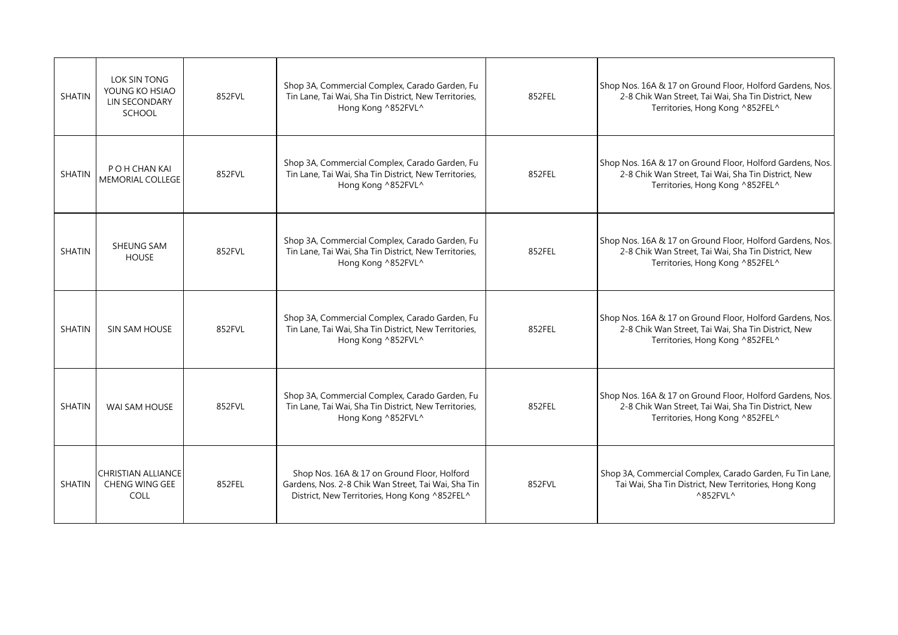| SHATIN | LOK SIN TONG YOUNG KO HSIAO LIN SECONDARY SCHOOL | 852FVL | Shop 3A, Commercial Complex, Carado Garden, Fu Tin Lane, Tai Wai, Sha Tin District, New Territories, Hong Kong ^852FVL^ | 852FEL | Shop Nos. 16A & 17 on Ground Floor, Holford Gardens, Nos. 2-8 Chik Wan Street, Tai Wai, Sha Tin District, New Territories, Hong Kong ^852FEL^ |
|---|---|---|---|---|---|
| SHATIN | P O H CHAN KAI MEMORIAL COLLEGE | 852FVL | Shop 3A, Commercial Complex, Carado Garden, Fu Tin Lane, Tai Wai, Sha Tin District, New Territories, Hong Kong ^852FVL^ | 852FEL | Shop Nos. 16A & 17 on Ground Floor, Holford Gardens, Nos. 2-8 Chik Wan Street, Tai Wai, Sha Tin District, New Territories, Hong Kong ^852FEL^ |
| SHATIN | SHEUNG SAM HOUSE | 852FVL | Shop 3A, Commercial Complex, Carado Garden, Fu Tin Lane, Tai Wai, Sha Tin District, New Territories, Hong Kong ^852FVL^ | 852FEL | Shop Nos. 16A & 17 on Ground Floor, Holford Gardens, Nos. 2-8 Chik Wan Street, Tai Wai, Sha Tin District, New Territories, Hong Kong ^852FEL^ |
| SHATIN | SIN SAM HOUSE | 852FVL | Shop 3A, Commercial Complex, Carado Garden, Fu Tin Lane, Tai Wai, Sha Tin District, New Territories, Hong Kong ^852FVL^ | 852FEL | Shop Nos. 16A & 17 on Ground Floor, Holford Gardens, Nos. 2-8 Chik Wan Street, Tai Wai, Sha Tin District, New Territories, Hong Kong ^852FEL^ |
| SHATIN | WAI SAM HOUSE | 852FVL | Shop 3A, Commercial Complex, Carado Garden, Fu Tin Lane, Tai Wai, Sha Tin District, New Territories, Hong Kong ^852FVL^ | 852FEL | Shop Nos. 16A & 17 on Ground Floor, Holford Gardens, Nos. 2-8 Chik Wan Street, Tai Wai, Sha Tin District, New Territories, Hong Kong ^852FEL^ |
| SHATIN | CHRISTIAN ALLIANCE CHENG WING GEE COLL | 852FEL | Shop Nos. 16A & 17 on Ground Floor, Holford Gardens, Nos. 2-8 Chik Wan Street, Tai Wai, Sha Tin District, New Territories, Hong Kong ^852FEL^ | 852FVL | Shop 3A, Commercial Complex, Carado Garden, Fu Tin Lane, Tai Wai, Sha Tin District, New Territories, Hong Kong ^852FVL^ |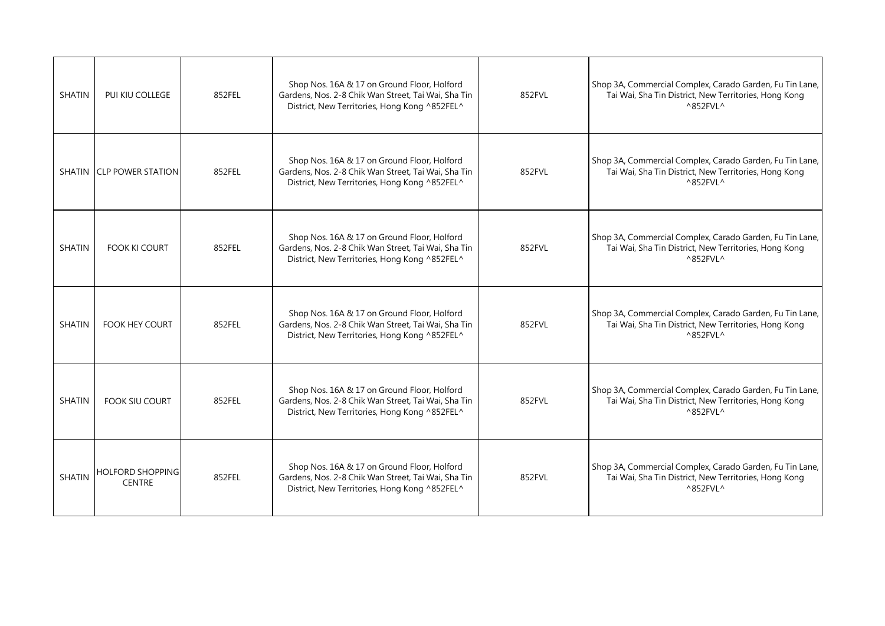| SHATIN | PUI KIU COLLEGE | 852FEL | Shop Nos. 16A & 17 on Ground Floor, Holford Gardens, Nos. 2-8 Chik Wan Street, Tai Wai, Sha Tin District, New Territories, Hong Kong ^852FEL^ | 852FVL | Shop 3A, Commercial Complex, Carado Garden, Fu Tin Lane, Tai Wai, Sha Tin District, New Territories, Hong Kong ^852FVL^ |
|---|---|---|---|---|---|
| SHATIN | CLP POWER STATION | 852FEL | Shop Nos. 16A & 17 on Ground Floor, Holford Gardens, Nos. 2-8 Chik Wan Street, Tai Wai, Sha Tin District, New Territories, Hong Kong ^852FEL^ | 852FVL | Shop 3A, Commercial Complex, Carado Garden, Fu Tin Lane, Tai Wai, Sha Tin District, New Territories, Hong Kong ^852FVL^ |
| SHATIN | FOOK KI COURT | 852FEL | Shop Nos. 16A & 17 on Ground Floor, Holford Gardens, Nos. 2-8 Chik Wan Street, Tai Wai, Sha Tin District, New Territories, Hong Kong ^852FEL^ | 852FVL | Shop 3A, Commercial Complex, Carado Garden, Fu Tin Lane, Tai Wai, Sha Tin District, New Territories, Hong Kong ^852FVL^ |
| SHATIN | FOOK HEY COURT | 852FEL | Shop Nos. 16A & 17 on Ground Floor, Holford Gardens, Nos. 2-8 Chik Wan Street, Tai Wai, Sha Tin District, New Territories, Hong Kong ^852FEL^ | 852FVL | Shop 3A, Commercial Complex, Carado Garden, Fu Tin Lane, Tai Wai, Sha Tin District, New Territories, Hong Kong ^852FVL^ |
| SHATIN | FOOK SIU COURT | 852FEL | Shop Nos. 16A & 17 on Ground Floor, Holford Gardens, Nos. 2-8 Chik Wan Street, Tai Wai, Sha Tin District, New Territories, Hong Kong ^852FEL^ | 852FVL | Shop 3A, Commercial Complex, Carado Garden, Fu Tin Lane, Tai Wai, Sha Tin District, New Territories, Hong Kong ^852FVL^ |
| SHATIN | HOLFORD SHOPPING CENTRE | 852FEL | Shop Nos. 16A & 17 on Ground Floor, Holford Gardens, Nos. 2-8 Chik Wan Street, Tai Wai, Sha Tin District, New Territories, Hong Kong ^852FEL^ | 852FVL | Shop 3A, Commercial Complex, Carado Garden, Fu Tin Lane, Tai Wai, Sha Tin District, New Territories, Hong Kong ^852FVL^ |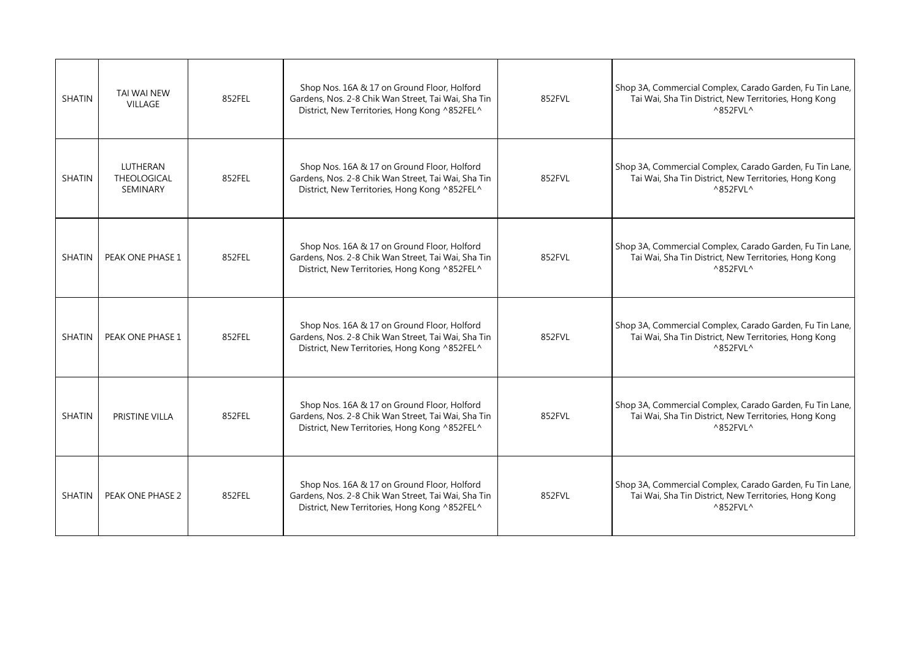| SHATIN | TAI WAI NEW VILLAGE | 852FEL | Shop Nos. 16A & 17 on Ground Floor, Holford Gardens, Nos. 2-8 Chik Wan Street, Tai Wai, Sha Tin District, New Territories, Hong Kong ^852FEL^ | 852FVL | Shop 3A, Commercial Complex, Carado Garden, Fu Tin Lane, Tai Wai, Sha Tin District, New Territories, Hong Kong ^852FVL^ |
|---|---|---|---|---|---|
| SHATIN | LUTHERAN THEOLOGICAL SEMINARY | 852FEL | Shop Nos. 16A & 17 on Ground Floor, Holford Gardens, Nos. 2-8 Chik Wan Street, Tai Wai, Sha Tin District, New Territories, Hong Kong ^852FEL^ | 852FVL | Shop 3A, Commercial Complex, Carado Garden, Fu Tin Lane, Tai Wai, Sha Tin District, New Territories, Hong Kong ^852FVL^ |
| SHATIN | PEAK ONE PHASE 1 | 852FEL | Shop Nos. 16A & 17 on Ground Floor, Holford Gardens, Nos. 2-8 Chik Wan Street, Tai Wai, Sha Tin District, New Territories, Hong Kong ^852FEL^ | 852FVL | Shop 3A, Commercial Complex, Carado Garden, Fu Tin Lane, Tai Wai, Sha Tin District, New Territories, Hong Kong ^852FVL^ |
| SHATIN | PEAK ONE PHASE 1 | 852FEL | Shop Nos. 16A & 17 on Ground Floor, Holford Gardens, Nos. 2-8 Chik Wan Street, Tai Wai, Sha Tin District, New Territories, Hong Kong ^852FEL^ | 852FVL | Shop 3A, Commercial Complex, Carado Garden, Fu Tin Lane, Tai Wai, Sha Tin District, New Territories, Hong Kong ^852FVL^ |
| SHATIN | PRISTINE VILLA | 852FEL | Shop Nos. 16A & 17 on Ground Floor, Holford Gardens, Nos. 2-8 Chik Wan Street, Tai Wai, Sha Tin District, New Territories, Hong Kong ^852FEL^ | 852FVL | Shop 3A, Commercial Complex, Carado Garden, Fu Tin Lane, Tai Wai, Sha Tin District, New Territories, Hong Kong ^852FVL^ |
| SHATIN | PEAK ONE PHASE 2 | 852FEL | Shop Nos. 16A & 17 on Ground Floor, Holford Gardens, Nos. 2-8 Chik Wan Street, Tai Wai, Sha Tin District, New Territories, Hong Kong ^852FEL^ | 852FVL | Shop 3A, Commercial Complex, Carado Garden, Fu Tin Lane, Tai Wai, Sha Tin District, New Territories, Hong Kong ^852FVL^ |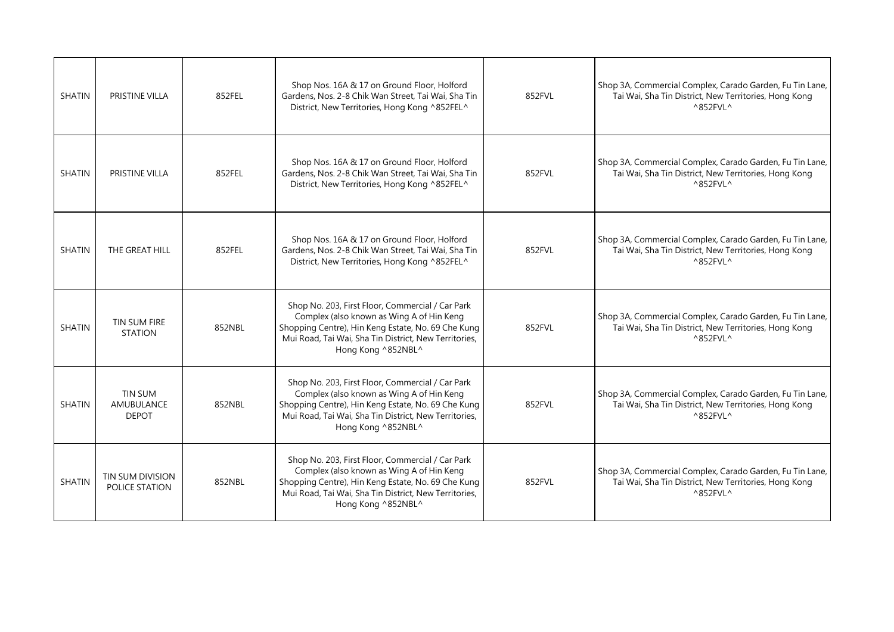| SHATIN | PRISTINE VILLA | 852FEL | Shop Nos. 16A & 17 on Ground Floor, Holford Gardens, Nos. 2-8 Chik Wan Street, Tai Wai, Sha Tin District, New Territories, Hong Kong ^852FEL^ | 852FVL | Shop 3A, Commercial Complex, Carado Garden, Fu Tin Lane, Tai Wai, Sha Tin District, New Territories, Hong Kong ^852FVL^ |
|---|---|---|---|---|---|
| SHATIN | PRISTINE VILLA | 852FEL | Shop Nos. 16A & 17 on Ground Floor, Holford Gardens, Nos. 2-8 Chik Wan Street, Tai Wai, Sha Tin District, New Territories, Hong Kong ^852FEL^ | 852FVL | Shop 3A, Commercial Complex, Carado Garden, Fu Tin Lane, Tai Wai, Sha Tin District, New Territories, Hong Kong ^852FVL^ |
| SHATIN | THE GREAT HILL | 852FEL | Shop Nos. 16A & 17 on Ground Floor, Holford Gardens, Nos. 2-8 Chik Wan Street, Tai Wai, Sha Tin District, New Territories, Hong Kong ^852FEL^ | 852FVL | Shop 3A, Commercial Complex, Carado Garden, Fu Tin Lane, Tai Wai, Sha Tin District, New Territories, Hong Kong ^852FVL^ |
| SHATIN | TIN SUM FIRE STATION | 852NBL | Shop No. 203, First Floor, Commercial / Car Park Complex (also known as Wing A of Hin Keng Shopping Centre), Hin Keng Estate, No. 69 Che Kung Mui Road, Tai Wai, Sha Tin District, New Territories, Hong Kong ^852NBL^ | 852FVL | Shop 3A, Commercial Complex, Carado Garden, Fu Tin Lane, Tai Wai, Sha Tin District, New Territories, Hong Kong ^852FVL^ |
| SHATIN | TIN SUM AMUBULANCE DEPOT | 852NBL | Shop No. 203, First Floor, Commercial / Car Park Complex (also known as Wing A of Hin Keng Shopping Centre), Hin Keng Estate, No. 69 Che Kung Mui Road, Tai Wai, Sha Tin District, New Territories, Hong Kong ^852NBL^ | 852FVL | Shop 3A, Commercial Complex, Carado Garden, Fu Tin Lane, Tai Wai, Sha Tin District, New Territories, Hong Kong ^852FVL^ |
| SHATIN | TIN SUM DIVISION POLICE STATION | 852NBL | Shop No. 203, First Floor, Commercial / Car Park Complex (also known as Wing A of Hin Keng Shopping Centre), Hin Keng Estate, No. 69 Che Kung Mui Road, Tai Wai, Sha Tin District, New Territories, Hong Kong ^852NBL^ | 852FVL | Shop 3A, Commercial Complex, Carado Garden, Fu Tin Lane, Tai Wai, Sha Tin District, New Territories, Hong Kong ^852FVL^ |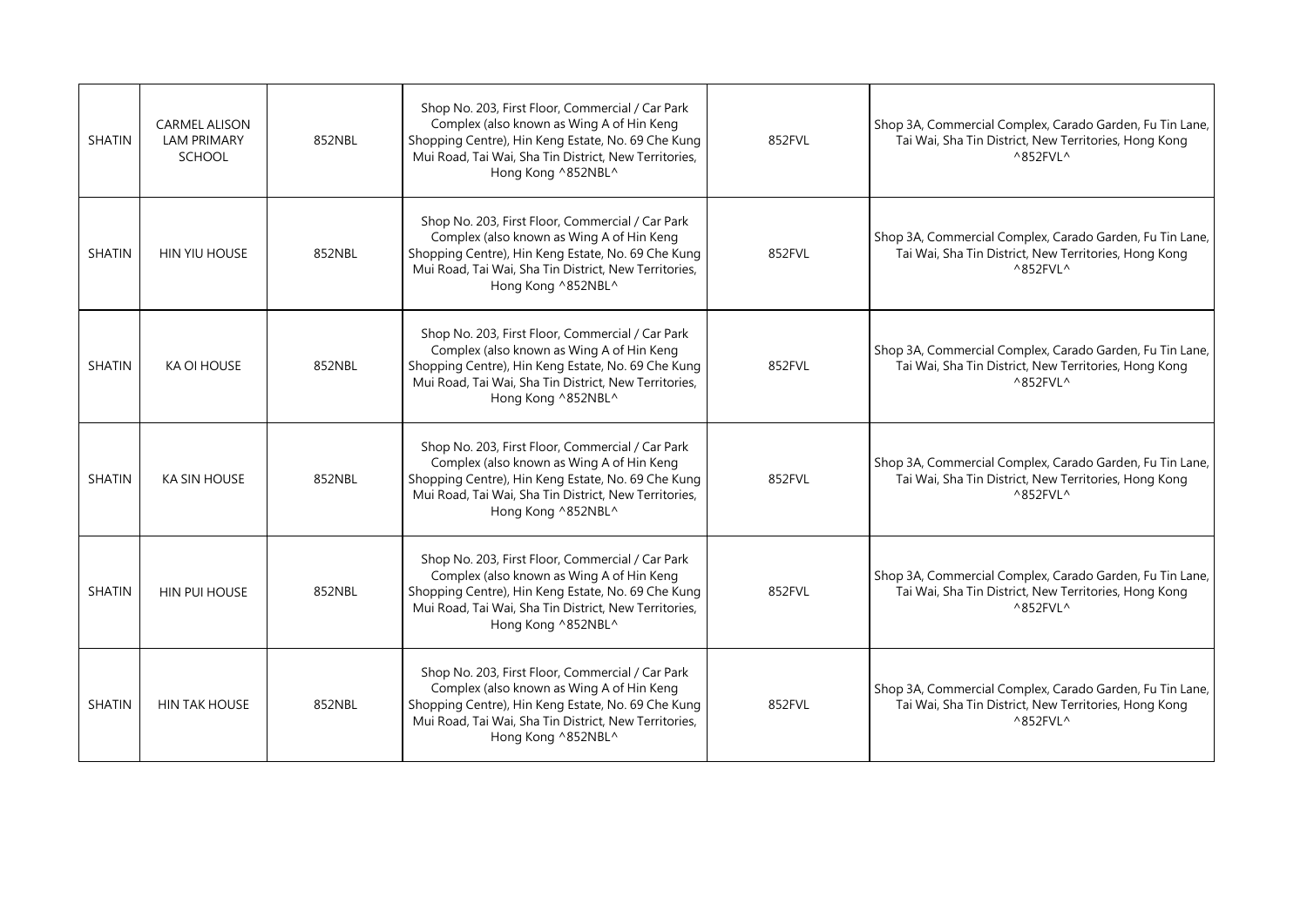| SHATIN | CARMEL ALISON LAM PRIMARY SCHOOL | 852NBL | Shop No. 203, First Floor, Commercial / Car Park Complex (also known as Wing A of Hin Keng Shopping Centre), Hin Keng Estate, No. 69 Che Kung Mui Road, Tai Wai, Sha Tin District, New Territories, Hong Kong ^852NBL^ | 852FVL | Shop 3A, Commercial Complex, Carado Garden, Fu Tin Lane, Tai Wai, Sha Tin District, New Territories, Hong Kong ^852FVL^ |
|---|---|---|---|---|---|
| SHATIN | HIN YIU HOUSE | 852NBL | Shop No. 203, First Floor, Commercial / Car Park Complex (also known as Wing A of Hin Keng Shopping Centre), Hin Keng Estate, No. 69 Che Kung Mui Road, Tai Wai, Sha Tin District, New Territories, Hong Kong ^852NBL^ | 852FVL | Shop 3A, Commercial Complex, Carado Garden, Fu Tin Lane, Tai Wai, Sha Tin District, New Territories, Hong Kong ^852FVL^ |
| SHATIN | KA OI HOUSE | 852NBL | Shop No. 203, First Floor, Commercial / Car Park Complex (also known as Wing A of Hin Keng Shopping Centre), Hin Keng Estate, No. 69 Che Kung Mui Road, Tai Wai, Sha Tin District, New Territories, Hong Kong ^852NBL^ | 852FVL | Shop 3A, Commercial Complex, Carado Garden, Fu Tin Lane, Tai Wai, Sha Tin District, New Territories, Hong Kong ^852FVL^ |
| SHATIN | KA SIN HOUSE | 852NBL | Shop No. 203, First Floor, Commercial / Car Park Complex (also known as Wing A of Hin Keng Shopping Centre), Hin Keng Estate, No. 69 Che Kung Mui Road, Tai Wai, Sha Tin District, New Territories, Hong Kong ^852NBL^ | 852FVL | Shop 3A, Commercial Complex, Carado Garden, Fu Tin Lane, Tai Wai, Sha Tin District, New Territories, Hong Kong ^852FVL^ |
| SHATIN | HIN PUI HOUSE | 852NBL | Shop No. 203, First Floor, Commercial / Car Park Complex (also known as Wing A of Hin Keng Shopping Centre), Hin Keng Estate, No. 69 Che Kung Mui Road, Tai Wai, Sha Tin District, New Territories, Hong Kong ^852NBL^ | 852FVL | Shop 3A, Commercial Complex, Carado Garden, Fu Tin Lane, Tai Wai, Sha Tin District, New Territories, Hong Kong ^852FVL^ |
| SHATIN | HIN TAK HOUSE | 852NBL | Shop No. 203, First Floor, Commercial / Car Park Complex (also known as Wing A of Hin Keng Shopping Centre), Hin Keng Estate, No. 69 Che Kung Mui Road, Tai Wai, Sha Tin District, New Territories, Hong Kong ^852NBL^ | 852FVL | Shop 3A, Commercial Complex, Carado Garden, Fu Tin Lane, Tai Wai, Sha Tin District, New Territories, Hong Kong ^852FVL^ |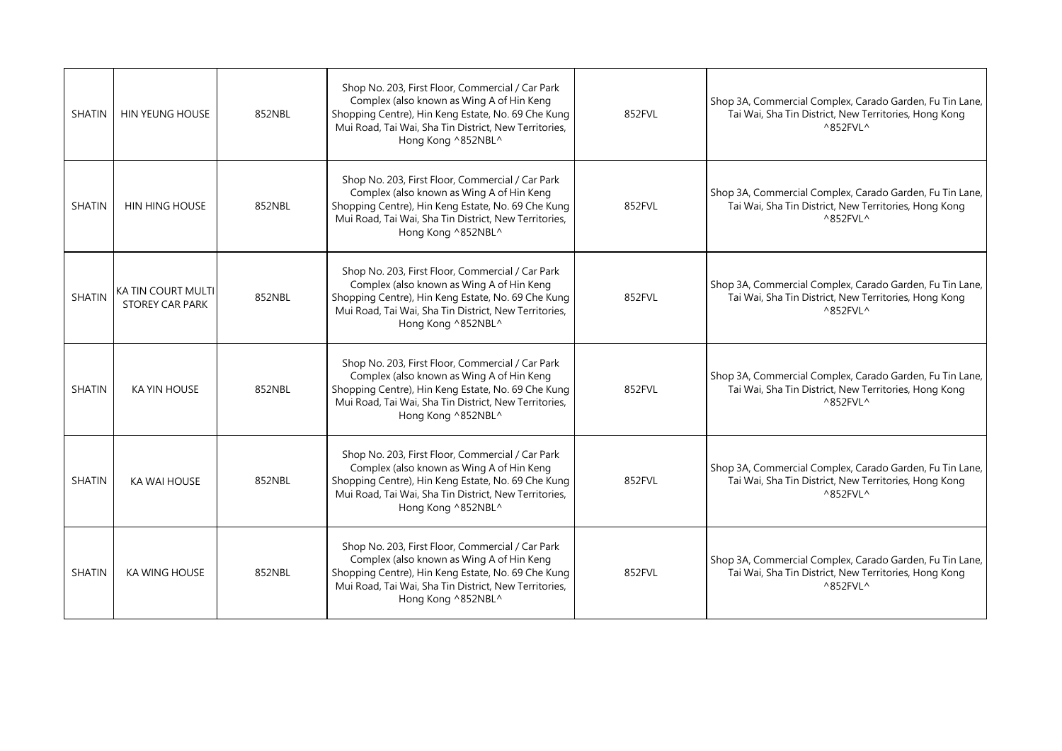| SHATIN | HIN YEUNG HOUSE | 852NBL | Shop No. 203, First Floor, Commercial / Car Park Complex (also known as Wing A of Hin Keng Shopping Centre), Hin Keng Estate, No. 69 Che Kung Mui Road, Tai Wai, Sha Tin District, New Territories, Hong Kong ^852NBL^ | 852FVL | Shop 3A, Commercial Complex, Carado Garden, Fu Tin Lane, Tai Wai, Sha Tin District, New Territories, Hong Kong ^852FVL^ |
|---|---|---|---|---|---|
| SHATIN | HIN HING HOUSE | 852NBL | Shop No. 203, First Floor, Commercial / Car Park Complex (also known as Wing A of Hin Keng Shopping Centre), Hin Keng Estate, No. 69 Che Kung Mui Road, Tai Wai, Sha Tin District, New Territories, Hong Kong ^852NBL^ | 852FVL | Shop 3A, Commercial Complex, Carado Garden, Fu Tin Lane, Tai Wai, Sha Tin District, New Territories, Hong Kong ^852FVL^ |
| SHATIN | KA TIN COURT MULTI STOREY CAR PARK | 852NBL | Shop No. 203, First Floor, Commercial / Car Park Complex (also known as Wing A of Hin Keng Shopping Centre), Hin Keng Estate, No. 69 Che Kung Mui Road, Tai Wai, Sha Tin District, New Territories, Hong Kong ^852NBL^ | 852FVL | Shop 3A, Commercial Complex, Carado Garden, Fu Tin Lane, Tai Wai, Sha Tin District, New Territories, Hong Kong ^852FVL^ |
| SHATIN | KA YIN HOUSE | 852NBL | Shop No. 203, First Floor, Commercial / Car Park Complex (also known as Wing A of Hin Keng Shopping Centre), Hin Keng Estate, No. 69 Che Kung Mui Road, Tai Wai, Sha Tin District, New Territories, Hong Kong ^852NBL^ | 852FVL | Shop 3A, Commercial Complex, Carado Garden, Fu Tin Lane, Tai Wai, Sha Tin District, New Territories, Hong Kong ^852FVL^ |
| SHATIN | KA WAI HOUSE | 852NBL | Shop No. 203, First Floor, Commercial / Car Park Complex (also known as Wing A of Hin Keng Shopping Centre), Hin Keng Estate, No. 69 Che Kung Mui Road, Tai Wai, Sha Tin District, New Territories, Hong Kong ^852NBL^ | 852FVL | Shop 3A, Commercial Complex, Carado Garden, Fu Tin Lane, Tai Wai, Sha Tin District, New Territories, Hong Kong ^852FVL^ |
| SHATIN | KA WING HOUSE | 852NBL | Shop No. 203, First Floor, Commercial / Car Park Complex (also known as Wing A of Hin Keng Shopping Centre), Hin Keng Estate, No. 69 Che Kung Mui Road, Tai Wai, Sha Tin District, New Territories, Hong Kong ^852NBL^ | 852FVL | Shop 3A, Commercial Complex, Carado Garden, Fu Tin Lane, Tai Wai, Sha Tin District, New Territories, Hong Kong ^852FVL^ |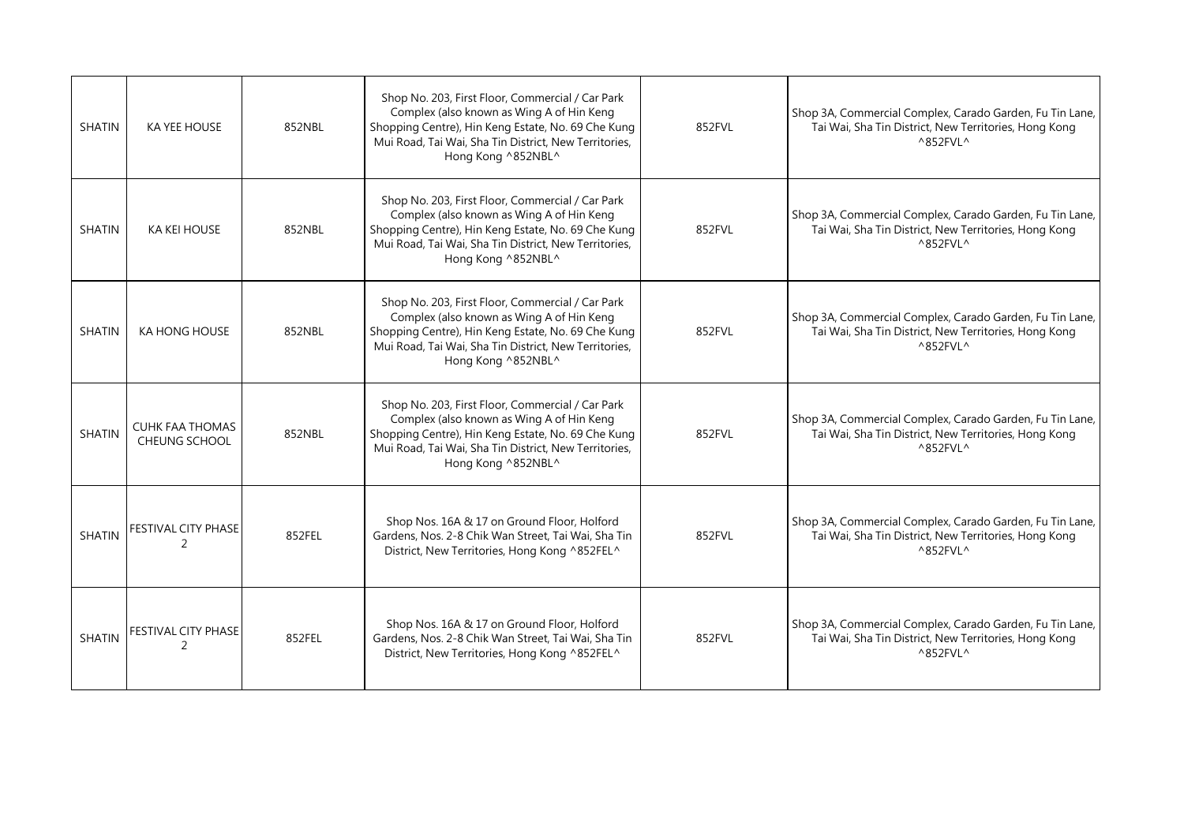| SHATIN | KA YEE HOUSE | 852NBL | Shop No. 203, First Floor, Commercial / Car Park Complex (also known as Wing A of Hin Keng Shopping Centre), Hin Keng Estate, No. 69 Che Kung Mui Road, Tai Wai, Sha Tin District, New Territories, Hong Kong ^852NBL^ | 852FVL | Shop 3A, Commercial Complex, Carado Garden, Fu Tin Lane, Tai Wai, Sha Tin District, New Territories, Hong Kong ^852FVL^ |
|---|---|---|---|---|---|
| SHATIN | KA KEI HOUSE | 852NBL | Shop No. 203, First Floor, Commercial / Car Park Complex (also known as Wing A of Hin Keng Shopping Centre), Hin Keng Estate, No. 69 Che Kung Mui Road, Tai Wai, Sha Tin District, New Territories, Hong Kong ^852NBL^ | 852FVL | Shop 3A, Commercial Complex, Carado Garden, Fu Tin Lane, Tai Wai, Sha Tin District, New Territories, Hong Kong ^852FVL^ |
| SHATIN | KA HONG HOUSE | 852NBL | Shop No. 203, First Floor, Commercial / Car Park Complex (also known as Wing A of Hin Keng Shopping Centre), Hin Keng Estate, No. 69 Che Kung Mui Road, Tai Wai, Sha Tin District, New Territories, Hong Kong ^852NBL^ | 852FVL | Shop 3A, Commercial Complex, Carado Garden, Fu Tin Lane, Tai Wai, Sha Tin District, New Territories, Hong Kong ^852FVL^ |
| SHATIN | CUHK FAA THOMAS CHEUNG SCHOOL | 852NBL | Shop No. 203, First Floor, Commercial / Car Park Complex (also known as Wing A of Hin Keng Shopping Centre), Hin Keng Estate, No. 69 Che Kung Mui Road, Tai Wai, Sha Tin District, New Territories, Hong Kong ^852NBL^ | 852FVL | Shop 3A, Commercial Complex, Carado Garden, Fu Tin Lane, Tai Wai, Sha Tin District, New Territories, Hong Kong ^852FVL^ |
| SHATIN | FESTIVAL CITY PHASE 2 | 852FEL | Shop Nos. 16A & 17 on Ground Floor, Holford Gardens, Nos. 2-8 Chik Wan Street, Tai Wai, Sha Tin District, New Territories, Hong Kong ^852FEL^ | 852FVL | Shop 3A, Commercial Complex, Carado Garden, Fu Tin Lane, Tai Wai, Sha Tin District, New Territories, Hong Kong ^852FVL^ |
| SHATIN | FESTIVAL CITY PHASE 2 | 852FEL | Shop Nos. 16A & 17 on Ground Floor, Holford Gardens, Nos. 2-8 Chik Wan Street, Tai Wai, Sha Tin District, New Territories, Hong Kong ^852FEL^ | 852FVL | Shop 3A, Commercial Complex, Carado Garden, Fu Tin Lane, Tai Wai, Sha Tin District, New Territories, Hong Kong ^852FVL^ |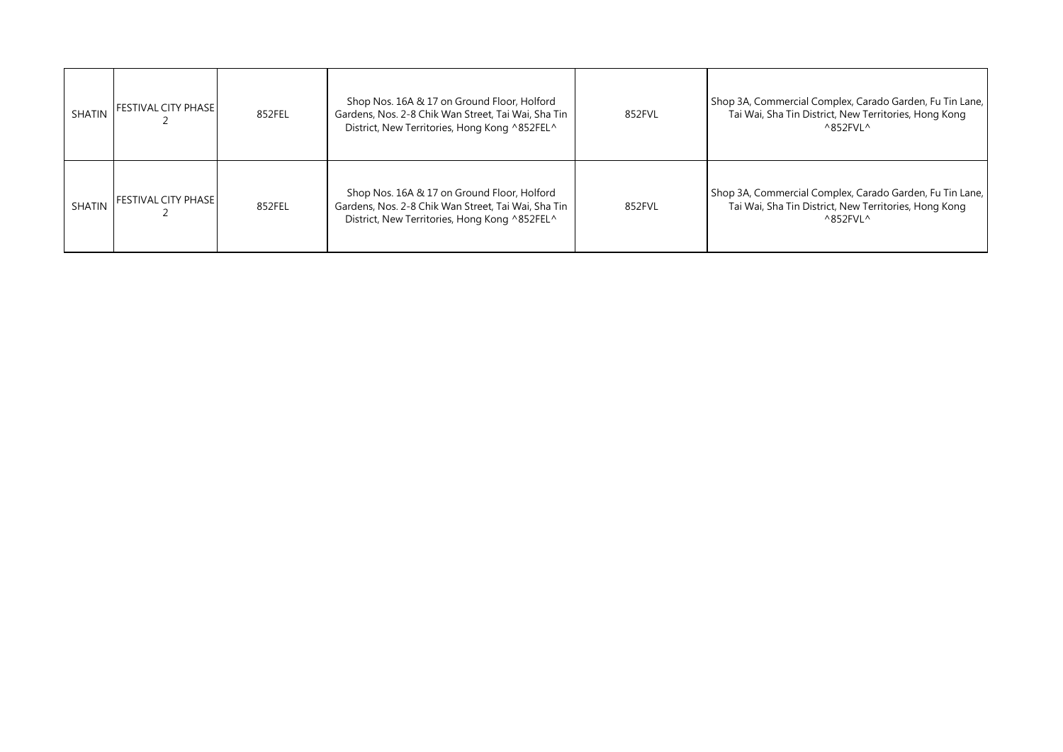| | | | | | |
|---|---|---|---|---|---|
| SHATIN | FESTIVAL CITY PHASE 2 | 852FEL | Shop Nos. 16A & 17 on Ground Floor, Holford Gardens, Nos. 2-8 Chik Wan Street, Tai Wai, Sha Tin District, New Territories, Hong Kong ^852FEL^ | 852FVL | Shop 3A, Commercial Complex, Carado Garden, Fu Tin Lane, Tai Wai, Sha Tin District, New Territories, Hong Kong ^852FVL^ |
| SHATIN | FESTIVAL CITY PHASE 2 | 852FEL | Shop Nos. 16A & 17 on Ground Floor, Holford Gardens, Nos. 2-8 Chik Wan Street, Tai Wai, Sha Tin District, New Territories, Hong Kong ^852FEL^ | 852FVL | Shop 3A, Commercial Complex, Carado Garden, Fu Tin Lane, Tai Wai, Sha Tin District, New Territories, Hong Kong ^852FVL^ |